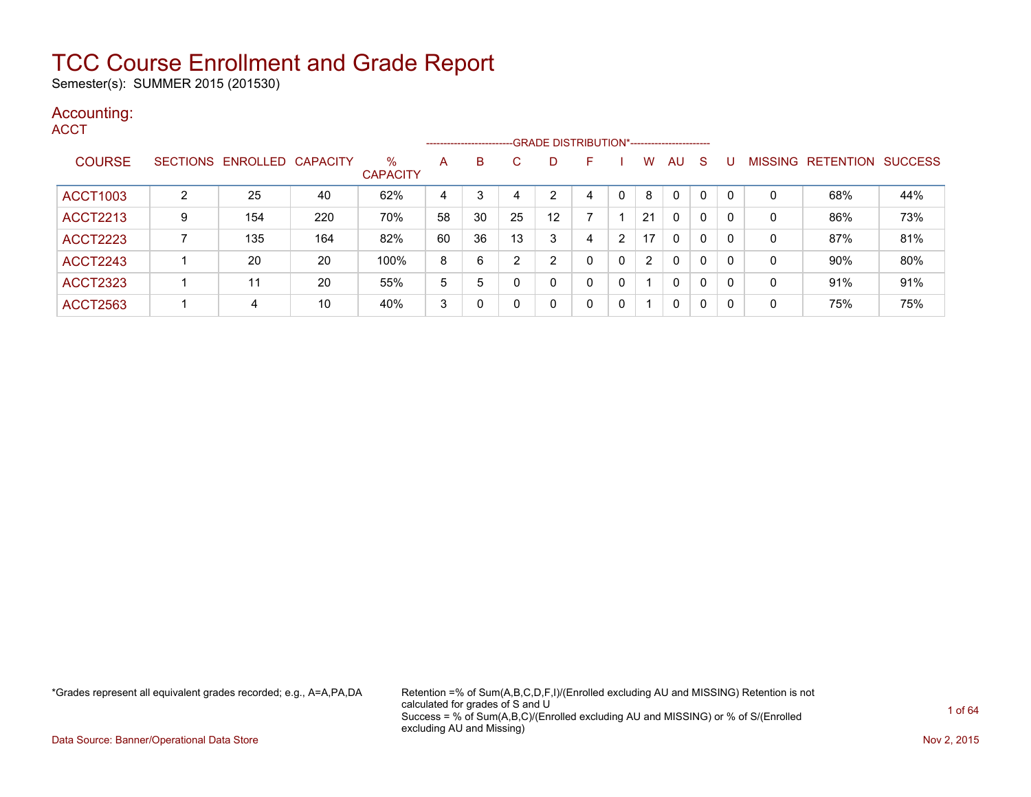# TCC Course Enrollment and Grade Report

Semester(s): SUMMER 2015 (201530)

## Accounting:

### ACCT

| COURSE | SECTIONS | ENROLLED | CAPACITY | % CAPACITY | GRADE DISTRIBUTION* A | B | C | D | F | I | W | AU | S | U | MISSING | RETENTION | SUCCESS |
|---|---|---|---|---|---|---|---|---|---|---|---|---|---|---|---|---|---|
| ACCT1003 | 2 | 25 | 40 | 62% | 4 | 3 | 4 | 2 | 4 | 0 | 8 | 0 | 0 | 0 | 0 | 68% | 44% |
| ACCT2213 | 9 | 154 | 220 | 70% | 58 | 30 | 25 | 12 | 7 | 1 | 21 | 0 | 0 | 0 | 0 | 86% | 73% |
| ACCT2223 | 7 | 135 | 164 | 82% | 60 | 36 | 13 | 3 | 4 | 2 | 17 | 0 | 0 | 0 | 0 | 87% | 81% |
| ACCT2243 | 1 | 20 | 20 | 100% | 8 | 6 | 2 | 2 | 0 | 0 | 2 | 0 | 0 | 0 | 0 | 90% | 80% |
| ACCT2323 | 1 | 11 | 20 | 55% | 5 | 5 | 0 | 0 | 0 | 0 | 1 | 0 | 0 | 0 | 0 | 91% | 91% |
| ACCT2563 | 1 | 4 | 10 | 40% | 3 | 0 | 0 | 0 | 0 | 0 | 1 | 0 | 0 | 0 | 0 | 75% | 75% |

*Grades represent all equivalent grades recorded; e.g., A=A,PA,DA

Retention =% of Sum(A,B,C,D,F,I)/(Enrolled excluding AU and MISSING) Retention is not calculated for grades of S and U
Success = % of Sum(A,B,C)/(Enrolled excluding AU and MISSING) or % of S/(Enrolled excluding AU and Missing)

Data Source: Banner/Operational Data Store

Nov 2, 2015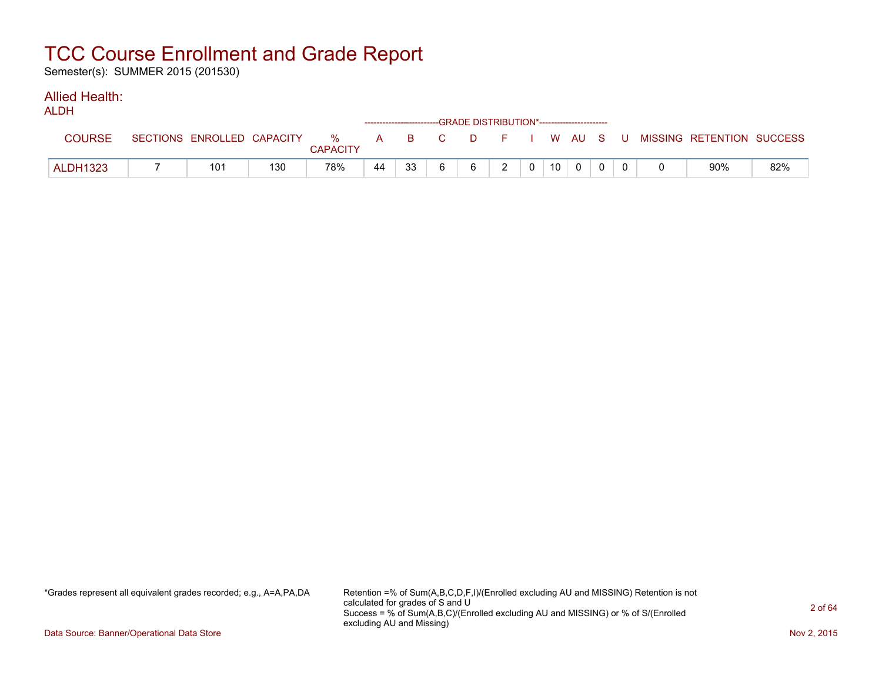# TCC Course Enrollment and Grade Report

Semester(s): SUMMER 2015 (201530)

## Allied Health:

ALDH

| COURSE | SECTIONS | ENROLLED | CAPACITY | % CAPACITY | GRADE DISTRIBUTION* | | | | | | | | | | MISSING | RETENTION | SUCCESS |
|---|---|---|---|---|---|---|---|---|---|---|---|---|---|---|---|---|---|
| | | | | | A | B | C | D | F | I | W | AU | S | U | | | |
| ALDH1323 | 7 | 101 | 130 | 78% | 44 | 33 | 6 | 6 | 2 | 0 | 10 | 0 | 0 | 0 | 0 | 90% | 82% |

*Grades represent all equivalent grades recorded; e.g., A=A,PA,DA

Retention =% of Sum(A,B,C,D,F,I)/(Enrolled excluding AU and MISSING) Retention is not calculated for grades of S and U
Success = % of Sum(A,B,C)/(Enrolled excluding AU and MISSING) or % of S/(Enrolled excluding AU and Missing)

Data Source: Banner/Operational Data Store

Nov 2, 2015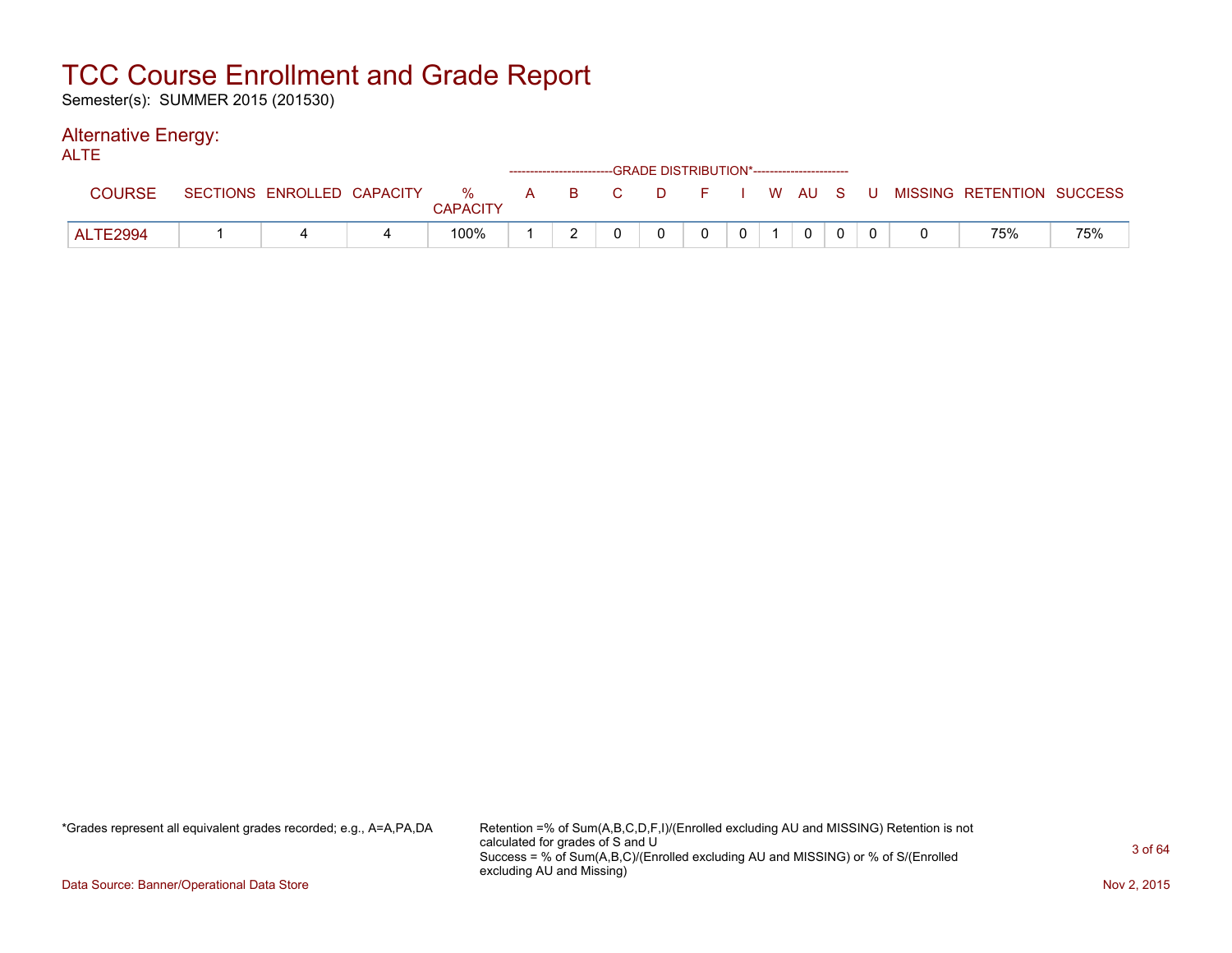# TCC Course Enrollment and Grade Report

Semester(s): SUMMER 2015 (201530)

## Alternative Energy:

ALTE

| COURSE | SECTIONS | ENROLLED | CAPACITY | % CAPACITY | A | B | C | D | F | I | W | AU | S | U | MISSING | RETENTION | SUCCESS |
|---|---|---|---|---|---|---|---|---|---|---|---|---|---|---|---|---|---|
| | | | | | GRADE DISTRIBUTION* | | | | | | | | | | | | |
| ALTE2994 | 1 | 4 | 4 | 100% | 1 | 2 | 0 | 0 | 0 | 0 | 1 | 0 | 0 | 0 | 0 | 75% | 75% |

*Grades represent all equivalent grades recorded; e.g., A=A,PA,DA

Retention =% of Sum(A,B,C,D,F,I)/(Enrolled excluding AU and MISSING) Retention is not calculated for grades of S and U
Success = % of Sum(A,B,C)/(Enrolled excluding AU and MISSING) or % of S/(Enrolled excluding AU and Missing)

Data Source: Banner/Operational Data Store

Nov 2, 2015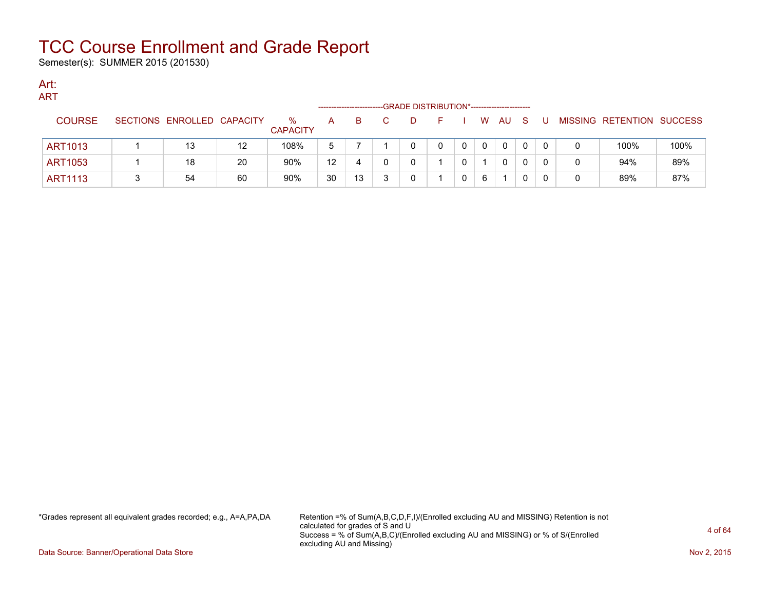# TCC Course Enrollment and Grade Report

Semester(s): SUMMER 2015 (201530)

## Art:

ART

| COURSE | SECTIONS | ENROLLED | CAPACITY | % CAPACITY | A | B | C | D | F | I | W | AU | S | U | MISSING | RETENTION | SUCCESS |
|---|---|---|---|---|---|---|---|---|---|---|---|---|---|---|---|---|---|
| | | | | | GRADE DISTRIBUTION* | | | | | | | | | | | | |
| ART1013 | 1 | 13 | 12 | 108% | 5 | 7 | 1 | 0 | 0 | 0 | 0 | 0 | 0 | 0 | 0 | 100% | 100% |
| ART1053 | 1 | 18 | 20 | 90% | 12 | 4 | 0 | 0 | 1 | 0 | 1 | 0 | 0 | 0 | 0 | 94% | 89% |
| ART1113 | 3 | 54 | 60 | 90% | 30 | 13 | 3 | 0 | 1 | 0 | 6 | 1 | 0 | 0 | 0 | 89% | 87% |

*Grades represent all equivalent grades recorded; e.g., A=A,PA,DA

Retention =% of Sum(A,B,C,D,F,I)/(Enrolled excluding AU and MISSING) Retention is not calculated for grades of S and U
Success = % of Sum(A,B,C)/(Enrolled excluding AU and MISSING) or % of S/(Enrolled excluding AU and Missing)

Data Source: Banner/Operational Data Store

Nov 2, 2015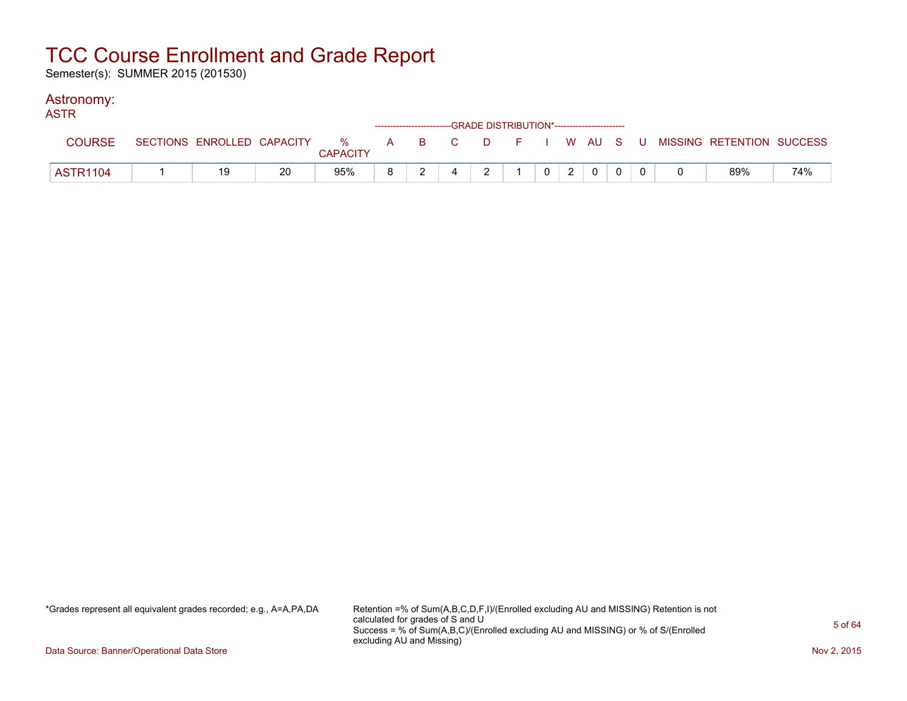# TCC Course Enrollment and Grade Report

Semester(s): SUMMER 2015 (201530)

## Astronomy:

ASTR

| COURSE | SECTIONS | ENROLLED | CAPACITY | % CAPACITY | A | B | C | D | F | I | W | AU | S | U | MISSING | RETENTION | SUCCESS |
|---|---|---|---|---|---|---|---|---|---|---|---|---|---|---|---|---|---|
| | | | | | GRADE DISTRIBUTION* | | | | | | | | | | | | |
| ASTR1104 | 1 | 19 | 20 | 95% | 8 | 2 | 4 | 2 | 1 | 0 | 2 | 0 | 0 | 0 | 0 | 89% | 74% |

*Grades represent all equivalent grades recorded; e.g., A=A,PA,DA

Retention =% of Sum(A,B,C,D,F,I)/(Enrolled excluding AU and MISSING) Retention is not calculated for grades of S and U
Success = % of Sum(A,B,C)/(Enrolled excluding AU and MISSING) or % of S/(Enrolled excluding AU and Missing)

Data Source: Banner/Operational Data Store

Nov 2, 2015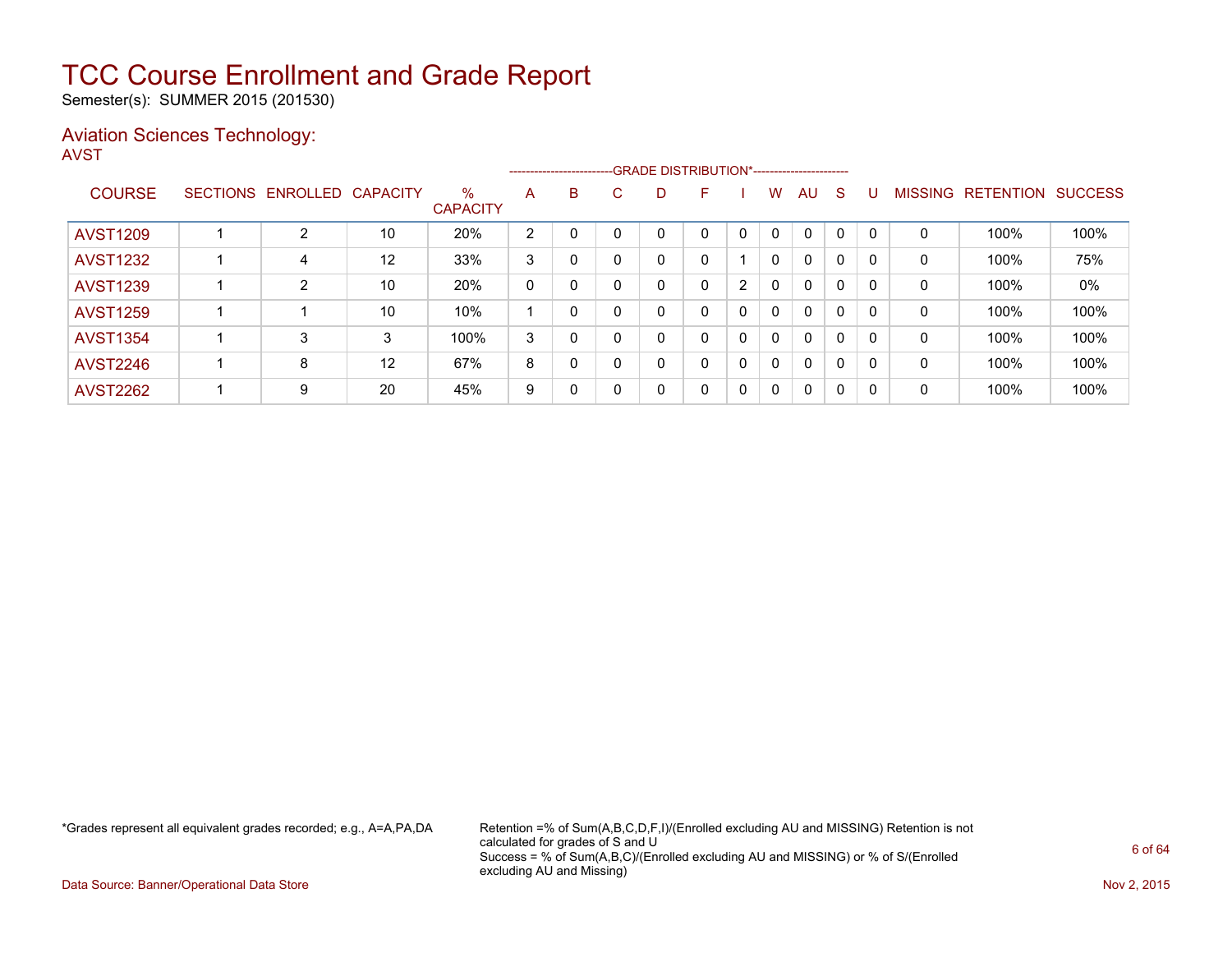# TCC Course Enrollment and Grade Report

Semester(s): SUMMER 2015 (201530)

## Aviation Sciences Technology:

AVST

| COURSE | SECTIONS | ENROLLED | CAPACITY | % CAPACITY | A | B | C | D | F | I | W | AU | S | U | MISSING | RETENTION | SUCCESS |
|---|---|---|---|---|---|---|---|---|---|---|---|---|---|---|---|---|---|
| | | | | | GRADE DISTRIBUTION* | | | | | | | | | | | | |
| AVST1209 | 1 | 2 | 10 | 20% | 2 | 0 | 0 | 0 | 0 | 0 | 0 | 0 | 0 | 0 | 0 | 100% | 100% |
| AVST1232 | 1 | 4 | 12 | 33% | 3 | 0 | 0 | 0 | 0 | 1 | 0 | 0 | 0 | 0 | 0 | 100% | 75% |
| AVST1239 | 1 | 2 | 10 | 20% | 0 | 0 | 0 | 0 | 0 | 2 | 0 | 0 | 0 | 0 | 0 | 100% | 0% |
| AVST1259 | 1 | 1 | 10 | 10% | 1 | 0 | 0 | 0 | 0 | 0 | 0 | 0 | 0 | 0 | 0 | 100% | 100% |
| AVST1354 | 1 | 3 | 3 | 100% | 3 | 0 | 0 | 0 | 0 | 0 | 0 | 0 | 0 | 0 | 0 | 100% | 100% |
| AVST2246 | 1 | 8 | 12 | 67% | 8 | 0 | 0 | 0 | 0 | 0 | 0 | 0 | 0 | 0 | 0 | 100% | 100% |
| AVST2262 | 1 | 9 | 20 | 45% | 9 | 0 | 0 | 0 | 0 | 0 | 0 | 0 | 0 | 0 | 0 | 100% | 100% |

*Grades represent all equivalent grades recorded; e.g., A=A,PA,DA

Retention =% of Sum(A,B,C,D,F,I)/(Enrolled excluding AU and MISSING) Retention is not calculated for grades of S and U
Success = % of Sum(A,B,C)/(Enrolled excluding AU and MISSING) or % of S/(Enrolled excluding AU and Missing)

Data Source: Banner/Operational Data Store

Nov 2, 2015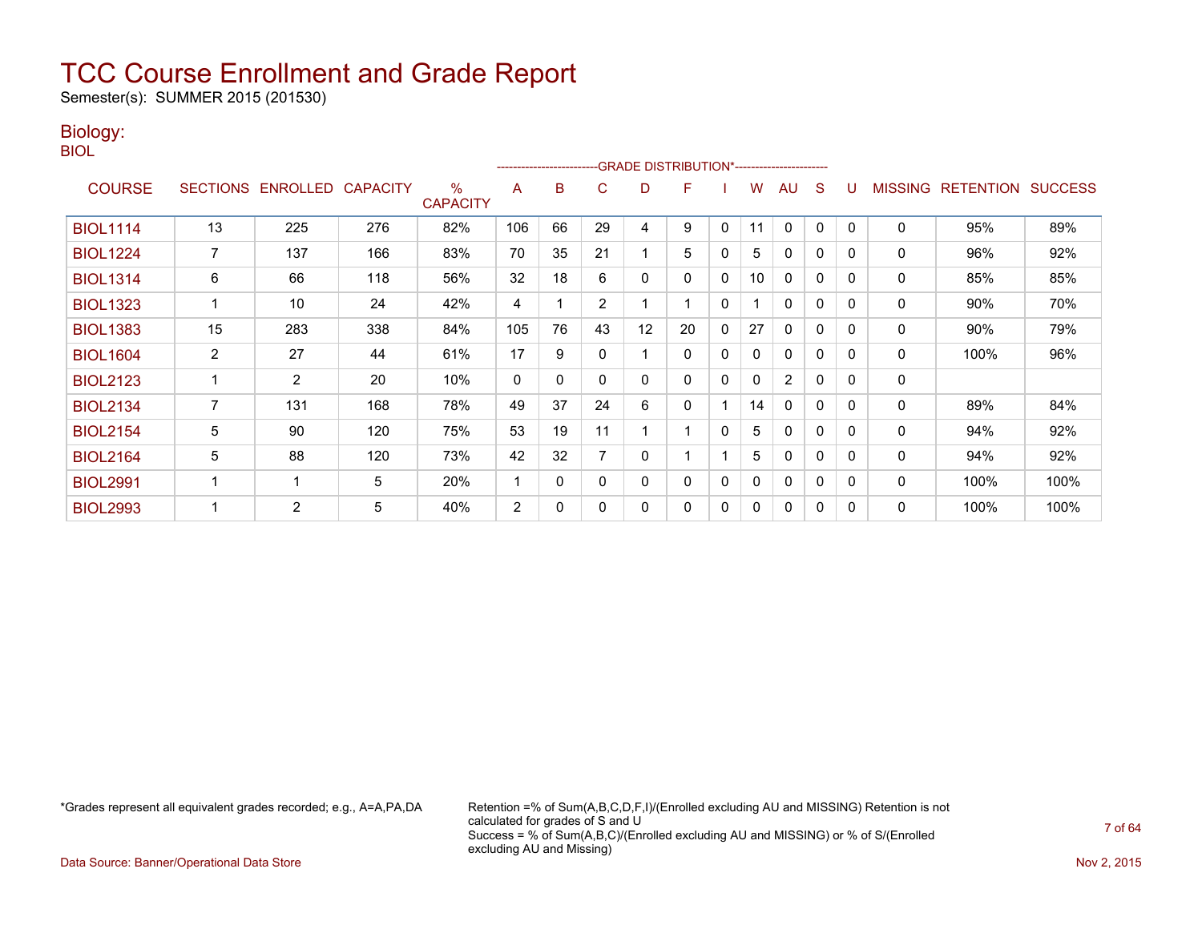# TCC Course Enrollment and Grade Report

Semester(s): SUMMER 2015 (201530)

## Biology:

BIOL

| COURSE | SECTIONS | ENROLLED | CAPACITY | % CAPACITY | A | B | C | D | F | I | W | AU | S | U | MISSING | RETENTION | SUCCESS |
|---|---|---|---|---|---|---|---|---|---|---|---|---|---|---|---|---|---|
| | | | | | GRADE DISTRIBUTION* | | | | | | | | | | | | |
| BIOL1114 | 13 | 225 | 276 | 82% | 106 | 66 | 29 | 4 | 9 | 0 | 11 | 0 | 0 | 0 | 0 | 95% | 89% |
| BIOL1224 | 7 | 137 | 166 | 83% | 70 | 35 | 21 | 1 | 5 | 0 | 5 | 0 | 0 | 0 | 0 | 96% | 92% |
| BIOL1314 | 6 | 66 | 118 | 56% | 32 | 18 | 6 | 0 | 0 | 0 | 10 | 0 | 0 | 0 | 0 | 85% | 85% |
| BIOL1323 | 1 | 10 | 24 | 42% | 4 | 1 | 2 | 1 | 1 | 0 | 1 | 0 | 0 | 0 | 0 | 90% | 70% |
| BIOL1383 | 15 | 283 | 338 | 84% | 105 | 76 | 43 | 12 | 20 | 0 | 27 | 0 | 0 | 0 | 0 | 90% | 79% |
| BIOL1604 | 2 | 27 | 44 | 61% | 17 | 9 | 0 | 1 | 0 | 0 | 0 | 0 | 0 | 0 | 0 | 100% | 96% |
| BIOL2123 | 1 | 2 | 20 | 10% | 0 | 0 | 0 | 0 | 0 | 0 | 0 | 2 | 0 | 0 | 0 | | |
| BIOL2134 | 7 | 131 | 168 | 78% | 49 | 37 | 24 | 6 | 0 | 1 | 14 | 0 | 0 | 0 | 0 | 89% | 84% |
| BIOL2154 | 5 | 90 | 120 | 75% | 53 | 19 | 11 | 1 | 1 | 0 | 5 | 0 | 0 | 0 | 0 | 94% | 92% |
| BIOL2164 | 5 | 88 | 120 | 73% | 42 | 32 | 7 | 0 | 1 | 1 | 5 | 0 | 0 | 0 | 0 | 94% | 92% |
| BIOL2991 | 1 | 1 | 5 | 20% | 1 | 0 | 0 | 0 | 0 | 0 | 0 | 0 | 0 | 0 | 0 | 100% | 100% |
| BIOL2993 | 1 | 2 | 5 | 40% | 2 | 0 | 0 | 0 | 0 | 0 | 0 | 0 | 0 | 0 | 0 | 100% | 100% |

*Grades represent all equivalent grades recorded; e.g., A=A,PA,DA

Retention =% of Sum(A,B,C,D,F,I)/(Enrolled excluding AU and MISSING) Retention is not calculated for grades of S and U
Success = % of Sum(A,B,C)/(Enrolled excluding AU and MISSING) or % of S/(Enrolled excluding AU and Missing)

Data Source: Banner/Operational Data Store

Nov 2, 2015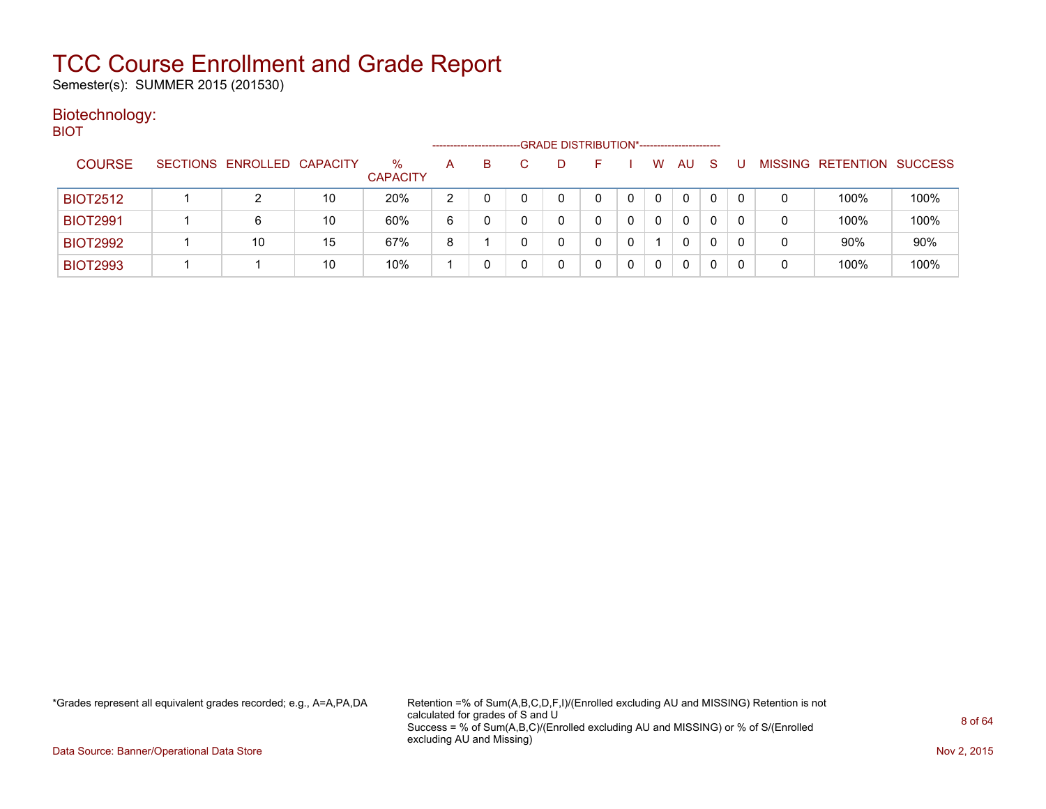# TCC Course Enrollment and Grade Report

Semester(s): SUMMER 2015 (201530)

## Biotechnology:

BIOT

| COURSE | SECTIONS | ENROLLED | CAPACITY | % CAPACITY | A | B | C | D | F | I | W | AU | S | U | MISSING | RETENTION | SUCCESS |
|---|---|---|---|---|---|---|---|---|---|---|---|---|---|---|---|---|---|
| | | | | | GRADE DISTRIBUTION* | | | | | | | | | | | | |
| BIOT2512 | 1 | 2 | 10 | 20% | 2 | 0 | 0 | 0 | 0 | 0 | 0 | 0 | 0 | 0 | 0 | 100% | 100% |
| BIOT2991 | 1 | 6 | 10 | 60% | 6 | 0 | 0 | 0 | 0 | 0 | 0 | 0 | 0 | 0 | 0 | 100% | 100% |
| BIOT2992 | 1 | 10 | 15 | 67% | 8 | 1 | 0 | 0 | 0 | 0 | 1 | 0 | 0 | 0 | 0 | 90% | 90% |
| BIOT2993 | 1 | 1 | 10 | 10% | 1 | 0 | 0 | 0 | 0 | 0 | 0 | 0 | 0 | 0 | 0 | 100% | 100% |

*Grades represent all equivalent grades recorded; e.g., A=A,PA,DA

Retention =% of Sum(A,B,C,D,F,I)/(Enrolled excluding AU and MISSING) Retention is not calculated for grades of S and U
Success = % of Sum(A,B,C)/(Enrolled excluding AU and MISSING) or % of S/(Enrolled excluding AU and Missing)

Data Source: Banner/Operational Data Store

Nov 2, 2015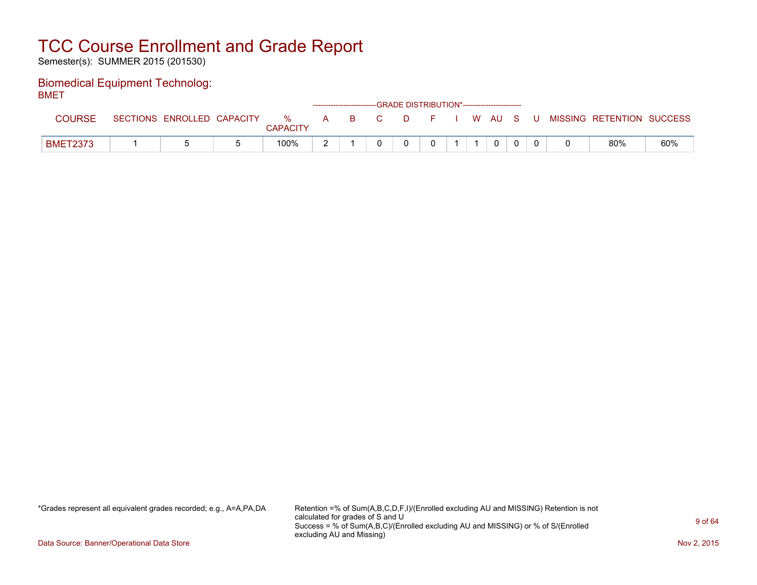# TCC Course Enrollment and Grade Report

Semester(s): SUMMER 2015 (201530)

## Biomedical Equipment Technolog:

BMET

| COURSE | SECTIONS | ENROLLED | CAPACITY | % CAPACITY | A | B | C | D | F | I | W | AU | S | U | MISSING | RETENTION | SUCCESS |
|---|---|---|---|---|---|---|---|---|---|---|---|---|---|---|---|---|---|
| | | | | | GRADE DISTRIBUTION* | | | | | | | | | | | | |
| BMET2373 | 1 | 5 | 5 | 100% | 2 | 1 | 0 | 0 | 0 | 1 | 1 | 0 | 0 | 0 | 0 | 80% | 60% |

*Grades represent all equivalent grades recorded; e.g., A=A,PA,DA

Retention =% of Sum(A,B,C,D,F,I)/(Enrolled excluding AU and MISSING) Retention is not calculated for grades of S and U
Success = % of Sum(A,B,C)/(Enrolled excluding AU and MISSING) or % of S/(Enrolled excluding AU and Missing)

Data Source: Banner/Operational Data Store

Nov 2, 2015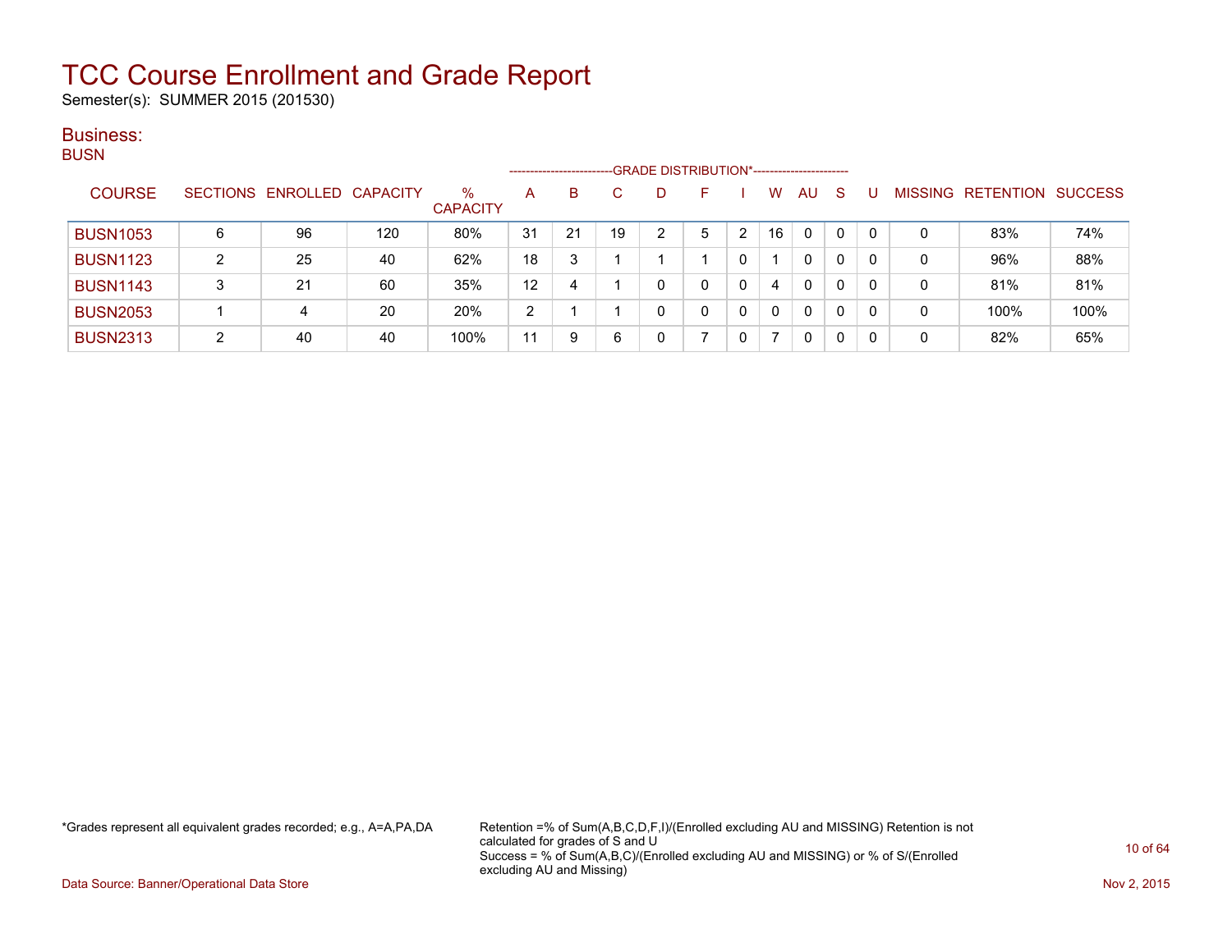# TCC Course Enrollment and Grade Report

Semester(s): SUMMER 2015 (201530)

## Business:

### BUSN

| COURSE | SECTIONS | ENROLLED | CAPACITY | % CAPACITY | A | B | C | D | F | I | W | AU | S | U | MISSING | RETENTION | SUCCESS |
|---|---|---|---|---|---|---|---|---|---|---|---|---|---|---|---|---|---|
| | | | | | GRADE DISTRIBUTION* | | | | | | | | | | | | |
| BUSN1053 | 6 | 96 | 120 | 80% | 31 | 21 | 19 | 2 | 5 | 2 | 16 | 0 | 0 | 0 | 0 | 83% | 74% |
| BUSN1123 | 2 | 25 | 40 | 62% | 18 | 3 | 1 | 1 | 1 | 0 | 1 | 0 | 0 | 0 | 0 | 96% | 88% |
| BUSN1143 | 3 | 21 | 60 | 35% | 12 | 4 | 1 | 0 | 0 | 0 | 4 | 0 | 0 | 0 | 0 | 81% | 81% |
| BUSN2053 | 1 | 4 | 20 | 20% | 2 | 1 | 1 | 0 | 0 | 0 | 0 | 0 | 0 | 0 | 0 | 100% | 100% |
| BUSN2313 | 2 | 40 | 40 | 100% | 11 | 9 | 6 | 0 | 7 | 0 | 7 | 0 | 0 | 0 | 0 | 82% | 65% |

*Grades represent all equivalent grades recorded; e.g., A=A,PA,DA

Retention =% of Sum(A,B,C,D,F,I)/(Enrolled excluding AU and MISSING) Retention is not calculated for grades of S and U
Success = % of Sum(A,B,C)/(Enrolled excluding AU and MISSING) or % of S/(Enrolled excluding AU and Missing)

Data Source: Banner/Operational Data Store

Nov 2, 2015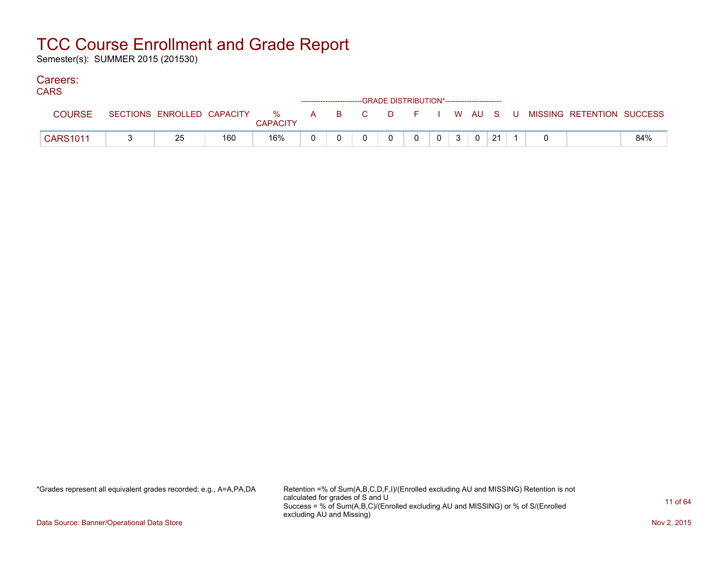# TCC Course Enrollment and Grade Report

Semester(s): SUMMER 2015 (201530)

## Careers:

CARS

| COURSE | SECTIONS | ENROLLED | CAPACITY | % CAPACITY | A | B | C | D | F | I | W | AU | S | U | MISSING | RETENTION | SUCCESS |
|---|---|---|---|---|---|---|---|---|---|---|---|---|---|---|---|---|---|
| | | | | | GRADE DISTRIBUTION* | | | | | | | | | | | | |
| CARS1011 | 3 | 25 | 160 | 16% | 0 | 0 | 0 | 0 | 0 | 0 | 3 | 0 | 21 | 1 | 0 | | 84% |

*Grades represent all equivalent grades recorded; e.g., A=A,PA,DA

Retention =% of Sum(A,B,C,D,F,I)/(Enrolled excluding AU and MISSING) Retention is not calculated for grades of S and U
Success = % of Sum(A,B,C)/(Enrolled excluding AU and MISSING) or % of S/(Enrolled excluding AU and Missing)

Data Source: Banner/Operational Data Store

Nov 2, 2015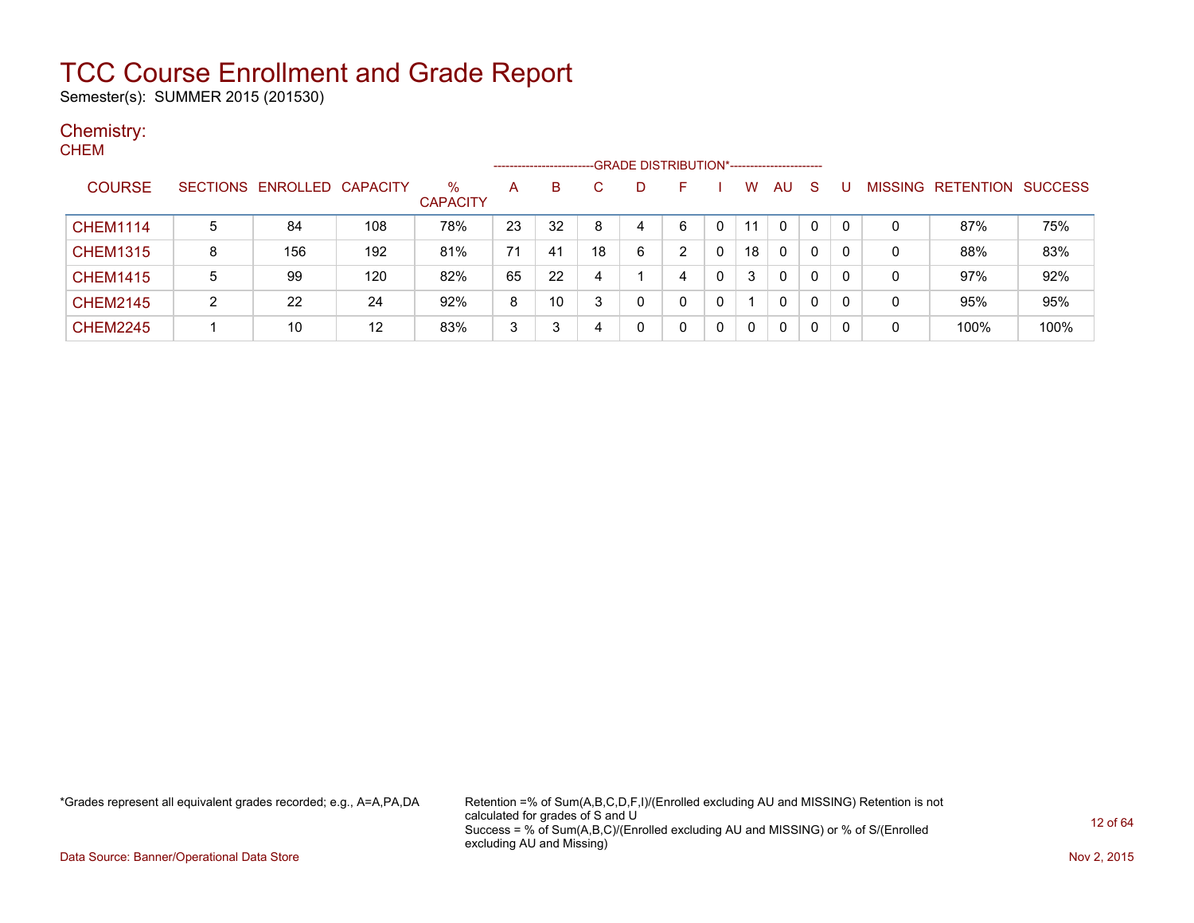# TCC Course Enrollment and Grade Report

Semester(s): SUMMER 2015 (201530)

## Chemistry:

### CHEM

| COURSE | SECTIONS | ENROLLED | CAPACITY | % CAPACITY | A | B | C | D | F | I | W | AU | S | U | MISSING | RETENTION | SUCCESS |
|---|---|---|---|---|---|---|---|---|---|---|---|---|---|---|---|---|---|
| | | | | | GRADE DISTRIBUTION* | | | | | | | | | | | | |
| CHEM1114 | 5 | 84 | 108 | 78% | 23 | 32 | 8 | 4 | 6 | 0 | 11 | 0 | 0 | 0 | 0 | 87% | 75% |
| CHEM1315 | 8 | 156 | 192 | 81% | 71 | 41 | 18 | 6 | 2 | 0 | 18 | 0 | 0 | 0 | 0 | 88% | 83% |
| CHEM1415 | 5 | 99 | 120 | 82% | 65 | 22 | 4 | 1 | 4 | 0 | 3 | 0 | 0 | 0 | 0 | 97% | 92% |
| CHEM2145 | 2 | 22 | 24 | 92% | 8 | 10 | 3 | 0 | 0 | 0 | 1 | 0 | 0 | 0 | 0 | 95% | 95% |
| CHEM2245 | 1 | 10 | 12 | 83% | 3 | 3 | 4 | 0 | 0 | 0 | 0 | 0 | 0 | 0 | 0 | 100% | 100% |

*Grades represent all equivalent grades recorded; e.g., A=A,PA,DA

Retention =% of Sum(A,B,C,D,F,I)/(Enrolled excluding AU and MISSING) Retention is not calculated for grades of S and U
Success = % of Sum(A,B,C)/(Enrolled excluding AU and MISSING) or % of S/(Enrolled excluding AU and Missing)

Data Source: Banner/Operational Data Store

Nov 2, 2015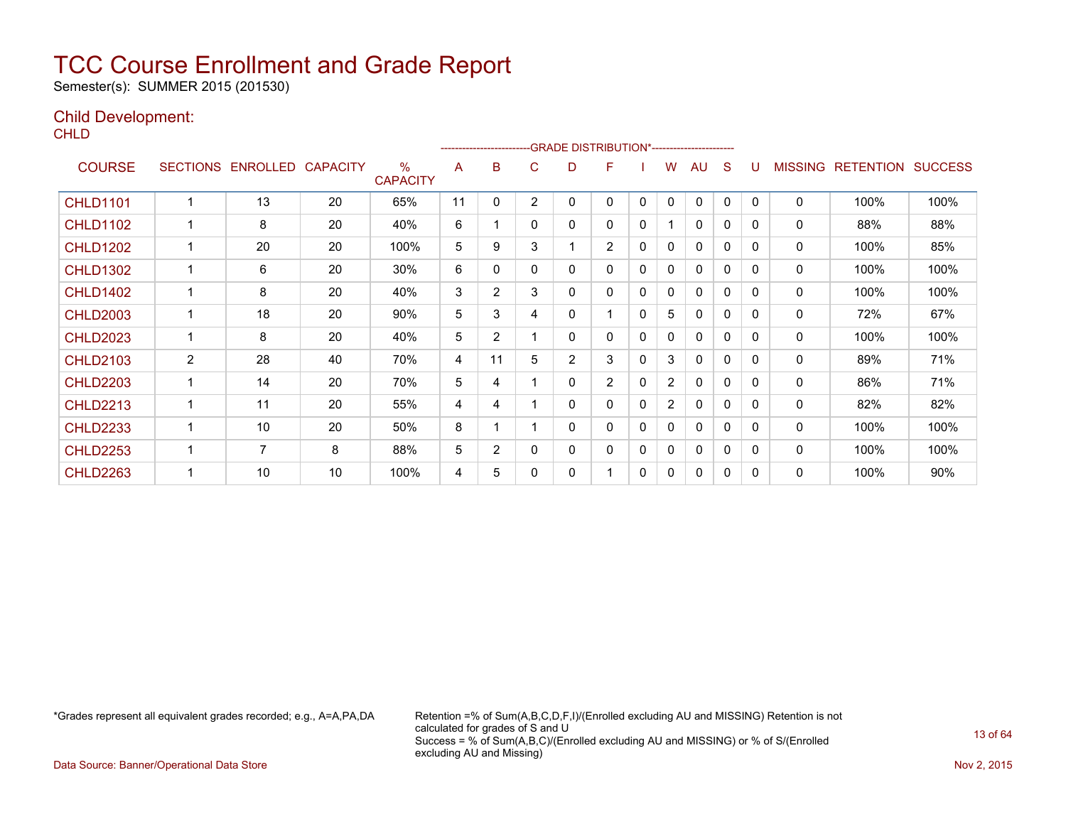# TCC Course Enrollment and Grade Report

Semester(s): SUMMER 2015 (201530)

## Child Development:

CHLD

| COURSE | SECTIONS | ENROLLED | CAPACITY | % CAPACITY | A | B | C | D | F | I | W | AU | S | U | MISSING | RETENTION | SUCCESS |
|---|---|---|---|---|---|---|---|---|---|---|---|---|---|---|---|---|---|
| | | | | | GRADE DISTRIBUTION* | | | | | | | | | | | | |
| CHLD1101 | 1 | 13 | 20 | 65% | 11 | 0 | 2 | 0 | 0 | 0 | 0 | 0 | 0 | 0 | 0 | 100% | 100% |
| CHLD1102 | 1 | 8 | 20 | 40% | 6 | 1 | 0 | 0 | 0 | 0 | 1 | 0 | 0 | 0 | 0 | 88% | 88% |
| CHLD1202 | 1 | 20 | 20 | 100% | 5 | 9 | 3 | 1 | 2 | 0 | 0 | 0 | 0 | 0 | 0 | 100% | 85% |
| CHLD1302 | 1 | 6 | 20 | 30% | 6 | 0 | 0 | 0 | 0 | 0 | 0 | 0 | 0 | 0 | 0 | 100% | 100% |
| CHLD1402 | 1 | 8 | 20 | 40% | 3 | 2 | 3 | 0 | 0 | 0 | 0 | 0 | 0 | 0 | 0 | 100% | 100% |
| CHLD2003 | 1 | 18 | 20 | 90% | 5 | 3 | 4 | 0 | 1 | 0 | 5 | 0 | 0 | 0 | 0 | 72% | 67% |
| CHLD2023 | 1 | 8 | 20 | 40% | 5 | 2 | 1 | 0 | 0 | 0 | 0 | 0 | 0 | 0 | 0 | 100% | 100% |
| CHLD2103 | 2 | 28 | 40 | 70% | 4 | 11 | 5 | 2 | 3 | 0 | 3 | 0 | 0 | 0 | 0 | 89% | 71% |
| CHLD2203 | 1 | 14 | 20 | 70% | 5 | 4 | 1 | 0 | 2 | 0 | 2 | 0 | 0 | 0 | 0 | 86% | 71% |
| CHLD2213 | 1 | 11 | 20 | 55% | 4 | 4 | 1 | 0 | 0 | 0 | 2 | 0 | 0 | 0 | 0 | 82% | 82% |
| CHLD2233 | 1 | 10 | 20 | 50% | 8 | 1 | 1 | 0 | 0 | 0 | 0 | 0 | 0 | 0 | 0 | 100% | 100% |
| CHLD2253 | 1 | 7 | 8 | 88% | 5 | 2 | 0 | 0 | 0 | 0 | 0 | 0 | 0 | 0 | 0 | 100% | 100% |
| CHLD2263 | 1 | 10 | 10 | 100% | 4 | 5 | 0 | 0 | 1 | 0 | 0 | 0 | 0 | 0 | 0 | 100% | 90% |

*Grades represent all equivalent grades recorded; e.g., A=A,PA,DA

Retention =% of Sum(A,B,C,D,F,I)/(Enrolled excluding AU and MISSING) Retention is not calculated for grades of S and U
Success = % of Sum(A,B,C)/(Enrolled excluding AU and MISSING) or % of S/(Enrolled excluding AU and Missing)

Data Source: Banner/Operational Data Store

Nov 2, 2015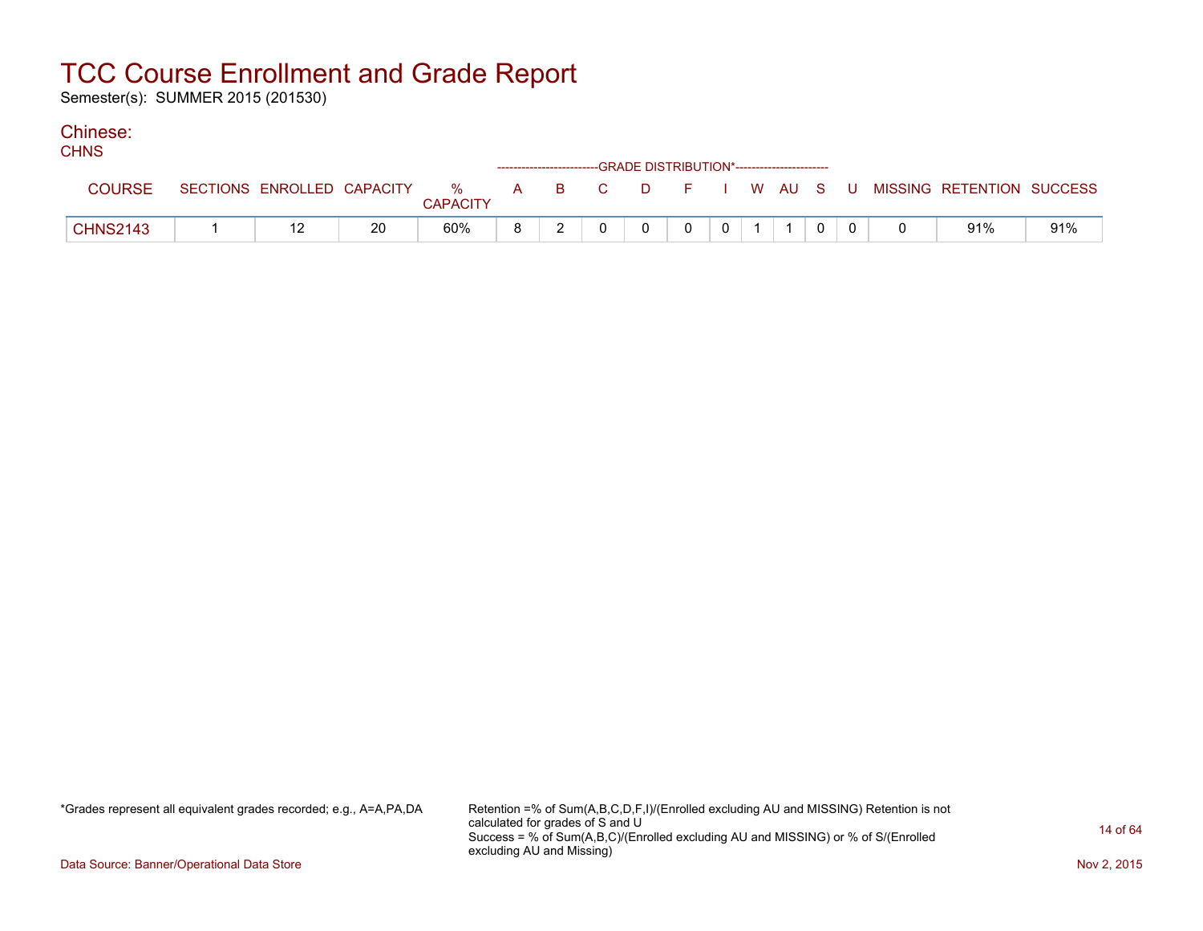# TCC Course Enrollment and Grade Report

Semester(s): SUMMER 2015 (201530)

## Chinese:

CHNS

| COURSE | SECTIONS | ENROLLED | CAPACITY | % CAPACITY | A | B | C | D | F | I | W | AU | S | U | MISSING | RETENTION | SUCCESS |
|---|---|---|---|---|---|---|---|---|---|---|---|---|---|---|---|---|---|
| | | | | | GRADE DISTRIBUTION* | | | | | | | | | | | | |
| CHNS2143 | 1 | 12 | 20 | 60% | 8 | 2 | 0 | 0 | 0 | 0 | 1 | 1 | 0 | 0 | 0 | 91% | 91% |

*Grades represent all equivalent grades recorded; e.g., A=A,PA,DA

Retention =% of Sum(A,B,C,D,F,I)/(Enrolled excluding AU and MISSING) Retention is not calculated for grades of S and U
Success = % of Sum(A,B,C)/(Enrolled excluding AU and MISSING) or % of S/(Enrolled excluding AU and Missing)

Data Source: Banner/Operational Data Store

Nov 2, 2015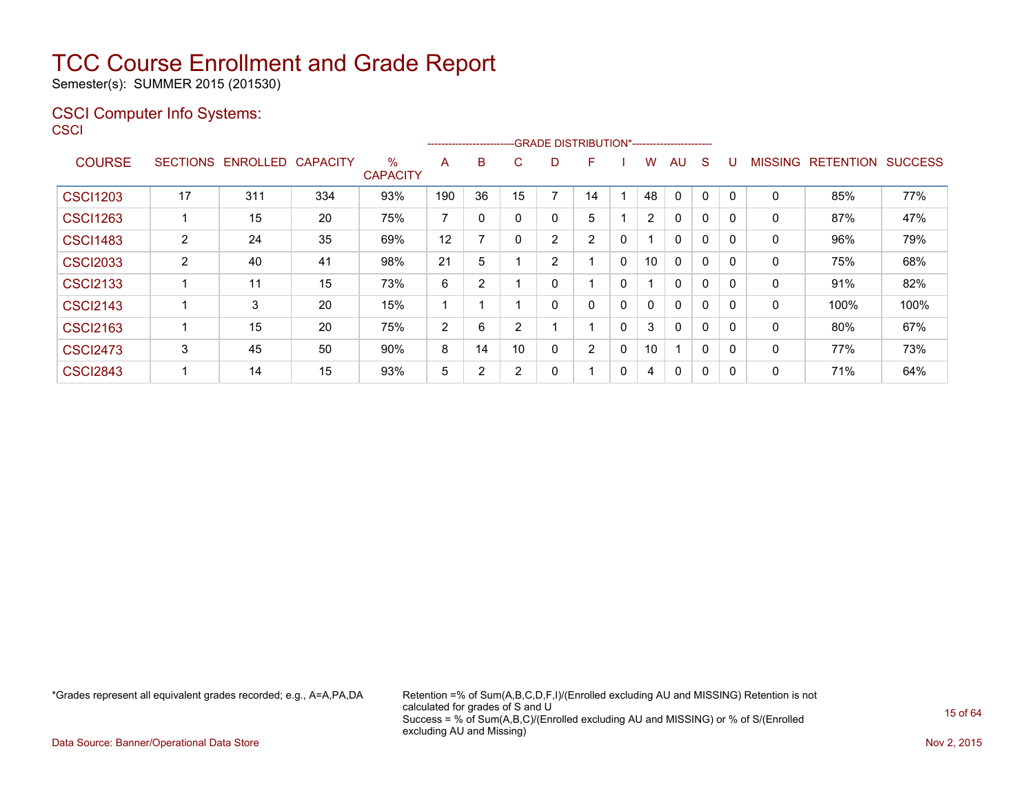# TCC Course Enrollment and Grade Report

Semester(s): SUMMER 2015 (201530)

## CSCI Computer Info Systems:

CSCI

| COURSE | SECTIONS | ENROLLED | CAPACITY | % CAPACITY | A | B | C | D | F | I | W | AU | S | U | MISSING | RETENTION | SUCCESS |
|---|---|---|---|---|---|---|---|---|---|---|---|---|---|---|---|---|---|
| | | | | | GRADE DISTRIBUTION* | | | | | | | | | | | | |
| CSCI1203 | 17 | 311 | 334 | 93% | 190 | 36 | 15 | 7 | 14 | 1 | 48 | 0 | 0 | 0 | 0 | 85% | 77% |
| CSCI1263 | 1 | 15 | 20 | 75% | 7 | 0 | 0 | 0 | 5 | 1 | 2 | 0 | 0 | 0 | 0 | 87% | 47% |
| CSCI1483 | 2 | 24 | 35 | 69% | 12 | 7 | 0 | 2 | 2 | 0 | 1 | 0 | 0 | 0 | 0 | 96% | 79% |
| CSCI2033 | 2 | 40 | 41 | 98% | 21 | 5 | 1 | 2 | 1 | 0 | 10 | 0 | 0 | 0 | 0 | 75% | 68% |
| CSCI2133 | 1 | 11 | 15 | 73% | 6 | 2 | 1 | 0 | 1 | 0 | 1 | 0 | 0 | 0 | 0 | 91% | 82% |
| CSCI2143 | 1 | 3 | 20 | 15% | 1 | 1 | 1 | 0 | 0 | 0 | 0 | 0 | 0 | 0 | 0 | 100% | 100% |
| CSCI2163 | 1 | 15 | 20 | 75% | 2 | 6 | 2 | 1 | 1 | 0 | 3 | 0 | 0 | 0 | 0 | 80% | 67% |
| CSCI2473 | 3 | 45 | 50 | 90% | 8 | 14 | 10 | 0 | 2 | 0 | 10 | 1 | 0 | 0 | 0 | 77% | 73% |
| CSCI2843 | 1 | 14 | 15 | 93% | 5 | 2 | 2 | 0 | 1 | 0 | 4 | 0 | 0 | 0 | 0 | 71% | 64% |

*Grades represent all equivalent grades recorded; e.g., A=A,PA,DA

Retention =% of Sum(A,B,C,D,F,I)/(Enrolled excluding AU and MISSING) Retention is not calculated for grades of S and U
Success = % of Sum(A,B,C)/(Enrolled excluding AU and MISSING) or % of S/(Enrolled excluding AU and Missing)

Data Source: Banner/Operational Data Store

Nov 2, 2015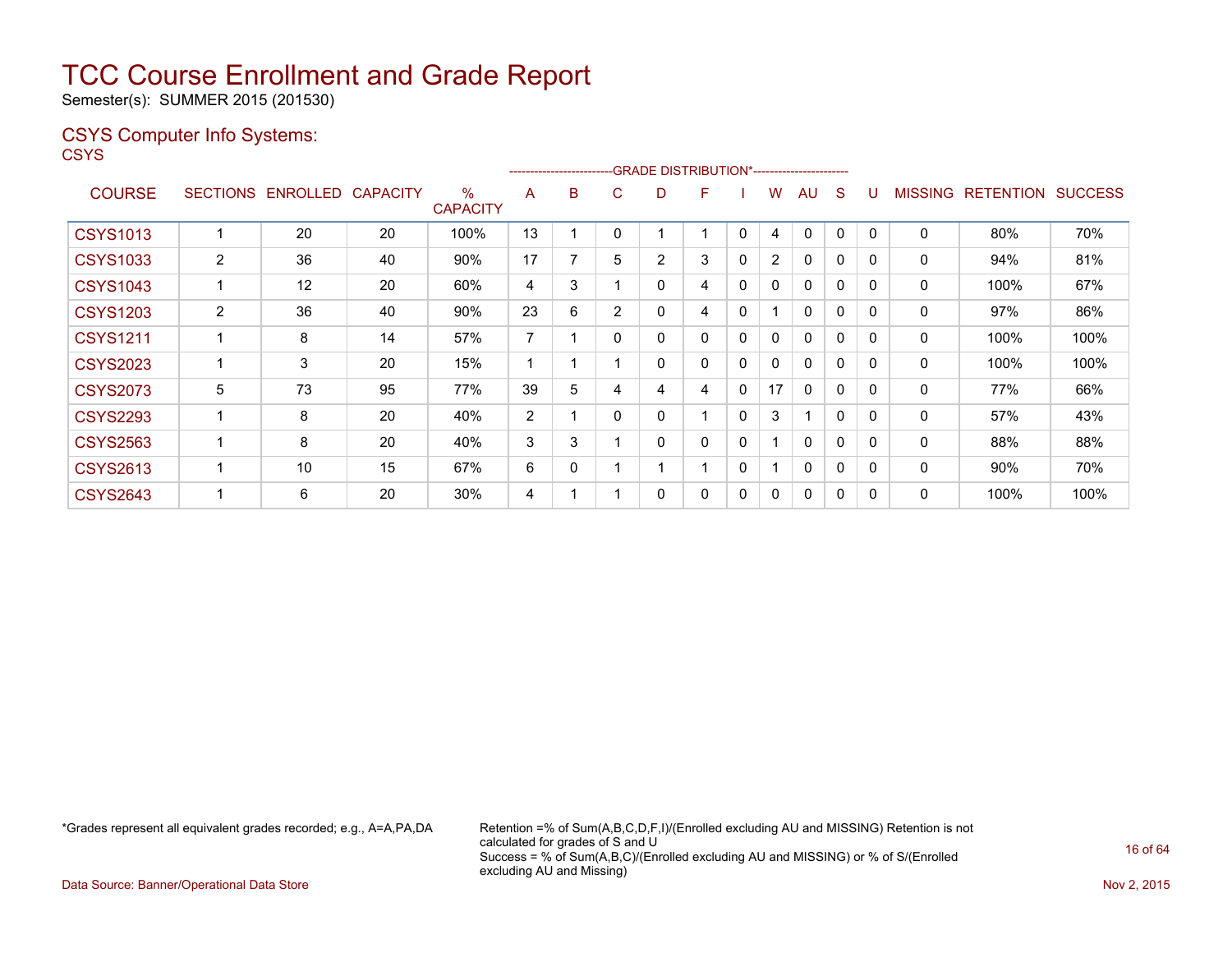# TCC Course Enrollment and Grade Report

Semester(s): SUMMER 2015 (201530)

## CSYS Computer Info Systems:

CSYS

| COURSE | SECTIONS | ENROLLED | CAPACITY | % CAPACITY | A | B | C | D | F | I | W | AU | S | U | MISSING | RETENTION | SUCCESS |
|---|---|---|---|---|---|---|---|---|---|---|---|---|---|---|---|---|---|
| | | | | | GRADE DISTRIBUTION* | | | | | | | | | | | | |
| CSYS1013 | 1 | 20 | 20 | 100% | 13 | 1 | 0 | 1 | 1 | 0 | 4 | 0 | 0 | 0 | 0 | 80% | 70% |
| CSYS1033 | 2 | 36 | 40 | 90% | 17 | 7 | 5 | 2 | 3 | 0 | 2 | 0 | 0 | 0 | 0 | 94% | 81% |
| CSYS1043 | 1 | 12 | 20 | 60% | 4 | 3 | 1 | 0 | 4 | 0 | 0 | 0 | 0 | 0 | 0 | 100% | 67% |
| CSYS1203 | 2 | 36 | 40 | 90% | 23 | 6 | 2 | 0 | 4 | 0 | 1 | 0 | 0 | 0 | 0 | 97% | 86% |
| CSYS1211 | 1 | 8 | 14 | 57% | 7 | 1 | 0 | 0 | 0 | 0 | 0 | 0 | 0 | 0 | 0 | 100% | 100% |
| CSYS2023 | 1 | 3 | 20 | 15% | 1 | 1 | 1 | 0 | 0 | 0 | 0 | 0 | 0 | 0 | 0 | 100% | 100% |
| CSYS2073 | 5 | 73 | 95 | 77% | 39 | 5 | 4 | 4 | 4 | 0 | 17 | 0 | 0 | 0 | 0 | 77% | 66% |
| CSYS2293 | 1 | 8 | 20 | 40% | 2 | 1 | 0 | 0 | 1 | 0 | 3 | 1 | 0 | 0 | 0 | 57% | 43% |
| CSYS2563 | 1 | 8 | 20 | 40% | 3 | 3 | 1 | 0 | 0 | 0 | 1 | 0 | 0 | 0 | 0 | 88% | 88% |
| CSYS2613 | 1 | 10 | 15 | 67% | 6 | 0 | 1 | 1 | 1 | 0 | 1 | 0 | 0 | 0 | 0 | 90% | 70% |
| CSYS2643 | 1 | 6 | 20 | 30% | 4 | 1 | 1 | 0 | 0 | 0 | 0 | 0 | 0 | 0 | 0 | 100% | 100% |

*Grades represent all equivalent grades recorded; e.g., A=A,PA,DA

Retention =% of Sum(A,B,C,D,F,I)/(Enrolled excluding AU and MISSING) Retention is not calculated for grades of S and U
Success = % of Sum(A,B,C)/(Enrolled excluding AU and MISSING) or % of S/(Enrolled excluding AU and Missing)

Data Source: Banner/Operational Data Store

Nov 2, 2015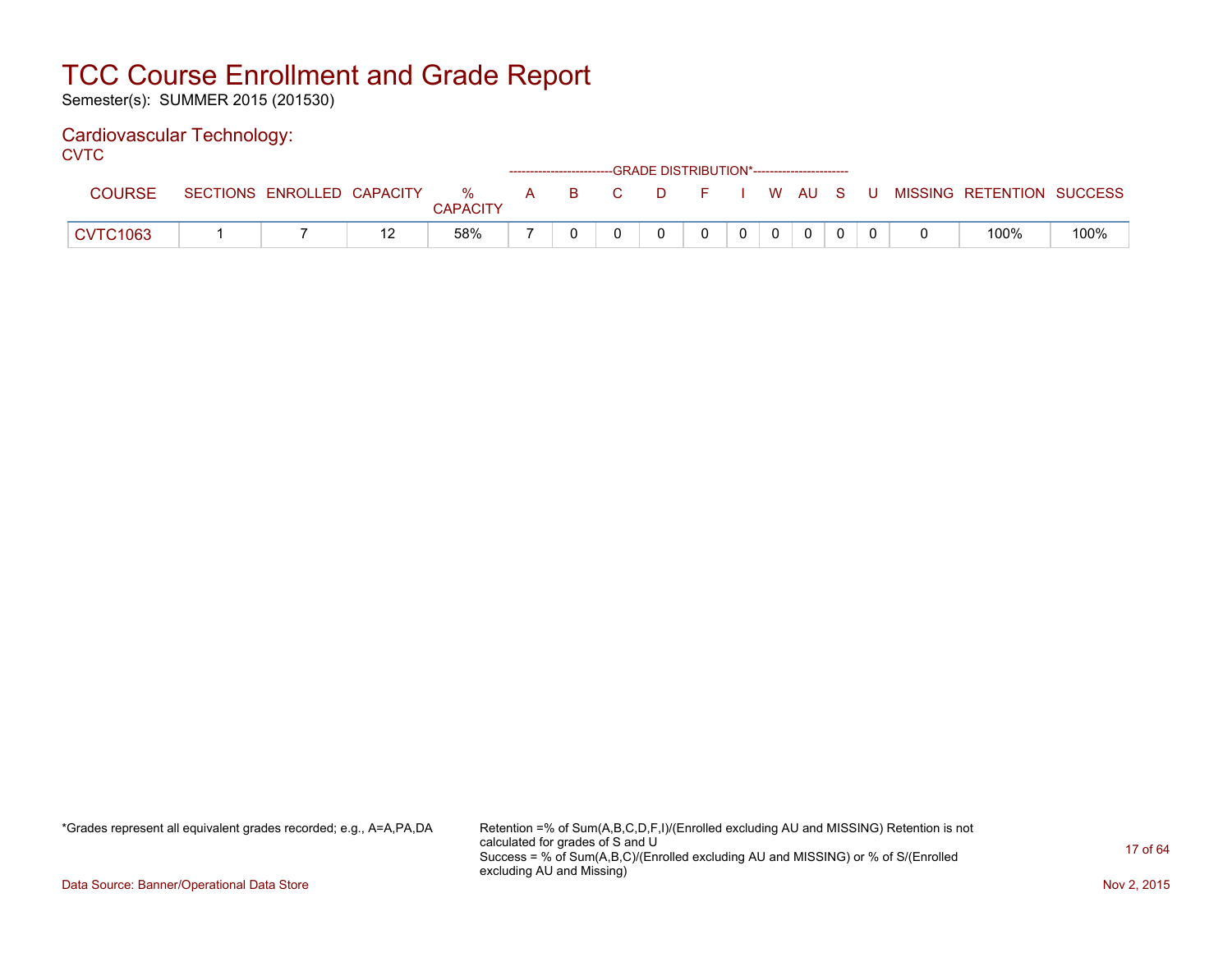# TCC Course Enrollment and Grade Report

Semester(s): SUMMER 2015 (201530)

## Cardiovascular Technology:

CVTC

| COURSE | SECTIONS | ENROLLED | CAPACITY | % CAPACITY | A | B | C | D | F | I | W | AU | S | U | MISSING | RETENTION | SUCCESS |
|---|---|---|---|---|---|---|---|---|---|---|---|---|---|---|---|---|---|
| | | | | | GRADE DISTRIBUTION* | | | | | | | | | | | | |
| CVTC1063 | 1 | 7 | 12 | 58% | 7 | 0 | 0 | 0 | 0 | 0 | 0 | 0 | 0 | 0 | 0 | 100% | 100% |

*Grades represent all equivalent grades recorded; e.g., A=A,PA,DA

Retention =% of Sum(A,B,C,D,F,I)/(Enrolled excluding AU and MISSING) Retention is not calculated for grades of S and U
Success = % of Sum(A,B,C)/(Enrolled excluding AU and MISSING) or % of S/(Enrolled excluding AU and Missing)

Data Source: Banner/Operational Data Store

Nov 2, 2015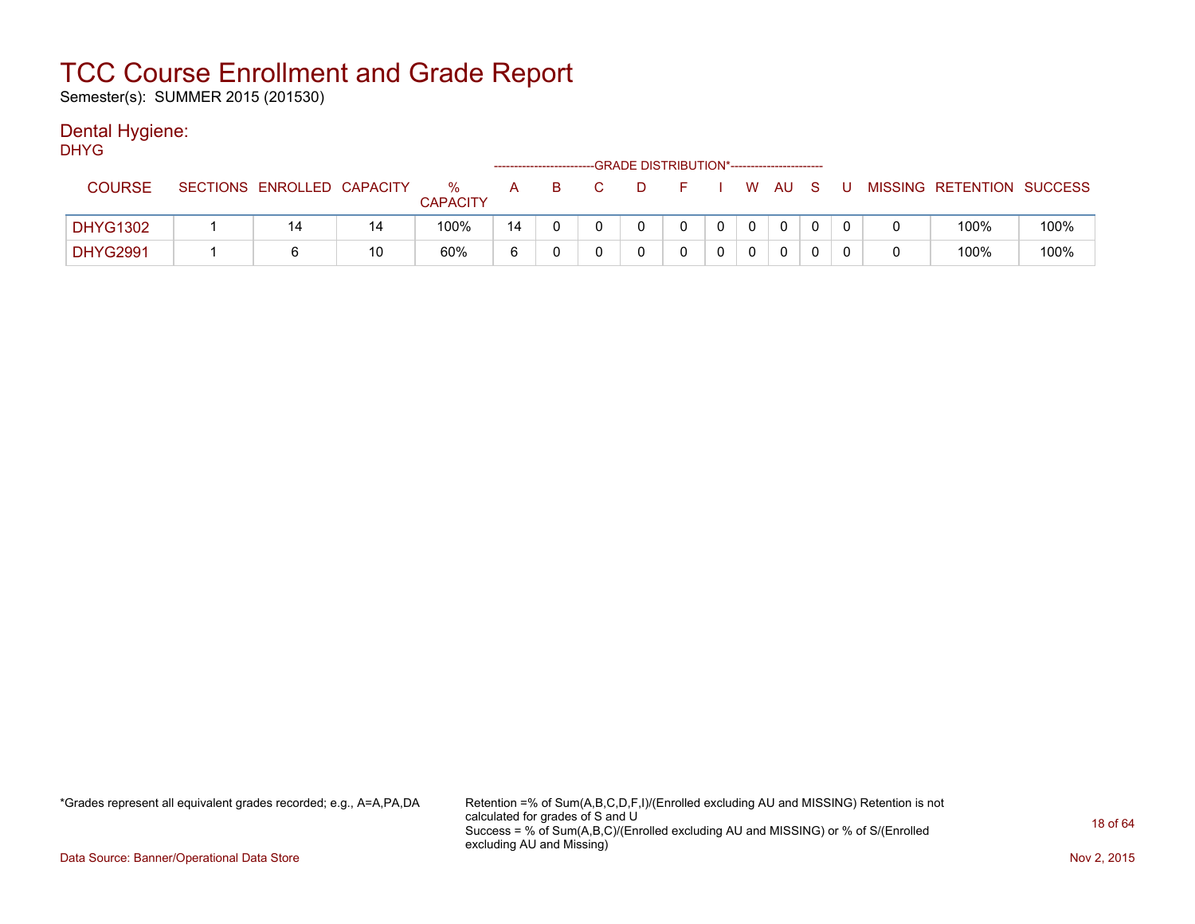# TCC Course Enrollment and Grade Report

Semester(s): SUMMER 2015 (201530)

## Dental Hygiene:

DHYG

| COURSE | SECTIONS | ENROLLED | CAPACITY | % CAPACITY | A | B | C | D | F | I | W | AU | S | U | MISSING | RETENTION | SUCCESS |
|---|---|---|---|---|---|---|---|---|---|---|---|---|---|---|---|---|---|
| | | | | | GRADE DISTRIBUTION* | | | | | | | | | | | | |
| DHYG1302 | 1 | 14 | 14 | 100% | 14 | 0 | 0 | 0 | 0 | 0 | 0 | 0 | 0 | 0 | 0 | 100% | 100% |
| DHYG2991 | 1 | 6 | 10 | 60% | 6 | 0 | 0 | 0 | 0 | 0 | 0 | 0 | 0 | 0 | 0 | 100% | 100% |

*Grades represent all equivalent grades recorded; e.g., A=A,PA,DA

Retention =% of Sum(A,B,C,D,F,I)/(Enrolled excluding AU and MISSING) Retention is not calculated for grades of S and U
Success = % of Sum(A,B,C)/(Enrolled excluding AU and MISSING) or % of S/(Enrolled excluding AU and Missing)

Data Source: Banner/Operational Data Store

Nov 2, 2015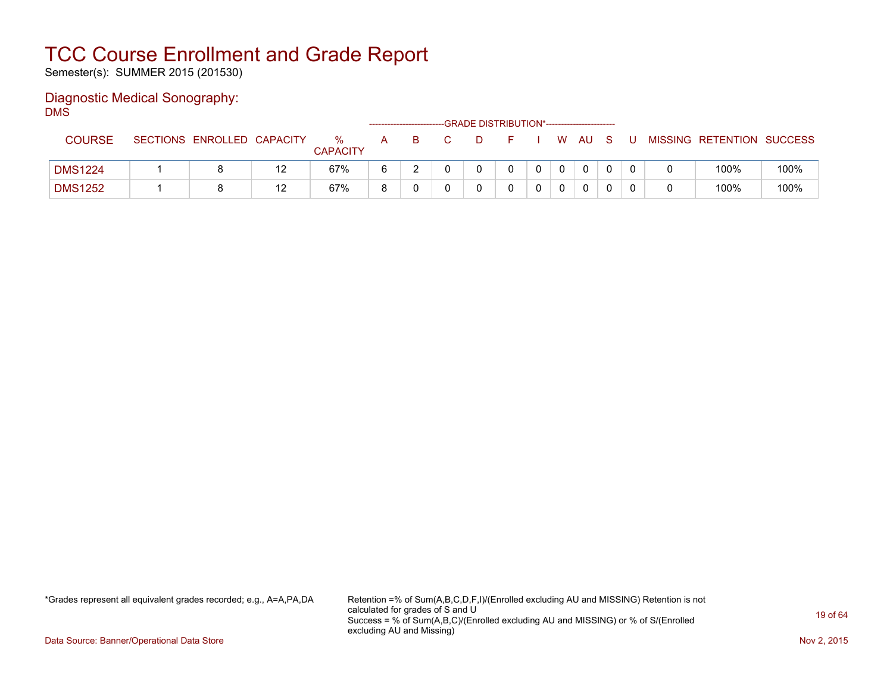# TCC Course Enrollment and Grade Report

Semester(s): SUMMER 2015 (201530)

## Diagnostic Medical Sonography:

DMS

| COURSE | SECTIONS | ENROLLED | CAPACITY | % CAPACITY | A | B | C | D | F | I | W | AU | S | U | MISSING | RETENTION | SUCCESS |
|---|---|---|---|---|---|---|---|---|---|---|---|---|---|---|---|---|---|
| | | | | | GRADE DISTRIBUTION* | | | | | | | | | | | | |
| DMS1224 | 1 | 8 | 12 | 67% | 6 | 2 | 0 | 0 | 0 | 0 | 0 | 0 | 0 | 0 | 0 | 100% | 100% |
| DMS1252 | 1 | 8 | 12 | 67% | 8 | 0 | 0 | 0 | 0 | 0 | 0 | 0 | 0 | 0 | 0 | 100% | 100% |

*Grades represent all equivalent grades recorded; e.g., A=A,PA,DA

Retention =% of Sum(A,B,C,D,F,I)/(Enrolled excluding AU and MISSING) Retention is not calculated for grades of S and U
Success = % of Sum(A,B,C)/(Enrolled excluding AU and MISSING) or % of S/(Enrolled excluding AU and Missing)

Data Source: Banner/Operational Data Store

Nov 2, 2015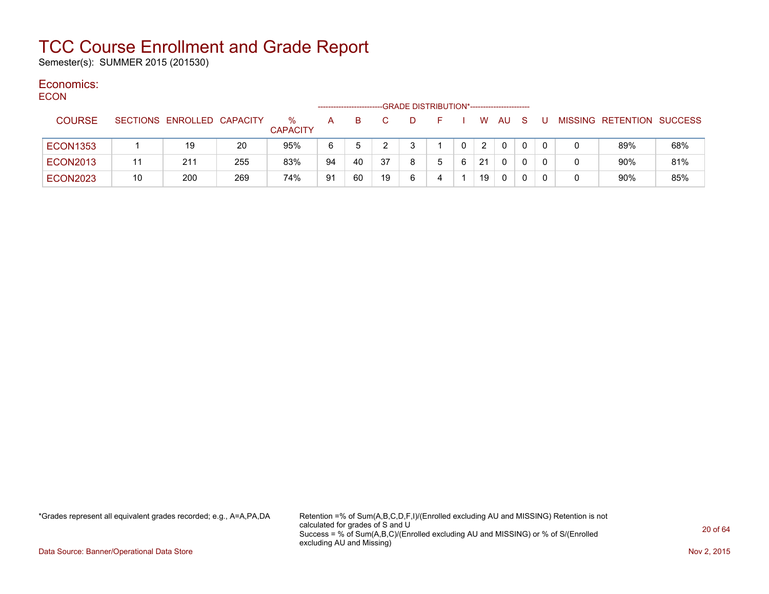# TCC Course Enrollment and Grade Report

Semester(s): SUMMER 2015 (201530)

## Economics:

### ECON

| COURSE | SECTIONS | ENROLLED | CAPACITY | % CAPACITY | A | B | C | D | F | I | W | AU | S | U | MISSING | RETENTION | SUCCESS |
|---|---|---|---|---|---|---|---|---|---|---|---|---|---|---|---|---|---|
| | | | | | GRADE DISTRIBUTION* | | | | | | | | | | | | |
| ECON1353 | 1 | 19 | 20 | 95% | 6 | 5 | 2 | 3 | 1 | 0 | 2 | 0 | 0 | 0 | 0 | 89% | 68% |
| ECON2013 | 11 | 211 | 255 | 83% | 94 | 40 | 37 | 8 | 5 | 6 | 21 | 0 | 0 | 0 | 0 | 90% | 81% |
| ECON2023 | 10 | 200 | 269 | 74% | 91 | 60 | 19 | 6 | 4 | 1 | 19 | 0 | 0 | 0 | 0 | 90% | 85% |

*Grades represent all equivalent grades recorded; e.g., A=A,PA,DA

Retention =% of Sum(A,B,C,D,F,I)/(Enrolled excluding AU and MISSING) Retention is not calculated for grades of S and U
Success = % of Sum(A,B,C)/(Enrolled excluding AU and MISSING) or % of S/(Enrolled excluding AU and Missing)

Data Source: Banner/Operational Data Store

Nov 2, 2015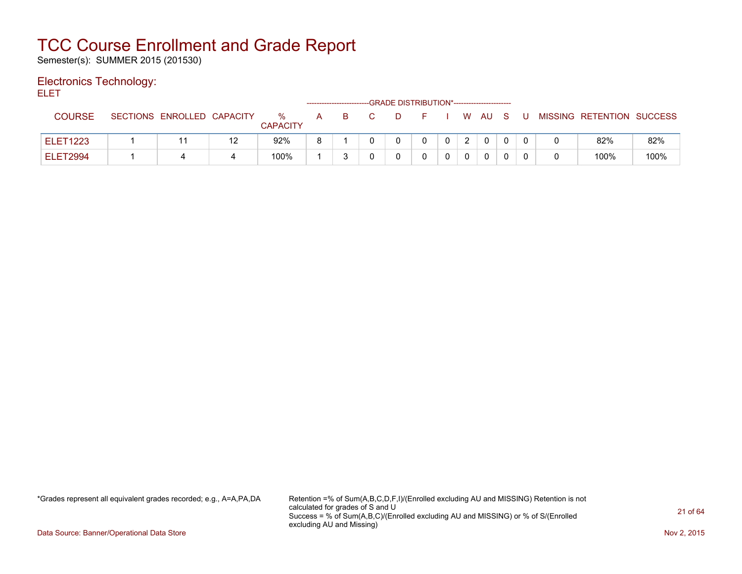# TCC Course Enrollment and Grade Report

Semester(s): SUMMER 2015 (201530)

## Electronics Technology:

ELET

| COURSE | SECTIONS | ENROLLED | CAPACITY | % CAPACITY | A | B | C | D | F | I | W | AU | S | U | MISSING | RETENTION | SUCCESS |
|---|---|---|---|---|---|---|---|---|---|---|---|---|---|---|---|---|---|
| | | | | | -------------------------GRADE DISTRIBUTION* | | | | | | | | | ----------------------- | | | |
| ELET1223 | 1 | 11 | 12 | 92% | 8 | 1 | 0 | 0 | 0 | 0 | 2 | 0 | 0 | 0 | 0 | 82% | 82% |
| ELET2994 | 1 | 4 | 4 | 100% | 1 | 3 | 0 | 0 | 0 | 0 | 0 | 0 | 0 | 0 | 0 | 100% | 100% |

*Grades represent all equivalent grades recorded; e.g., A=A,PA,DA

Retention =% of Sum(A,B,C,D,F,I)/(Enrolled excluding AU and MISSING) Retention is not calculated for grades of S and U
Success = % of Sum(A,B,C)/(Enrolled excluding AU and MISSING) or % of S/(Enrolled excluding AU and Missing)

Data Source: Banner/Operational Data Store

Nov 2, 2015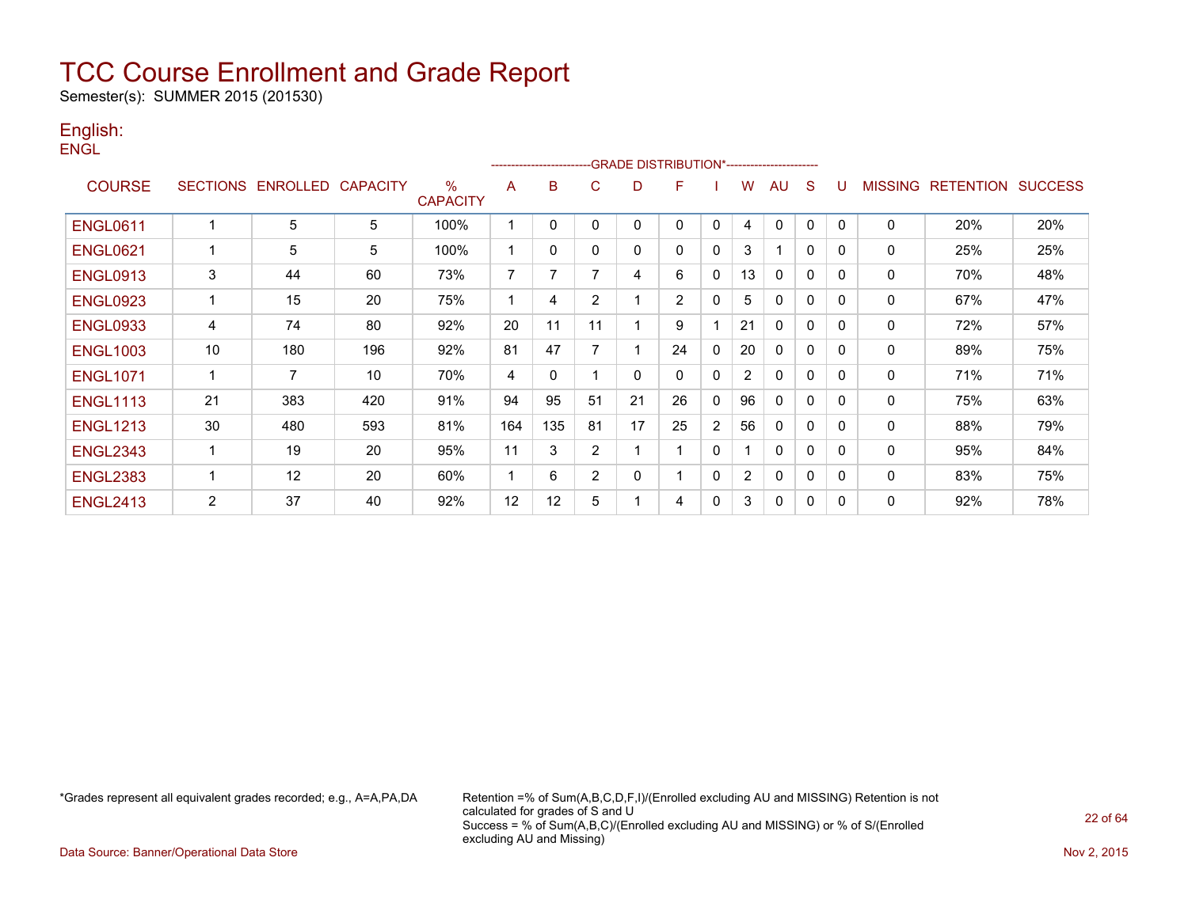# TCC Course Enrollment and Grade Report

Semester(s): SUMMER 2015 (201530)

## English:

ENGL

| COURSE | SECTIONS | ENROLLED | CAPACITY | % CAPACITY | A | B | C | D | F | I | W | AU | S | U | MISSING | RETENTION | SUCCESS |
|---|---|---|---|---|---|---|---|---|---|---|---|---|---|---|---|---|---|
| | | | | | GRADE DISTRIBUTION* | | | | | | | | | | | | |
| ENGL0611 | 1 | 5 | 5 | 100% | 1 | 0 | 0 | 0 | 0 | 0 | 4 | 0 | 0 | 0 | 0 | 20% | 20% |
| ENGL0621 | 1 | 5 | 5 | 100% | 1 | 0 | 0 | 0 | 0 | 0 | 3 | 1 | 0 | 0 | 0 | 25% | 25% |
| ENGL0913 | 3 | 44 | 60 | 73% | 7 | 7 | 7 | 4 | 6 | 0 | 13 | 0 | 0 | 0 | 0 | 70% | 48% |
| ENGL0923 | 1 | 15 | 20 | 75% | 1 | 4 | 2 | 1 | 2 | 0 | 5 | 0 | 0 | 0 | 0 | 67% | 47% |
| ENGL0933 | 4 | 74 | 80 | 92% | 20 | 11 | 11 | 1 | 9 | 1 | 21 | 0 | 0 | 0 | 0 | 72% | 57% |
| ENGL1003 | 10 | 180 | 196 | 92% | 81 | 47 | 7 | 1 | 24 | 0 | 20 | 0 | 0 | 0 | 0 | 89% | 75% |
| ENGL1071 | 1 | 7 | 10 | 70% | 4 | 0 | 1 | 0 | 0 | 0 | 2 | 0 | 0 | 0 | 0 | 71% | 71% |
| ENGL1113 | 21 | 383 | 420 | 91% | 94 | 95 | 51 | 21 | 26 | 0 | 96 | 0 | 0 | 0 | 0 | 75% | 63% |
| ENGL1213 | 30 | 480 | 593 | 81% | 164 | 135 | 81 | 17 | 25 | 2 | 56 | 0 | 0 | 0 | 0 | 88% | 79% |
| ENGL2343 | 1 | 19 | 20 | 95% | 11 | 3 | 2 | 1 | 1 | 0 | 1 | 0 | 0 | 0 | 0 | 95% | 84% |
| ENGL2383 | 1 | 12 | 20 | 60% | 1 | 6 | 2 | 0 | 1 | 0 | 2 | 0 | 0 | 0 | 0 | 83% | 75% |
| ENGL2413 | 2 | 37 | 40 | 92% | 12 | 12 | 5 | 1 | 4 | 0 | 3 | 0 | 0 | 0 | 0 | 92% | 78% |

*Grades represent all equivalent grades recorded; e.g., A=A,PA,DA

Retention =% of Sum(A,B,C,D,F,I)/(Enrolled excluding AU and MISSING) Retention is not calculated for grades of S and U
Success = % of Sum(A,B,C)/(Enrolled excluding AU and MISSING) or % of S/(Enrolled excluding AU and Missing)

Data Source: Banner/Operational Data Store

Nov 2, 2015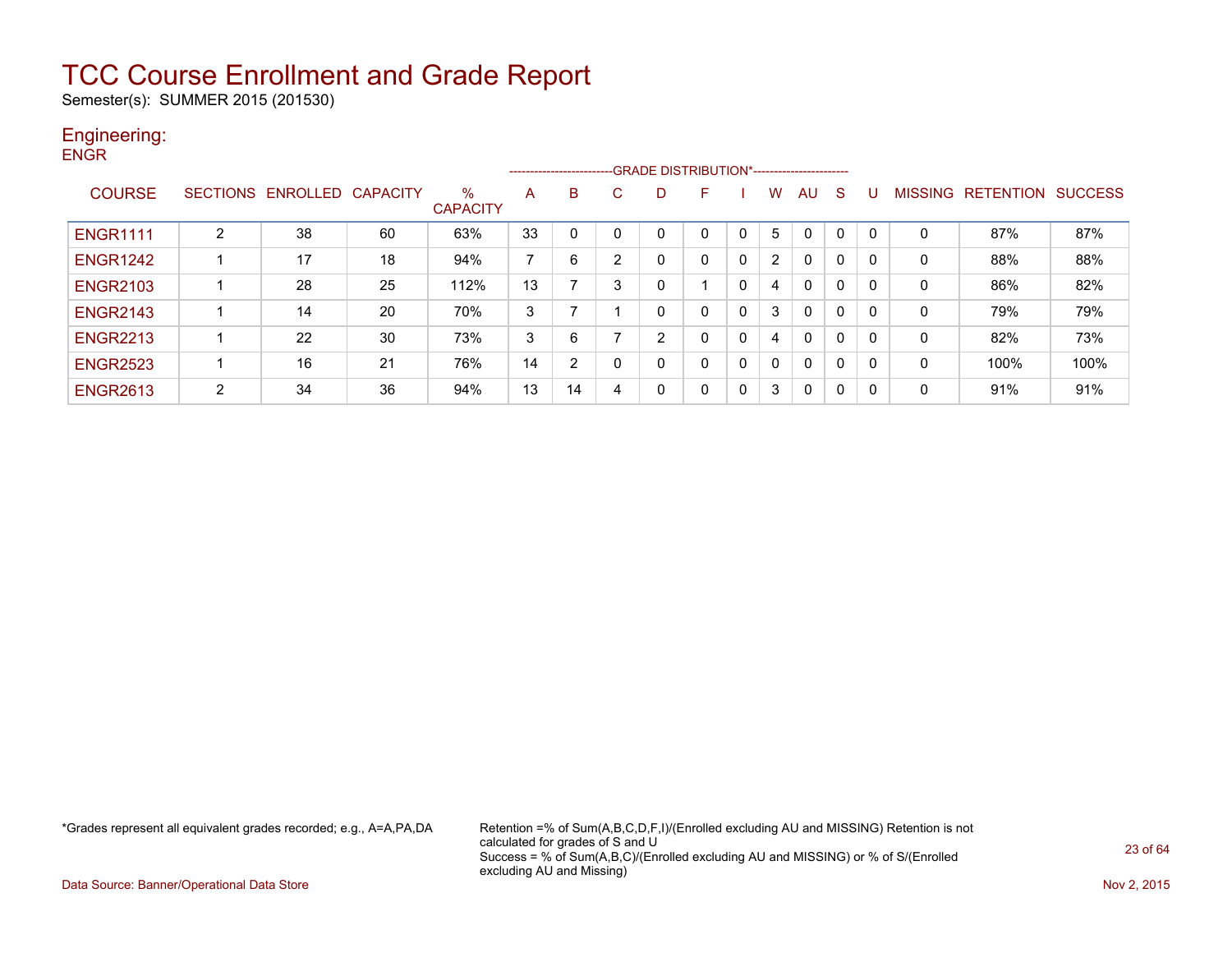# TCC Course Enrollment and Grade Report

Semester(s): SUMMER 2015 (201530)

## Engineering:

### ENGR

| COURSE | SECTIONS | ENROLLED | CAPACITY | % CAPACITY | A | B | C | D | F | I | W | AU | S | U | MISSING | RETENTION | SUCCESS |
|---|---|---|---|---|---|---|---|---|---|---|---|---|---|---|---|---|---|
| | | | | | GRADE DISTRIBUTION* | | | | | | | | | | | | |
| ENGR1111 | 2 | 38 | 60 | 63% | 33 | 0 | 0 | 0 | 0 | 0 | 5 | 0 | 0 | 0 | 0 | 87% | 87% |
| ENGR1242 | 1 | 17 | 18 | 94% | 7 | 6 | 2 | 0 | 0 | 0 | 2 | 0 | 0 | 0 | 0 | 88% | 88% |
| ENGR2103 | 1 | 28 | 25 | 112% | 13 | 7 | 3 | 0 | 1 | 0 | 4 | 0 | 0 | 0 | 0 | 86% | 82% |
| ENGR2143 | 1 | 14 | 20 | 70% | 3 | 7 | 1 | 0 | 0 | 0 | 3 | 0 | 0 | 0 | 0 | 79% | 79% |
| ENGR2213 | 1 | 22 | 30 | 73% | 3 | 6 | 7 | 2 | 0 | 0 | 4 | 0 | 0 | 0 | 0 | 82% | 73% |
| ENGR2523 | 1 | 16 | 21 | 76% | 14 | 2 | 0 | 0 | 0 | 0 | 0 | 0 | 0 | 0 | 0 | 100% | 100% |
| ENGR2613 | 2 | 34 | 36 | 94% | 13 | 14 | 4 | 0 | 0 | 0 | 3 | 0 | 0 | 0 | 0 | 91% | 91% |

*Grades represent all equivalent grades recorded; e.g., A=A,PA,DA

Retention =% of Sum(A,B,C,D,F,I)/(Enrolled excluding AU and MISSING) Retention is not calculated for grades of S and U
Success = % of Sum(A,B,C)/(Enrolled excluding AU and MISSING) or % of S/(Enrolled excluding AU and Missing)

Data Source: Banner/Operational Data Store

Nov 2, 2015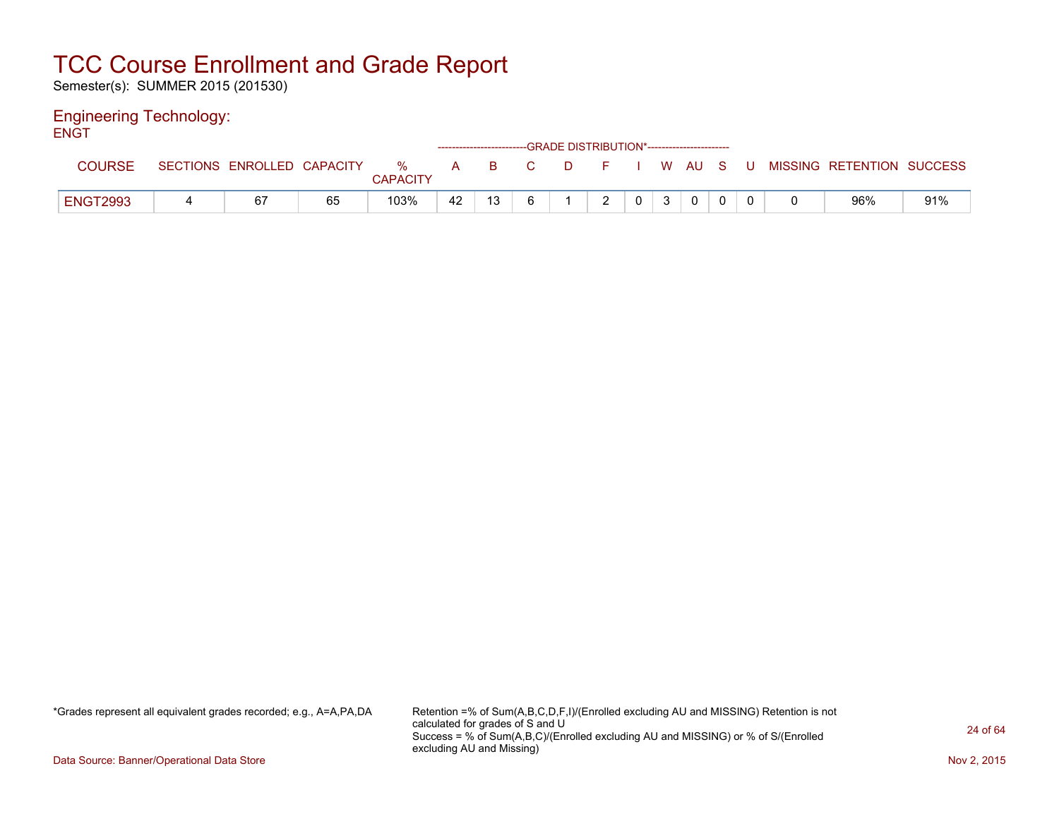# TCC Course Enrollment and Grade Report

Semester(s): SUMMER 2015 (201530)

## Engineering Technology:

ENGT

| COURSE | SECTIONS | ENROLLED | CAPACITY | % CAPACITY | A | B | C | D | F | I | W | AU | S | U | MISSING | RETENTION | SUCCESS |
|---|---|---|---|---|---|---|---|---|---|---|---|---|---|---|---|---|---|
| | | | | | GRADE DISTRIBUTION* | | | | | | | | | | | | |
| ENGT2993 | 4 | 67 | 65 | 103% | 42 | 13 | 6 | 1 | 2 | 0 | 3 | 0 | 0 | 0 | 0 | 96% | 91% |

*Grades represent all equivalent grades recorded; e.g., A=A,PA,DA

Retention =% of Sum(A,B,C,D,F,I)/(Enrolled excluding AU and MISSING) Retention is not calculated for grades of S and U
Success = % of Sum(A,B,C)/(Enrolled excluding AU and MISSING) or % of S/(Enrolled excluding AU and Missing)

Data Source: Banner/Operational Data Store

Nov 2, 2015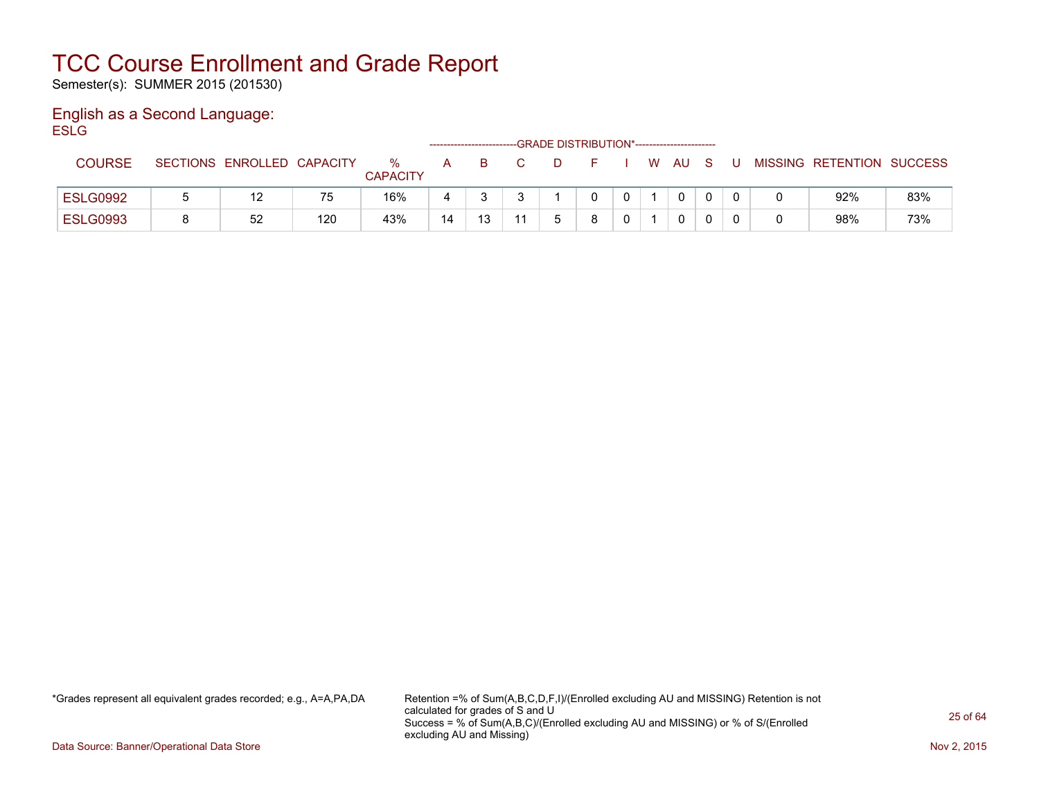# TCC Course Enrollment and Grade Report

Semester(s): SUMMER 2015 (201530)

## English as a Second Language:

ESLG

| COURSE | SECTIONS | ENROLLED | CAPACITY | % CAPACITY | A | B | C | D | F | I | W | AU | S | U | MISSING | RETENTION | SUCCESS |
|---|---|---|---|---|---|---|---|---|---|---|---|---|---|---|---|---|---|
| | | | | | GRADE DISTRIBUTION* | | | | | | | | | | | | |
| ESLG0992 | 5 | 12 | 75 | 16% | 4 | 3 | 3 | 1 | 0 | 0 | 1 | 0 | 0 | 0 | 0 | 92% | 83% |
| ESLG0993 | 8 | 52 | 120 | 43% | 14 | 13 | 11 | 5 | 8 | 0 | 1 | 0 | 0 | 0 | 0 | 98% | 73% |

*Grades represent all equivalent grades recorded; e.g., A=A,PA,DA

Retention =% of Sum(A,B,C,D,F,I)/(Enrolled excluding AU and MISSING) Retention is not calculated for grades of S and U
Success = % of Sum(A,B,C)/(Enrolled excluding AU and MISSING) or % of S/(Enrolled excluding AU and Missing)

Data Source: Banner/Operational Data Store

Nov 2, 2015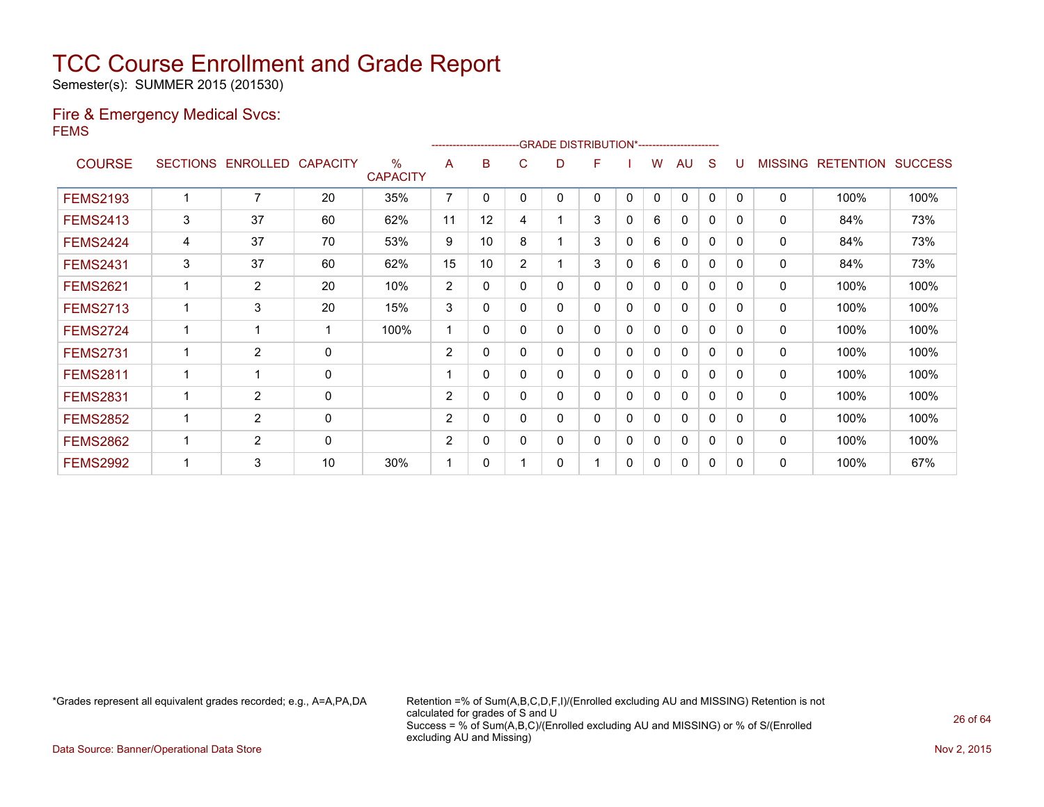# TCC Course Enrollment and Grade Report

Semester(s): SUMMER 2015 (201530)

## Fire & Emergency Medical Svcs:

FEMS

| COURSE | SECTIONS | ENROLLED | CAPACITY | % CAPACITY | GRADE DISTRIBUTION* A | B | C | D | F | I | W | AU | S | U | MISSING | RETENTION | SUCCESS |
|---|---|---|---|---|---|---|---|---|---|---|---|---|---|---|---|---|---|
| FEMS2193 | 1 | 7 | 20 | 35% | 7 | 0 | 0 | 0 | 0 | 0 | 0 | 0 | 0 | 0 | 0 | 100% | 100% |
| FEMS2413 | 3 | 37 | 60 | 62% | 11 | 12 | 4 | 1 | 3 | 0 | 6 | 0 | 0 | 0 | 0 | 84% | 73% |
| FEMS2424 | 4 | 37 | 70 | 53% | 9 | 10 | 8 | 1 | 3 | 0 | 6 | 0 | 0 | 0 | 0 | 84% | 73% |
| FEMS2431 | 3 | 37 | 60 | 62% | 15 | 10 | 2 | 1 | 3 | 0 | 6 | 0 | 0 | 0 | 0 | 84% | 73% |
| FEMS2621 | 1 | 2 | 20 | 10% | 2 | 0 | 0 | 0 | 0 | 0 | 0 | 0 | 0 | 0 | 0 | 100% | 100% |
| FEMS2713 | 1 | 3 | 20 | 15% | 3 | 0 | 0 | 0 | 0 | 0 | 0 | 0 | 0 | 0 | 0 | 100% | 100% |
| FEMS2724 | 1 | 1 | 1 | 100% | 1 | 0 | 0 | 0 | 0 | 0 | 0 | 0 | 0 | 0 | 0 | 100% | 100% |
| FEMS2731 | 1 | 2 | 0 | | 2 | 0 | 0 | 0 | 0 | 0 | 0 | 0 | 0 | 0 | 0 | 100% | 100% |
| FEMS2811 | 1 | 1 | 0 | | 1 | 0 | 0 | 0 | 0 | 0 | 0 | 0 | 0 | 0 | 0 | 100% | 100% |
| FEMS2831 | 1 | 2 | 0 | | 2 | 0 | 0 | 0 | 0 | 0 | 0 | 0 | 0 | 0 | 0 | 100% | 100% |
| FEMS2852 | 1 | 2 | 0 | | 2 | 0 | 0 | 0 | 0 | 0 | 0 | 0 | 0 | 0 | 0 | 100% | 100% |
| FEMS2862 | 1 | 2 | 0 | | 2 | 0 | 0 | 0 | 0 | 0 | 0 | 0 | 0 | 0 | 0 | 100% | 100% |
| FEMS2992 | 1 | 3 | 10 | 30% | 1 | 0 | 1 | 0 | 1 | 0 | 0 | 0 | 0 | 0 | 0 | 100% | 67% |

*Grades represent all equivalent grades recorded; e.g., A=A,PA,DA

Retention =% of Sum(A,B,C,D,F,I)/(Enrolled excluding AU and MISSING) Retention is not calculated for grades of S and U
Success = % of Sum(A,B,C)/(Enrolled excluding AU and MISSING) or % of S/(Enrolled excluding AU and Missing)

Data Source: Banner/Operational Data Store

Nov 2, 2015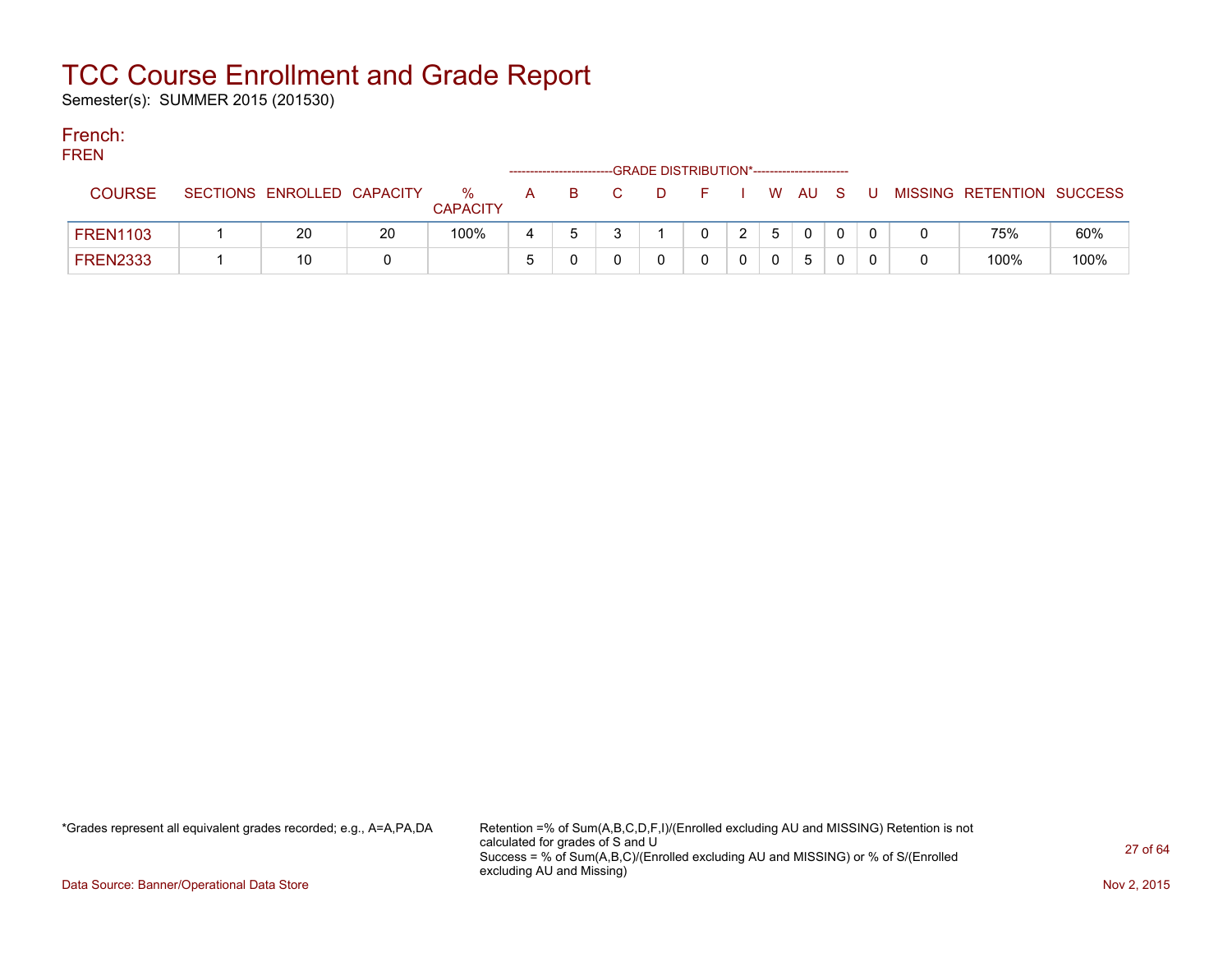# TCC Course Enrollment and Grade Report

Semester(s): SUMMER 2015 (201530)

## French:

### FREN

| COURSE | SECTIONS | ENROLLED | CAPACITY | % CAPACITY | A | B | C | D | F | I | W | AU | S | U | MISSING | RETENTION | SUCCESS |
|---|---|---|---|---|---|---|---|---|---|---|---|---|---|---|---|---|---|
| | | | | | GRADE DISTRIBUTION* | | | | | | | | | | | | |
| FREN1103 | 1 | 20 | 20 | 100% | 4 | 5 | 3 | 1 | 0 | 2 | 5 | 0 | 0 | 0 | 0 | 75% | 60% |
| FREN2333 | 1 | 10 | 0 | | 5 | 0 | 0 | 0 | 0 | 0 | 0 | 5 | 0 | 0 | 0 | 100% | 100% |

*Grades represent all equivalent grades recorded; e.g., A=A,PA,DA

Retention =% of Sum(A,B,C,D,F,I)/(Enrolled excluding AU and MISSING) Retention is not calculated for grades of S and U
Success = % of Sum(A,B,C)/(Enrolled excluding AU and MISSING) or % of S/(Enrolled excluding AU and Missing)

Data Source: Banner/Operational Data Store

Nov 2, 2015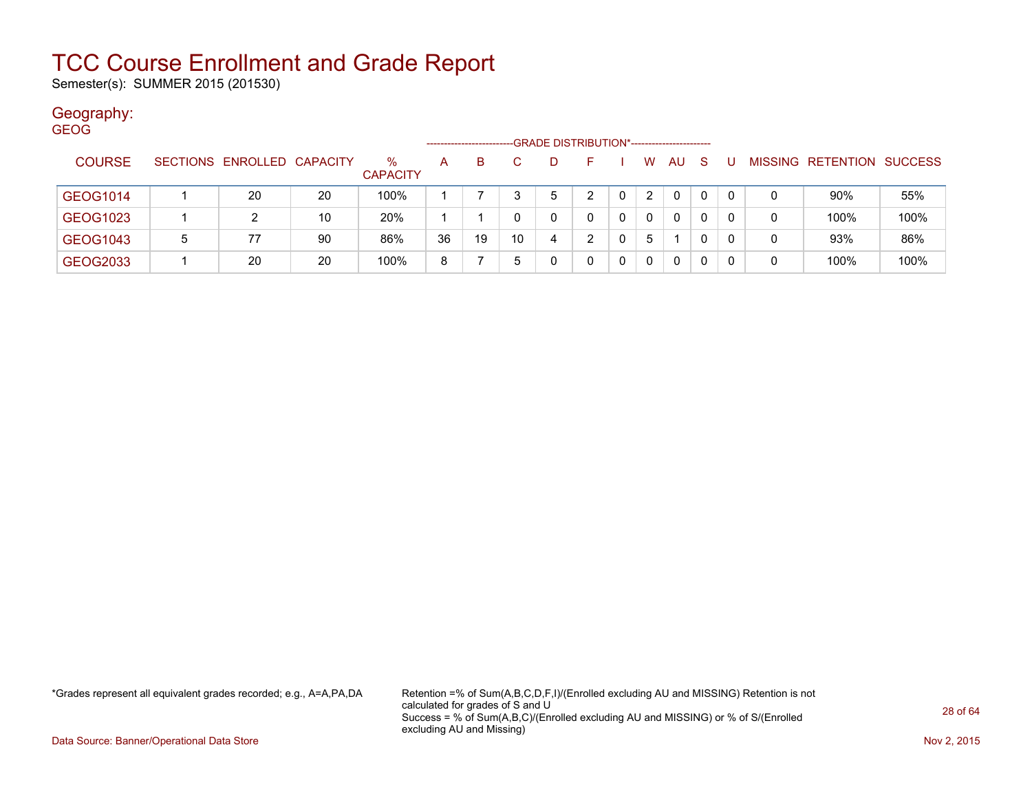# TCC Course Enrollment and Grade Report

Semester(s): SUMMER 2015 (201530)

## Geography:

GEOG

| COURSE | SECTIONS | ENROLLED | CAPACITY | % CAPACITY | A | B | C | D | F | I | W | AU | S | U | MISSING | RETENTION | SUCCESS |
|---|---|---|---|---|---|---|---|---|---|---|---|---|---|---|---|---|---|
| | | | | | GRADE DISTRIBUTION* | | | | | | | | | | | | |
| GEOG1014 | 1 | 20 | 20 | 100% | 1 | 7 | 3 | 5 | 2 | 0 | 2 | 0 | 0 | 0 | 0 | 90% | 55% |
| GEOG1023 | 1 | 2 | 10 | 20% | 1 | 1 | 0 | 0 | 0 | 0 | 0 | 0 | 0 | 0 | 0 | 100% | 100% |
| GEOG1043 | 5 | 77 | 90 | 86% | 36 | 19 | 10 | 4 | 2 | 0 | 5 | 1 | 0 | 0 | 0 | 93% | 86% |
| GEOG2033 | 1 | 20 | 20 | 100% | 8 | 7 | 5 | 0 | 0 | 0 | 0 | 0 | 0 | 0 | 0 | 100% | 100% |

*Grades represent all equivalent grades recorded; e.g., A=A,PA,DA

Retention =% of Sum(A,B,C,D,F,I)/(Enrolled excluding AU and MISSING) Retention is not calculated for grades of S and U
Success = % of Sum(A,B,C)/(Enrolled excluding AU and MISSING) or % of S/(Enrolled excluding AU and Missing)

Data Source: Banner/Operational Data Store

Nov 2, 2015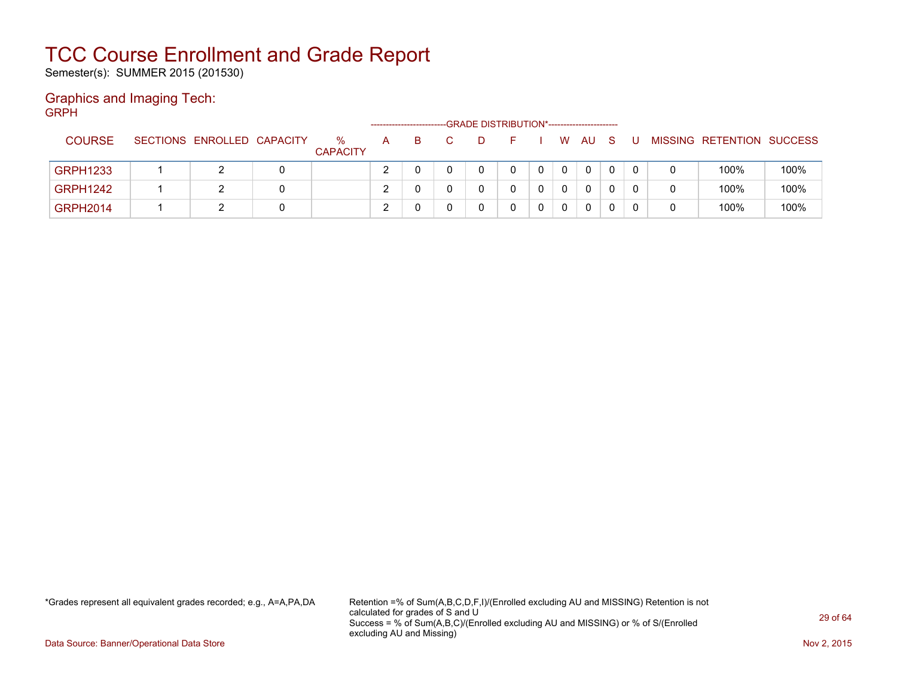# TCC Course Enrollment and Grade Report

Semester(s): SUMMER 2015 (201530)

## Graphics and Imaging Tech:

GRPH

| COURSE | SECTIONS | ENROLLED | CAPACITY | % CAPACITY | A | B | C | D | F | I | W | AU | S | U | MISSING | RETENTION | SUCCESS |
|---|---|---|---|---|---|---|---|---|---|---|---|---|---|---|---|---|---|
| | | | | | GRADE DISTRIBUTION* | | | | | | | | | | | | |
| GRPH1233 | 1 | 2 | 0 | | 2 | 0 | 0 | 0 | 0 | 0 | 0 | 0 | 0 | 0 | 0 | 100% | 100% |
| GRPH1242 | 1 | 2 | 0 | | 2 | 0 | 0 | 0 | 0 | 0 | 0 | 0 | 0 | 0 | 0 | 100% | 100% |
| GRPH2014 | 1 | 2 | 0 | | 2 | 0 | 0 | 0 | 0 | 0 | 0 | 0 | 0 | 0 | 0 | 100% | 100% |

*Grades represent all equivalent grades recorded; e.g., A=A,PA,DA

Retention =% of Sum(A,B,C,D,F,I)/(Enrolled excluding AU and MISSING) Retention is not calculated for grades of S and U
Success = % of Sum(A,B,C)/(Enrolled excluding AU and MISSING) or % of S/(Enrolled excluding AU and Missing)

Data Source: Banner/Operational Data Store

Nov 2, 2015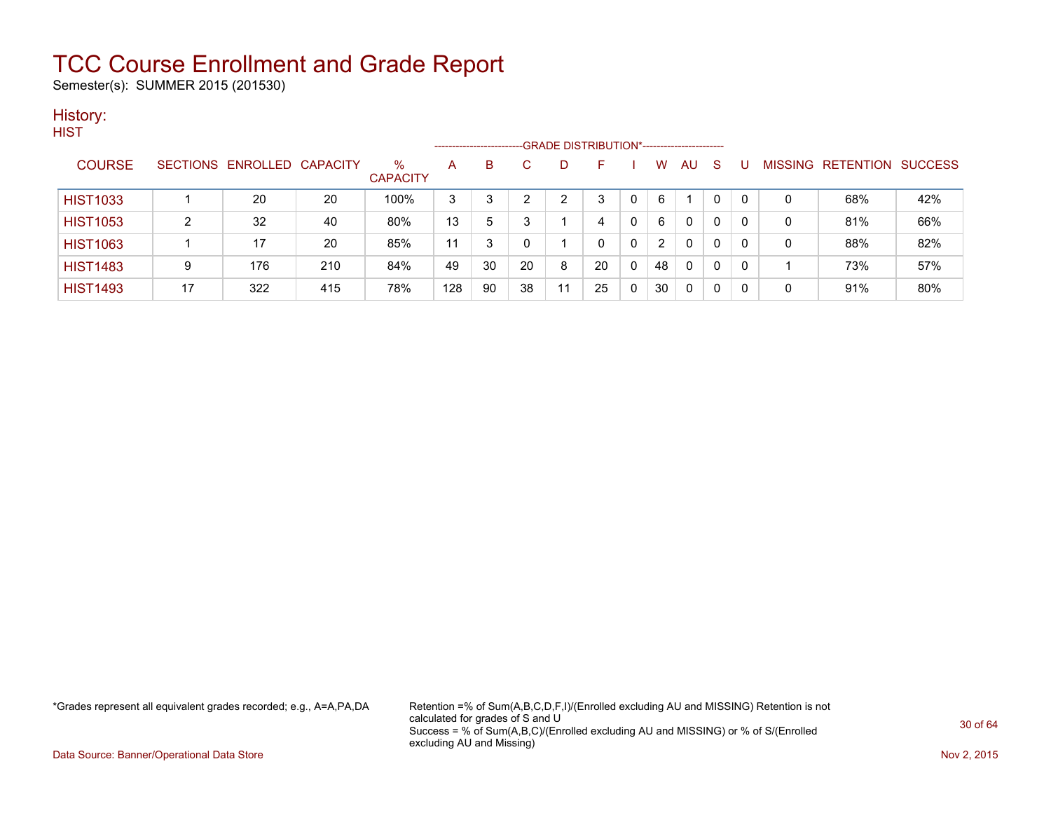# TCC Course Enrollment and Grade Report

Semester(s): SUMMER 2015 (201530)

## History:

HIST

| COURSE | SECTIONS | ENROLLED | CAPACITY | % CAPACITY | A | B | C | D | F | I | W | AU | S | U | MISSING | RETENTION | SUCCESS |
|---|---|---|---|---|---|---|---|---|---|---|---|---|---|---|---|---|---|
| | | | | | GRADE DISTRIBUTION* | | | | | | | | | | | | |
| HIST1033 | 1 | 20 | 20 | 100% | 3 | 3 | 2 | 2 | 3 | 0 | 6 | 1 | 0 | 0 | 0 | 68% | 42% |
| HIST1053 | 2 | 32 | 40 | 80% | 13 | 5 | 3 | 1 | 4 | 0 | 6 | 0 | 0 | 0 | 0 | 81% | 66% |
| HIST1063 | 1 | 17 | 20 | 85% | 11 | 3 | 0 | 1 | 0 | 0 | 2 | 0 | 0 | 0 | 0 | 88% | 82% |
| HIST1483 | 9 | 176 | 210 | 84% | 49 | 30 | 20 | 8 | 20 | 0 | 48 | 0 | 0 | 0 | 1 | 73% | 57% |
| HIST1493 | 17 | 322 | 415 | 78% | 128 | 90 | 38 | 11 | 25 | 0 | 30 | 0 | 0 | 0 | 0 | 91% | 80% |

*Grades represent all equivalent grades recorded; e.g., A=A,PA,DA

Retention =% of Sum(A,B,C,D,F,I)/(Enrolled excluding AU and MISSING) Retention is not calculated for grades of S and U
Success = % of Sum(A,B,C)/(Enrolled excluding AU and MISSING) or % of S/(Enrolled excluding AU and Missing)

Data Source: Banner/Operational Data Store

Nov 2, 2015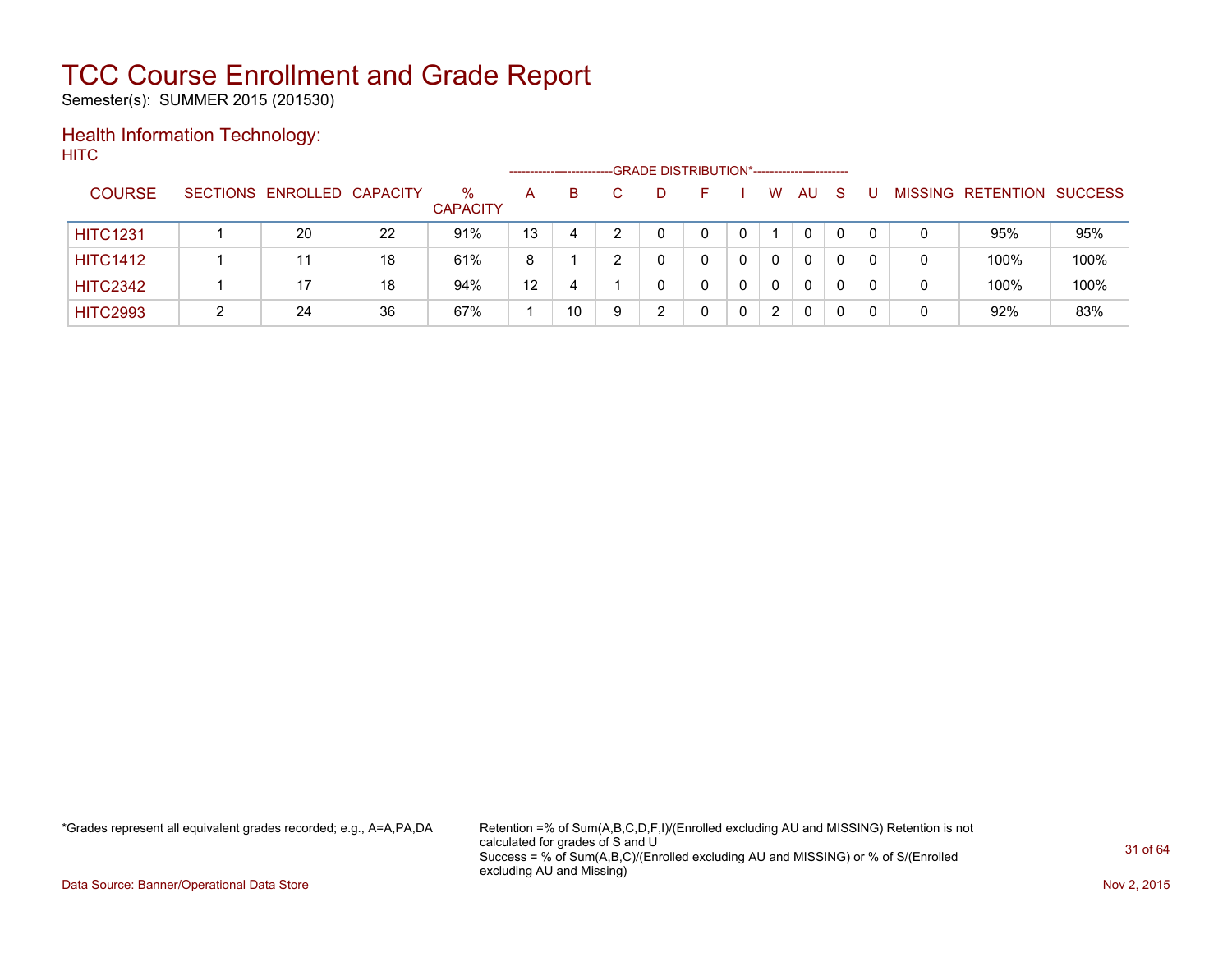# TCC Course Enrollment and Grade Report

Semester(s): SUMMER 2015 (201530)

## Health Information Technology:

HITC

| COURSE | SECTIONS | ENROLLED | CAPACITY | % CAPACITY | A | B | C | D | F | I | W | AU | S | U | MISSING | RETENTION | SUCCESS |
|---|---|---|---|---|---|---|---|---|---|---|---|---|---|---|---|---|---|
| | | | | | GRADE DISTRIBUTION* | | | | | | | | | | | | |
| HITC1231 | 1 | 20 | 22 | 91% | 13 | 4 | 2 | 0 | 0 | 0 | 1 | 0 | 0 | 0 | 0 | 95% | 95% |
| HITC1412 | 1 | 11 | 18 | 61% | 8 | 1 | 2 | 0 | 0 | 0 | 0 | 0 | 0 | 0 | 0 | 100% | 100% |
| HITC2342 | 1 | 17 | 18 | 94% | 12 | 4 | 1 | 0 | 0 | 0 | 0 | 0 | 0 | 0 | 0 | 100% | 100% |
| HITC2993 | 2 | 24 | 36 | 67% | 1 | 10 | 9 | 2 | 0 | 0 | 2 | 0 | 0 | 0 | 0 | 92% | 83% |

*Grades represent all equivalent grades recorded; e.g., A=A,PA,DA

Retention =% of Sum(A,B,C,D,F,I)/(Enrolled excluding AU and MISSING) Retention is not calculated for grades of S and U
Success = % of Sum(A,B,C)/(Enrolled excluding AU and MISSING) or % of S/(Enrolled excluding AU and Missing)

Data Source: Banner/Operational Data Store

Nov 2, 2015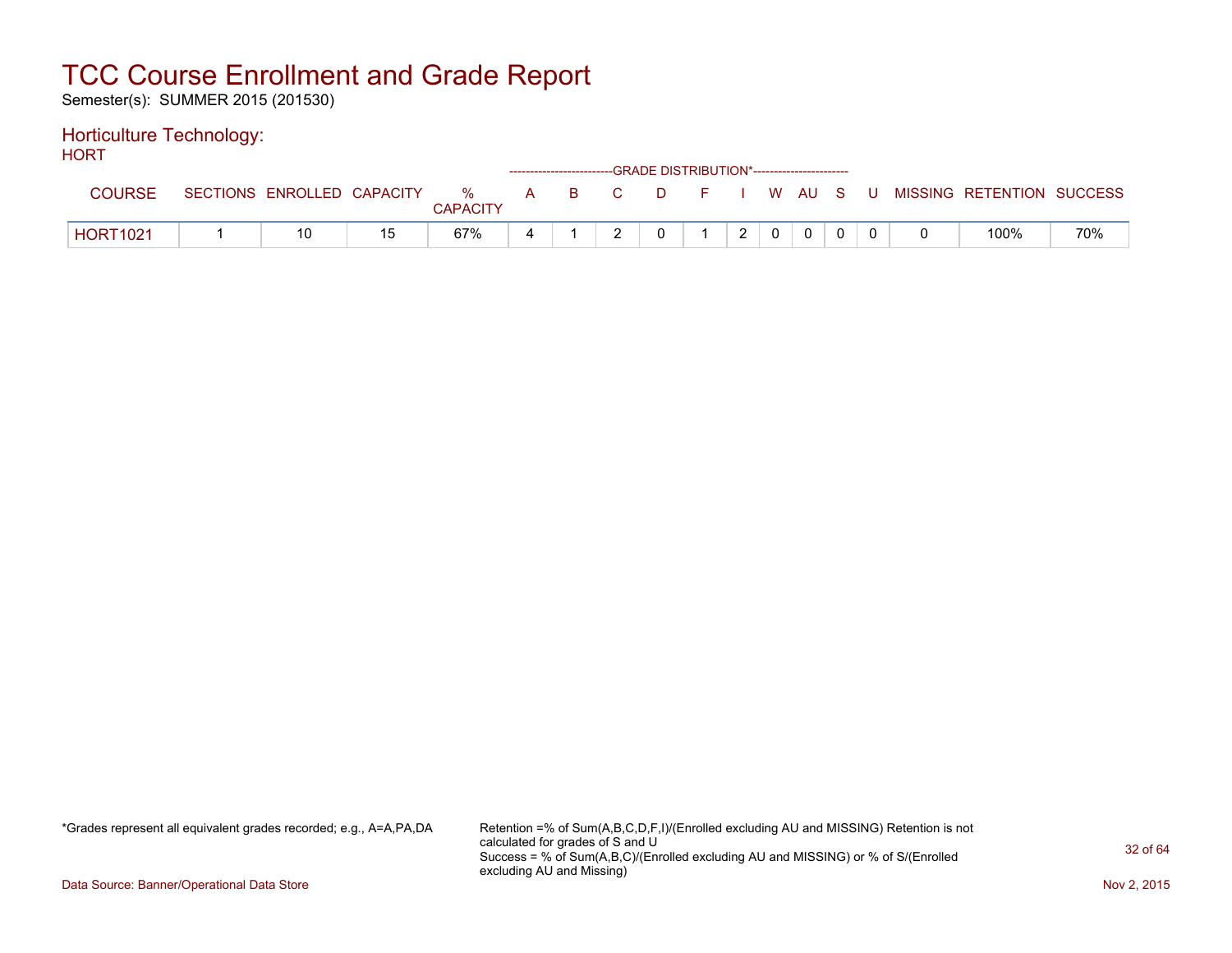# TCC Course Enrollment and Grade Report

Semester(s): SUMMER 2015 (201530)

## Horticulture Technology:

HORT

| COURSE | SECTIONS | ENROLLED | CAPACITY | % CAPACITY | A | B | C | D | F | I | W | AU | S | U | MISSING | RETENTION | SUCCESS |
|---|---|---|---|---|---|---|---|---|---|---|---|---|---|---|---|---|---|
| | | | | | GRADE DISTRIBUTION* | | | | | | | | | | | | |
| HORT1021 | 1 | 10 | 15 | 67% | 4 | 1 | 2 | 0 | 1 | 2 | 0 | 0 | 0 | 0 | 0 | 100% | 70% |

*Grades represent all equivalent grades recorded; e.g., A=A,PA,DA

Retention =% of Sum(A,B,C,D,F,I)/(Enrolled excluding AU and MISSING) Retention is not calculated for grades of S and U
Success = % of Sum(A,B,C)/(Enrolled excluding AU and MISSING) or % of S/(Enrolled excluding AU and Missing)

Data Source: Banner/Operational Data Store

Nov 2, 2015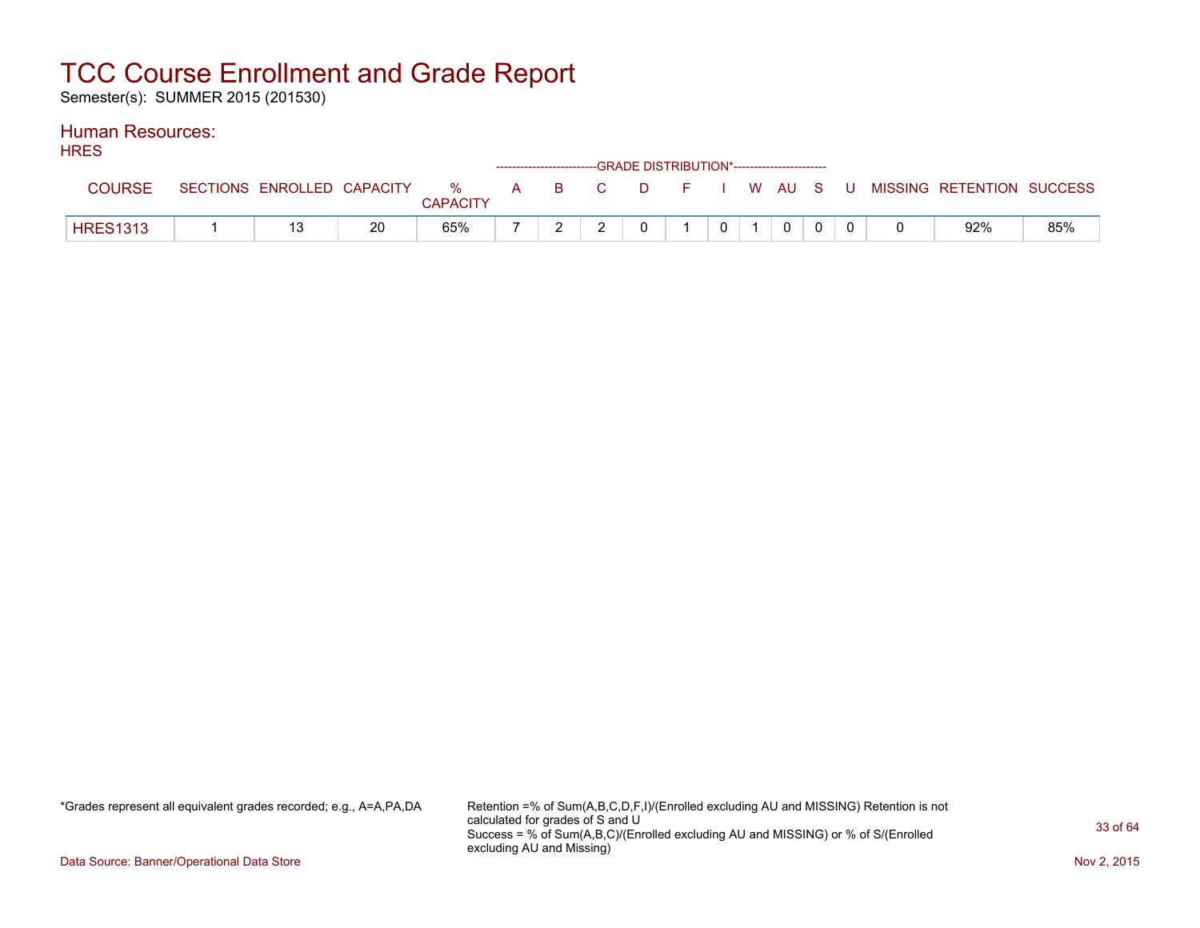# TCC Course Enrollment and Grade Report

Semester(s): SUMMER 2015 (201530)

## Human Resources:

### HRES

| COURSE | SECTIONS | ENROLLED | CAPACITY | % CAPACITY | A | B | C | D | F | I | W | AU | S | U | MISSING | RETENTION | SUCCESS |
|---|---|---|---|---|---|---|---|---|---|---|---|---|---|---|---|---|---|
| | | | | | GRADE DISTRIBUTION* | | | | | | | | | | | | |
| HRES1313 | 1 | 13 | 20 | 65% | 7 | 2 | 2 | 0 | 1 | 0 | 1 | 0 | 0 | 0 | 0 | 92% | 85% |

*Grades represent all equivalent grades recorded; e.g., A=A,PA,DA

Retention =% of Sum(A,B,C,D,F,I)/(Enrolled excluding AU and MISSING) Retention is not calculated for grades of S and U
Success = % of Sum(A,B,C)/(Enrolled excluding AU and MISSING) or % of S/(Enrolled excluding AU and Missing)

Data Source: Banner/Operational Data Store

Nov 2, 2015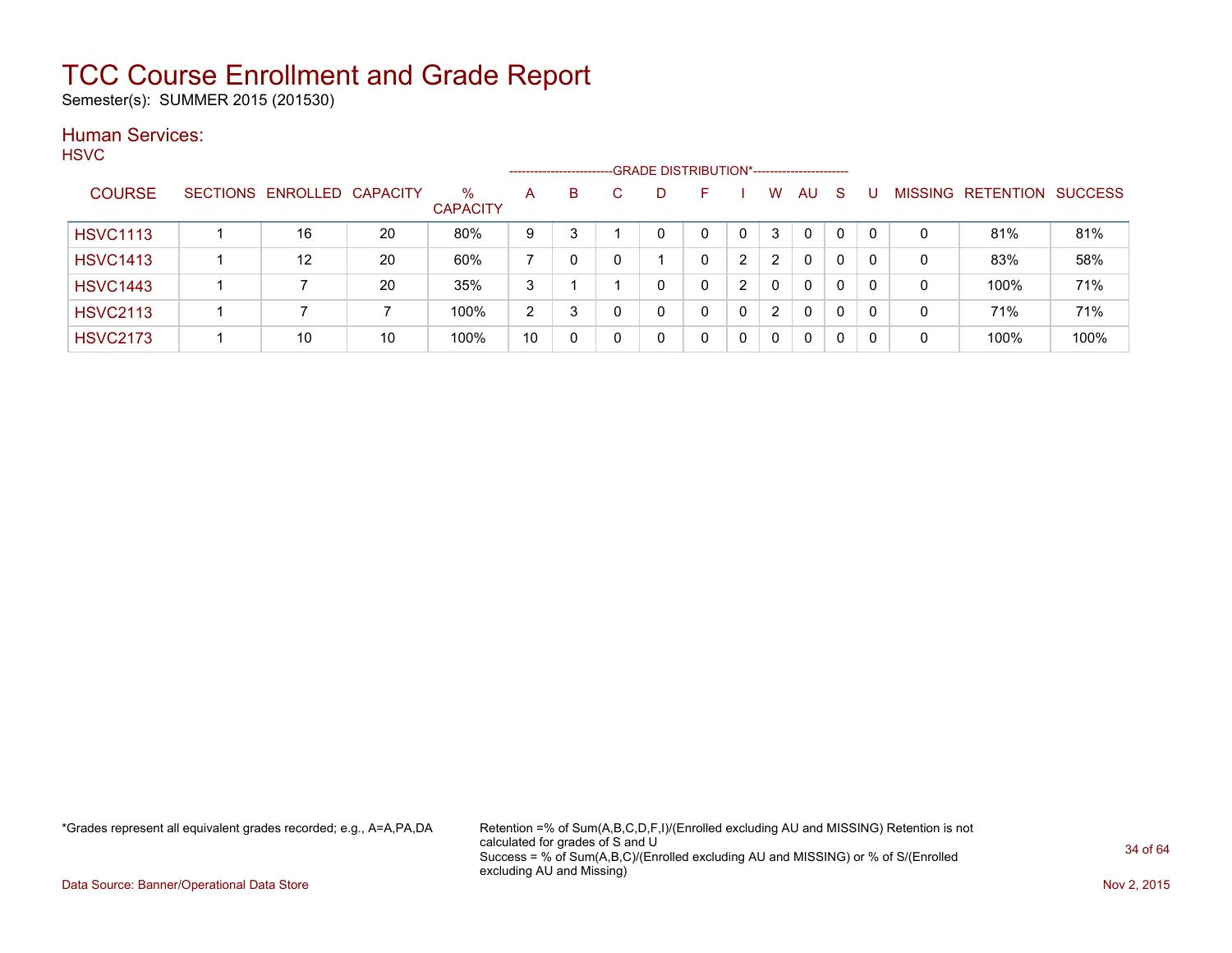# TCC Course Enrollment and Grade Report

Semester(s): SUMMER 2015 (201530)

## Human Services:

### HSVC

| COURSE | SECTIONS | ENROLLED | CAPACITY | % CAPACITY | GRADE DISTRIBUTION* A | B | C | D | F | I | W | AU | S | U | MISSING | RETENTION | SUCCESS |
|---|---|---|---|---|---|---|---|---|---|---|---|---|---|---|---|---|---|
| HSVC1113 | 1 | 16 | 20 | 80% | 9 | 3 | 1 | 0 | 0 | 0 | 3 | 0 | 0 | 0 | 0 | 81% | 81% |
| HSVC1413 | 1 | 12 | 20 | 60% | 7 | 0 | 0 | 1 | 0 | 2 | 2 | 0 | 0 | 0 | 0 | 83% | 58% |
| HSVC1443 | 1 | 7 | 20 | 35% | 3 | 1 | 1 | 0 | 0 | 2 | 0 | 0 | 0 | 0 | 0 | 100% | 71% |
| HSVC2113 | 1 | 7 | 7 | 100% | 2 | 3 | 0 | 0 | 0 | 0 | 2 | 0 | 0 | 0 | 0 | 71% | 71% |
| HSVC2173 | 1 | 10 | 10 | 100% | 10 | 0 | 0 | 0 | 0 | 0 | 0 | 0 | 0 | 0 | 0 | 100% | 100% |

*Grades represent all equivalent grades recorded; e.g., A=A,PA,DA

Retention =% of Sum(A,B,C,D,F,I)/(Enrolled excluding AU and MISSING) Retention is not calculated for grades of S and U
Success = % of Sum(A,B,C)/(Enrolled excluding AU and MISSING) or % of S/(Enrolled excluding AU and Missing)

Data Source: Banner/Operational Data Store

Nov 2, 2015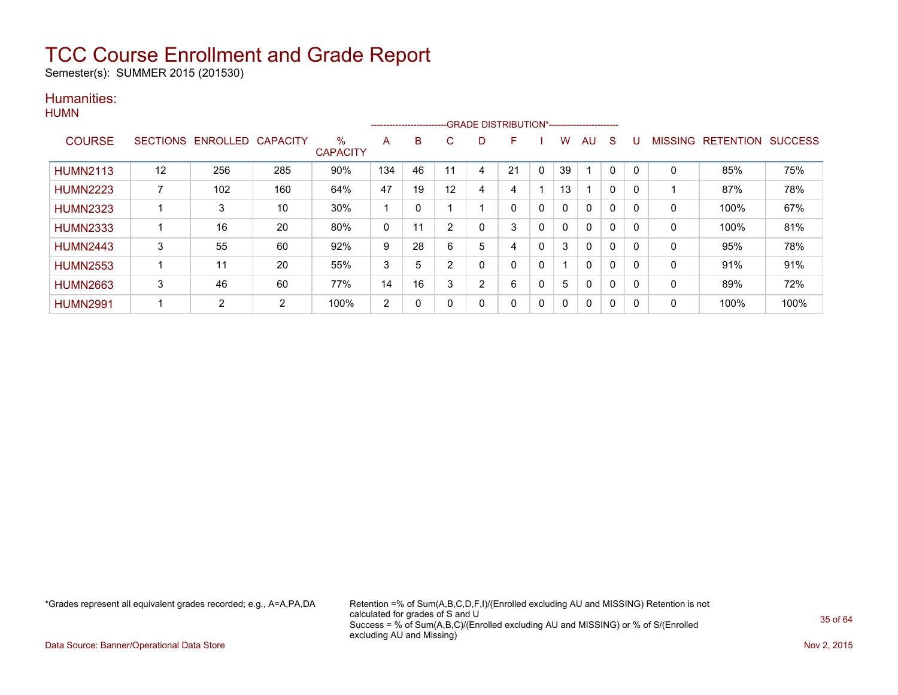# TCC Course Enrollment and Grade Report

Semester(s): SUMMER 2015 (201530)

## Humanities:

### HUMN

| COURSE | SECTIONS | ENROLLED | CAPACITY | % CAPACITY | A | B | C | D | F | I | W | AU | S | U | MISSING | RETENTION | SUCCESS |
|---|---|---|---|---|---|---|---|---|---|---|---|---|---|---|---|---|---|
| | | | | | GRADE DISTRIBUTION* | | | | | | | | | | | | |
| HUMN2113 | 12 | 256 | 285 | 90% | 134 | 46 | 11 | 4 | 21 | 0 | 39 | 1 | 0 | 0 | 0 | 85% | 75% |
| HUMN2223 | 7 | 102 | 160 | 64% | 47 | 19 | 12 | 4 | 4 | 1 | 13 | 1 | 0 | 0 | 1 | 87% | 78% |
| HUMN2323 | 1 | 3 | 10 | 30% | 1 | 0 | 1 | 1 | 0 | 0 | 0 | 0 | 0 | 0 | 0 | 100% | 67% |
| HUMN2333 | 1 | 16 | 20 | 80% | 0 | 11 | 2 | 0 | 3 | 0 | 0 | 0 | 0 | 0 | 0 | 100% | 81% |
| HUMN2443 | 3 | 55 | 60 | 92% | 9 | 28 | 6 | 5 | 4 | 0 | 3 | 0 | 0 | 0 | 0 | 95% | 78% |
| HUMN2553 | 1 | 11 | 20 | 55% | 3 | 5 | 2 | 0 | 0 | 0 | 1 | 0 | 0 | 0 | 0 | 91% | 91% |
| HUMN2663 | 3 | 46 | 60 | 77% | 14 | 16 | 3 | 2 | 6 | 0 | 5 | 0 | 0 | 0 | 0 | 89% | 72% |
| HUMN2991 | 1 | 2 | 2 | 100% | 2 | 0 | 0 | 0 | 0 | 0 | 0 | 0 | 0 | 0 | 0 | 100% | 100% |

*Grades represent all equivalent grades recorded; e.g., A=A,PA,DA

Retention =% of Sum(A,B,C,D,F,I)/(Enrolled excluding AU and MISSING) Retention is not calculated for grades of S and U
Success = % of Sum(A,B,C)/(Enrolled excluding AU and MISSING) or % of S/(Enrolled excluding AU and Missing)

Data Source: Banner/Operational Data Store

Nov 2, 2015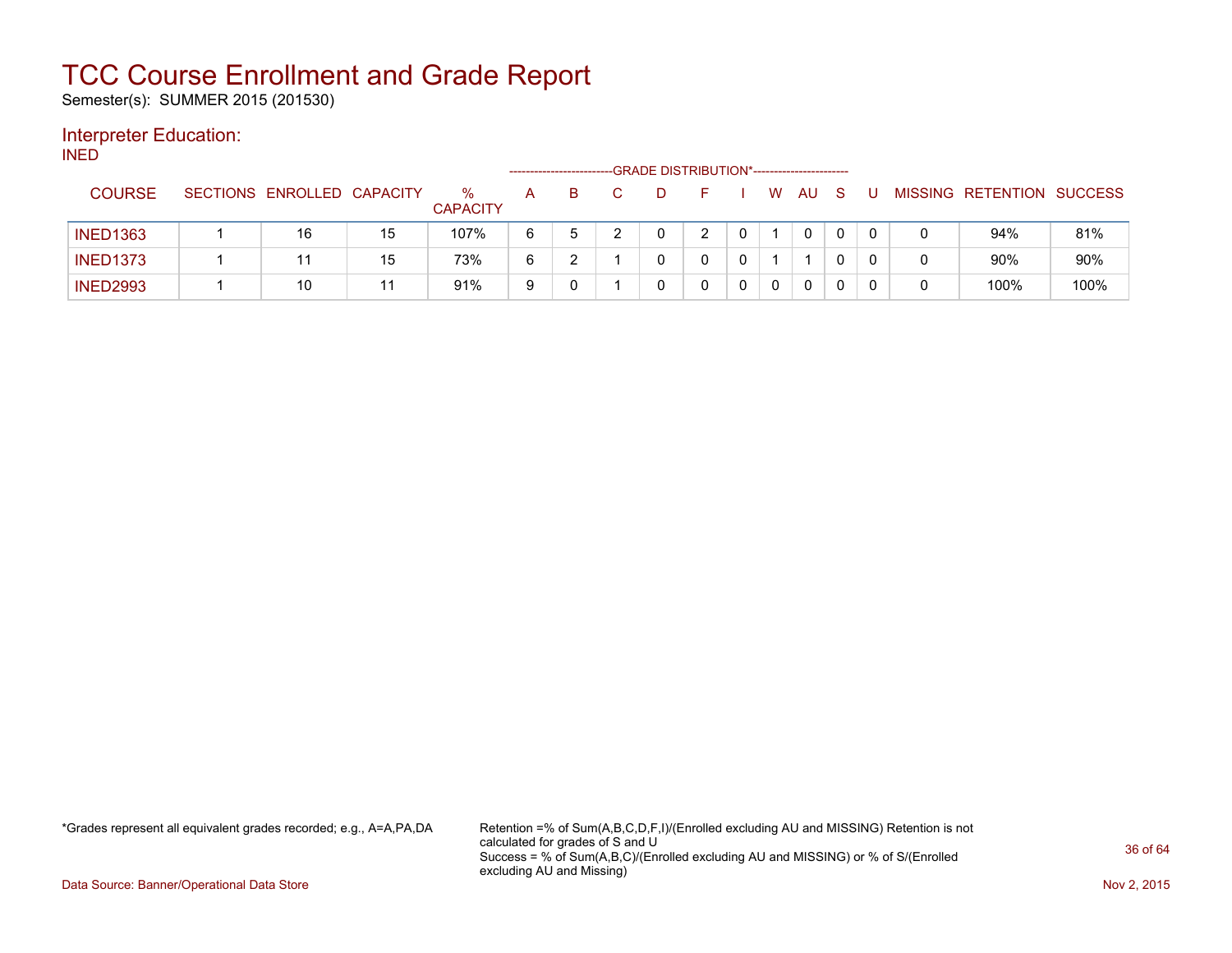# TCC Course Enrollment and Grade Report

Semester(s): SUMMER 2015 (201530)

## Interpreter Education:

INED

| COURSE | SECTIONS | ENROLLED | CAPACITY | % CAPACITY | A | B | C | D | F | I | W | AU | S | U | MISSING | RETENTION | SUCCESS |
|---|---|---|---|---|---|---|---|---|---|---|---|---|---|---|---|---|---|
| | | | | | GRADE DISTRIBUTION* | | | | | | | | | | | | |
| INED1363 | 1 | 16 | 15 | 107% | 6 | 5 | 2 | 0 | 2 | 0 | 1 | 0 | 0 | 0 | 0 | 94% | 81% |
| INED1373 | 1 | 11 | 15 | 73% | 6 | 2 | 1 | 0 | 0 | 0 | 1 | 1 | 0 | 0 | 0 | 90% | 90% |
| INED2993 | 1 | 10 | 11 | 91% | 9 | 0 | 1 | 0 | 0 | 0 | 0 | 0 | 0 | 0 | 0 | 100% | 100% |

*Grades represent all equivalent grades recorded; e.g., A=A,PA,DA

Retention =% of Sum(A,B,C,D,F,I)/(Enrolled excluding AU and MISSING) Retention is not calculated for grades of S and U

Success = % of Sum(A,B,C)/(Enrolled excluding AU and MISSING) or % of S/(Enrolled excluding AU and Missing)

Data Source: Banner/Operational Data Store

Nov 2, 2015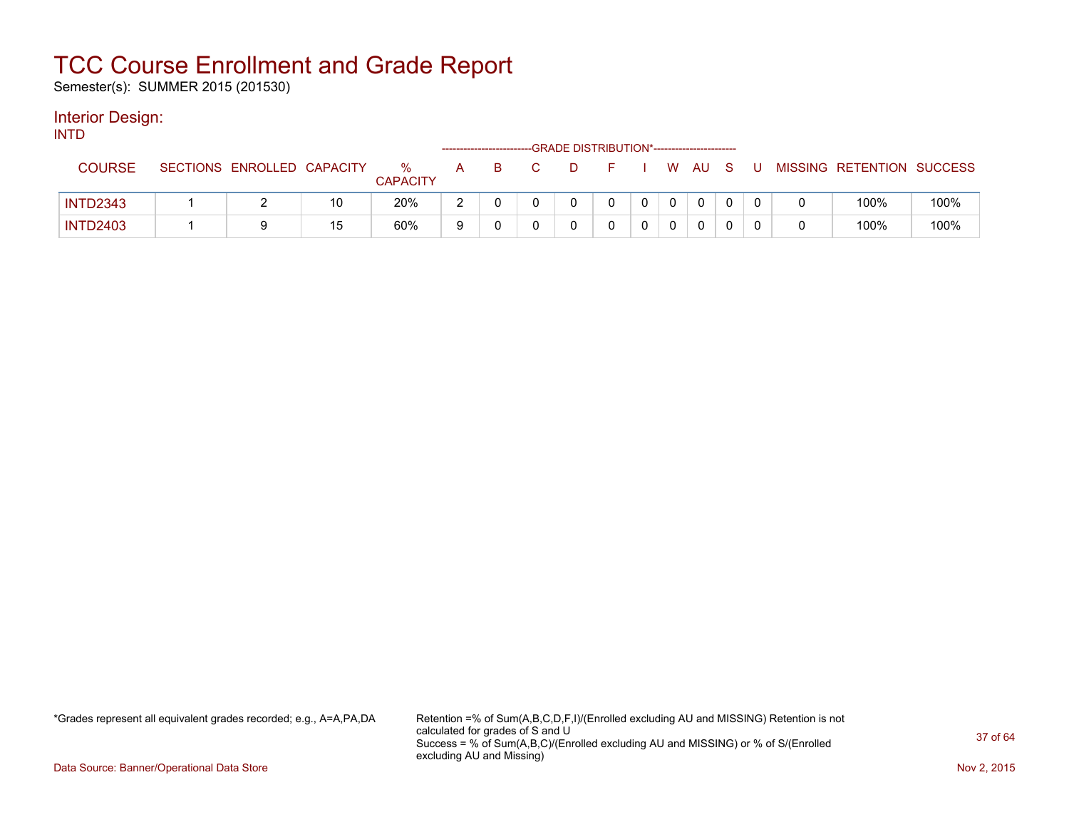# TCC Course Enrollment and Grade Report

Semester(s): SUMMER 2015 (201530)

## Interior Design:

### INTD

| COURSE | SECTIONS | ENROLLED | CAPACITY | % CAPACITY | A | B | C | D | F | I | W | AU | S | U | MISSING | RETENTION | SUCCESS |
|---|---|---|---|---|---|---|---|---|---|---|---|---|---|---|---|---|---|
| | | | | | GRADE DISTRIBUTION* | | | | | | | | | | | | |
| INTD2343 | 1 | 2 | 10 | 20% | 2 | 0 | 0 | 0 | 0 | 0 | 0 | 0 | 0 | 0 | 0 | 100% | 100% |
| INTD2403 | 1 | 9 | 15 | 60% | 9 | 0 | 0 | 0 | 0 | 0 | 0 | 0 | 0 | 0 | 0 | 100% | 100% |

*Grades represent all equivalent grades recorded; e.g., A=A,PA,DA

Retention =% of Sum(A,B,C,D,F,I)/(Enrolled excluding AU and MISSING) Retention is not calculated for grades of S and U
Success = % of Sum(A,B,C)/(Enrolled excluding AU and MISSING) or % of S/(Enrolled excluding AU and Missing)

Data Source: Banner/Operational Data Store

Nov 2, 2015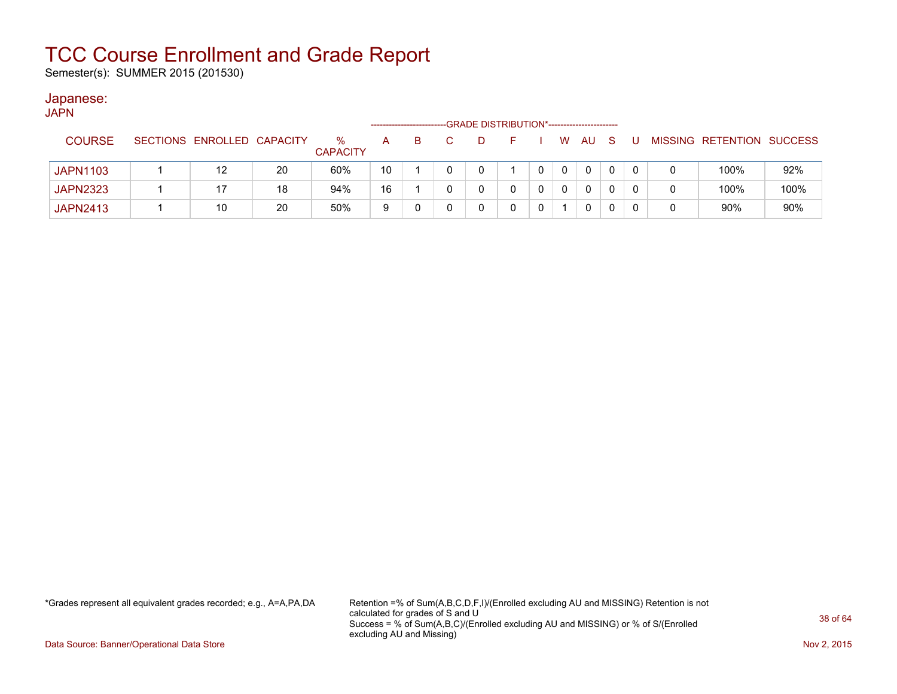# TCC Course Enrollment and Grade Report

Semester(s): SUMMER 2015 (201530)

## Japanese:

JAPN

| COURSE | SECTIONS | ENROLLED | CAPACITY | % CAPACITY | A | B | C | D | F | I | W | AU | S | U | MISSING | RETENTION | SUCCESS |
|---|---|---|---|---|---|---|---|---|---|---|---|---|---|---|---|---|---|
| | | | | | GRADE DISTRIBUTION* | | | | | | | | | | | | |
| JAPN1103 | 1 | 12 | 20 | 60% | 10 | 1 | 0 | 0 | 1 | 0 | 0 | 0 | 0 | 0 | 0 | 100% | 92% |
| JAPN2323 | 1 | 17 | 18 | 94% | 16 | 1 | 0 | 0 | 0 | 0 | 0 | 0 | 0 | 0 | 0 | 100% | 100% |
| JAPN2413 | 1 | 10 | 20 | 50% | 9 | 0 | 0 | 0 | 0 | 0 | 1 | 0 | 0 | 0 | 0 | 90% | 90% |

*Grades represent all equivalent grades recorded; e.g., A=A,PA,DA

Retention =% of Sum(A,B,C,D,F,I)/(Enrolled excluding AU and MISSING) Retention is not calculated for grades of S and U
Success = % of Sum(A,B,C)/(Enrolled excluding AU and MISSING) or % of S/(Enrolled excluding AU and Missing)

Data Source: Banner/Operational Data Store

Nov 2, 2015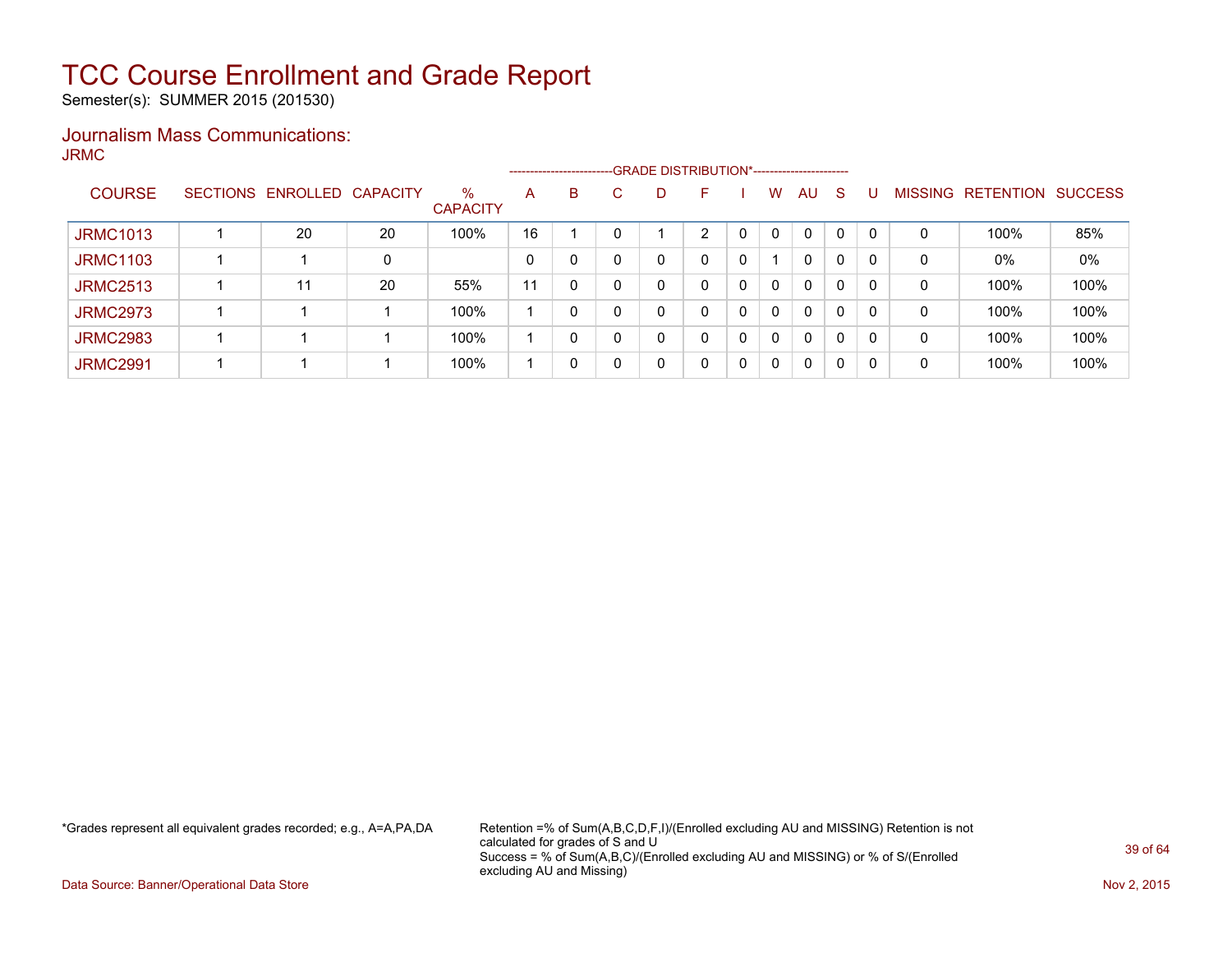# TCC Course Enrollment and Grade Report

Semester(s): SUMMER 2015 (201530)

## Journalism Mass Communications:

JRMC

| COURSE | SECTIONS | ENROLLED | CAPACITY | % CAPACITY | A | B | C | D | F | I | W | AU | S | U | MISSING | RETENTION | SUCCESS |
|---|---|---|---|---|---|---|---|---|---|---|---|---|---|---|---|---|---|
| | | | | | GRADE DISTRIBUTION* | | | | | | | | | | | | |
| JRMC1013 | 1 | 20 | 20 | 100% | 16 | 1 | 0 | 1 | 2 | 0 | 0 | 0 | 0 | 0 | 0 | 100% | 85% |
| JRMC1103 | 1 | 1 | 0 | | 0 | 0 | 0 | 0 | 0 | 0 | 1 | 0 | 0 | 0 | 0 | 0% | 0% |
| JRMC2513 | 1 | 11 | 20 | 55% | 11 | 0 | 0 | 0 | 0 | 0 | 0 | 0 | 0 | 0 | 0 | 100% | 100% |
| JRMC2973 | 1 | 1 | 1 | 100% | 1 | 0 | 0 | 0 | 0 | 0 | 0 | 0 | 0 | 0 | 0 | 100% | 100% |
| JRMC2983 | 1 | 1 | 1 | 100% | 1 | 0 | 0 | 0 | 0 | 0 | 0 | 0 | 0 | 0 | 0 | 100% | 100% |
| JRMC2991 | 1 | 1 | 1 | 100% | 1 | 0 | 0 | 0 | 0 | 0 | 0 | 0 | 0 | 0 | 0 | 100% | 100% |

*Grades represent all equivalent grades recorded; e.g., A=A,PA,DA

Retention =% of Sum(A,B,C,D,F,I)/(Enrolled excluding AU and MISSING) Retention is not calculated for grades of S and U
Success = % of Sum(A,B,C)/(Enrolled excluding AU and MISSING) or % of S/(Enrolled excluding AU and Missing)

Data Source: Banner/Operational Data Store

Nov 2, 2015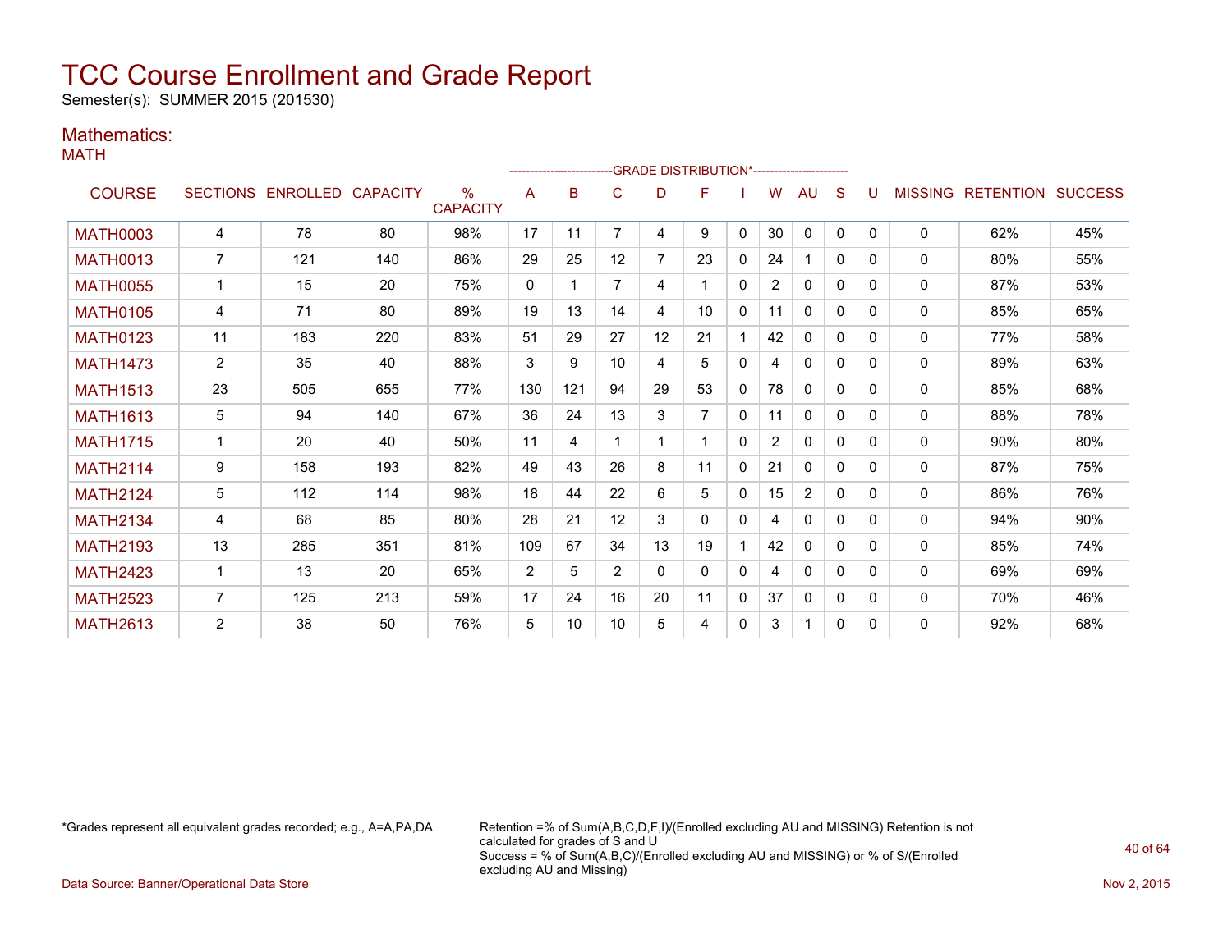# TCC Course Enrollment and Grade Report

Semester(s): SUMMER 2015 (201530)

## Mathematics:

### MATH

| COURSE | SECTIONS | ENROLLED | CAPACITY | % CAPACITY | A | B | C | D | F | I | W | AU | S | U | MISSING | RETENTION | SUCCESS |
|---|---|---|---|---|---|---|---|---|---|---|---|---|---|---|---|---|---|
| | | | | | -------------------------GRADE DISTRIBUTION*---------------------- | | | | | | | | | | | | |
| MATH0003 | 4 | 78 | 80 | 98% | 17 | 11 | 7 | 4 | 9 | 0 | 30 | 0 | 0 | 0 | 0 | 62% | 45% |
| MATH0013 | 7 | 121 | 140 | 86% | 29 | 25 | 12 | 7 | 23 | 0 | 24 | 1 | 0 | 0 | 0 | 80% | 55% |
| MATH0055 | 1 | 15 | 20 | 75% | 0 | 1 | 7 | 4 | 1 | 0 | 2 | 0 | 0 | 0 | 0 | 87% | 53% |
| MATH0105 | 4 | 71 | 80 | 89% | 19 | 13 | 14 | 4 | 10 | 0 | 11 | 0 | 0 | 0 | 0 | 85% | 65% |
| MATH0123 | 11 | 183 | 220 | 83% | 51 | 29 | 27 | 12 | 21 | 1 | 42 | 0 | 0 | 0 | 0 | 77% | 58% |
| MATH1473 | 2 | 35 | 40 | 88% | 3 | 9 | 10 | 4 | 5 | 0 | 4 | 0 | 0 | 0 | 0 | 89% | 63% |
| MATH1513 | 23 | 505 | 655 | 77% | 130 | 121 | 94 | 29 | 53 | 0 | 78 | 0 | 0 | 0 | 0 | 85% | 68% |
| MATH1613 | 5 | 94 | 140 | 67% | 36 | 24 | 13 | 3 | 7 | 0 | 11 | 0 | 0 | 0 | 0 | 88% | 78% |
| MATH1715 | 1 | 20 | 40 | 50% | 11 | 4 | 1 | 1 | 1 | 0 | 2 | 0 | 0 | 0 | 0 | 90% | 80% |
| MATH2114 | 9 | 158 | 193 | 82% | 49 | 43 | 26 | 8 | 11 | 0 | 21 | 0 | 0 | 0 | 0 | 87% | 75% |
| MATH2124 | 5 | 112 | 114 | 98% | 18 | 44 | 22 | 6 | 5 | 0 | 15 | 2 | 0 | 0 | 0 | 86% | 76% |
| MATH2134 | 4 | 68 | 85 | 80% | 28 | 21 | 12 | 3 | 0 | 0 | 4 | 0 | 0 | 0 | 0 | 94% | 90% |
| MATH2193 | 13 | 285 | 351 | 81% | 109 | 67 | 34 | 13 | 19 | 1 | 42 | 0 | 0 | 0 | 0 | 85% | 74% |
| MATH2423 | 1 | 13 | 20 | 65% | 2 | 5 | 2 | 0 | 0 | 0 | 4 | 0 | 0 | 0 | 0 | 69% | 69% |
| MATH2523 | 7 | 125 | 213 | 59% | 17 | 24 | 16 | 20 | 11 | 0 | 37 | 0 | 0 | 0 | 0 | 70% | 46% |
| MATH2613 | 2 | 38 | 50 | 76% | 5 | 10 | 10 | 5 | 4 | 0 | 3 | 1 | 0 | 0 | 0 | 92% | 68% |

*Grades represent all equivalent grades recorded; e.g., A=A,PA,DA

Retention =% of Sum(A,B,C,D,F,I)/(Enrolled excluding AU and MISSING) Retention is not calculated for grades of S and U
Success = % of Sum(A,B,C)/(Enrolled excluding AU and MISSING) or % of S/(Enrolled excluding AU and Missing)

Data Source: Banner/Operational Data Store

Nov 2, 2015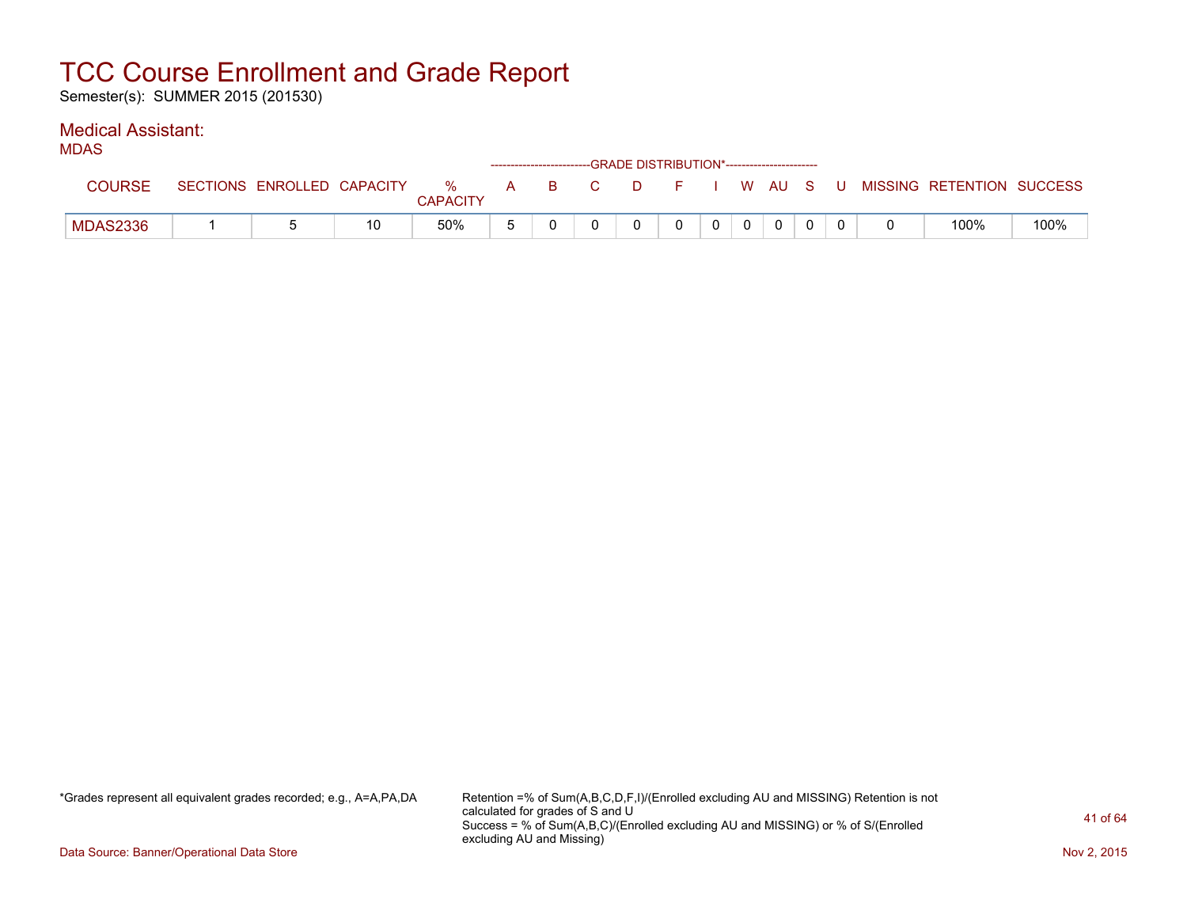# TCC Course Enrollment and Grade Report

Semester(s): SUMMER 2015 (201530)

## Medical Assistant:

### MDAS

| COURSE | SECTIONS | ENROLLED | CAPACITY | % CAPACITY | A | B | C | D | F | I | W | AU | S | U | MISSING | RETENTION | SUCCESS |
|---|---|---|---|---|---|---|---|---|---|---|---|---|---|---|---|---|---|
| | | | | | GRADE DISTRIBUTION* | | | | | | | | | | | | |
| MDAS2336 | 1 | 5 | 10 | 50% | 5 | 0 | 0 | 0 | 0 | 0 | 0 | 0 | 0 | 0 | 0 | 100% | 100% |

*Grades represent all equivalent grades recorded; e.g., A=A,PA,DA

Retention =% of Sum(A,B,C,D,F,I)/(Enrolled excluding AU and MISSING) Retention is not calculated for grades of S and U
Success = % of Sum(A,B,C)/(Enrolled excluding AU and MISSING) or % of S/(Enrolled excluding AU and Missing)

Data Source: Banner/Operational Data Store

Nov 2, 2015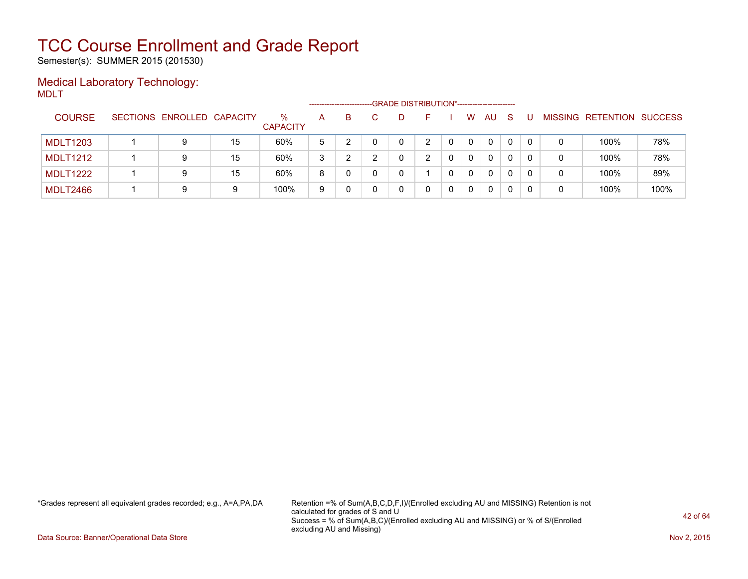# TCC Course Enrollment and Grade Report

Semester(s): SUMMER 2015 (201530)

## Medical Laboratory Technology:

MDLT

| COURSE | SECTIONS | ENROLLED | CAPACITY | % CAPACITY | A | B | C | D | F | I | W | AU | S | U | MISSING | RETENTION | SUCCESS |
|---|---|---|---|---|---|---|---|---|---|---|---|---|---|---|---|---|---|
| | | | | | GRADE DISTRIBUTION* | | | | | | | | | | | | |
| MDLT1203 | 1 | 9 | 15 | 60% | 5 | 2 | 0 | 0 | 2 | 0 | 0 | 0 | 0 | 0 | 0 | 100% | 78% |
| MDLT1212 | 1 | 9 | 15 | 60% | 3 | 2 | 2 | 0 | 2 | 0 | 0 | 0 | 0 | 0 | 0 | 100% | 78% |
| MDLT1222 | 1 | 9 | 15 | 60% | 8 | 0 | 0 | 0 | 1 | 0 | 0 | 0 | 0 | 0 | 0 | 100% | 89% |
| MDLT2466 | 1 | 9 | 9 | 100% | 9 | 0 | 0 | 0 | 0 | 0 | 0 | 0 | 0 | 0 | 0 | 100% | 100% |

*Grades represent all equivalent grades recorded; e.g., A=A,PA,DA

Retention =% of Sum(A,B,C,D,F,I)/(Enrolled excluding AU and MISSING) Retention is not calculated for grades of S and U
Success = % of Sum(A,B,C)/(Enrolled excluding AU and MISSING) or % of S/(Enrolled excluding AU and Missing)

Data Source: Banner/Operational Data Store

Nov 2, 2015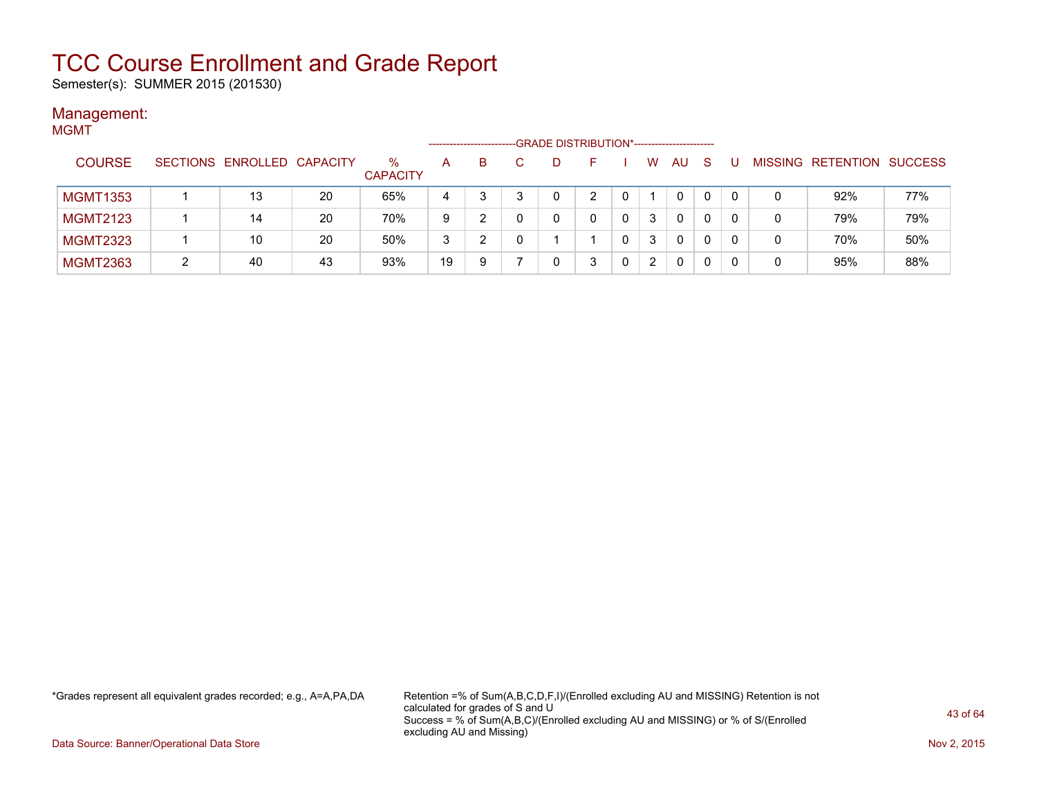# TCC Course Enrollment and Grade Report

Semester(s): SUMMER 2015 (201530)

## Management:

MGMT

| COURSE | SECTIONS | ENROLLED | CAPACITY | % CAPACITY | A | B | C | D | F | I | W | AU | S | U | MISSING | RETENTION | SUCCESS |
|---|---|---|---|---|---|---|---|---|---|---|---|---|---|---|---|---|---|
| | | | | | GRADE DISTRIBUTION* | | | | | | | | | | | | |
| MGMT1353 | 1 | 13 | 20 | 65% | 4 | 3 | 3 | 0 | 2 | 0 | 1 | 0 | 0 | 0 | 0 | 92% | 77% |
| MGMT2123 | 1 | 14 | 20 | 70% | 9 | 2 | 0 | 0 | 0 | 0 | 3 | 0 | 0 | 0 | 0 | 79% | 79% |
| MGMT2323 | 1 | 10 | 20 | 50% | 3 | 2 | 0 | 1 | 1 | 0 | 3 | 0 | 0 | 0 | 0 | 70% | 50% |
| MGMT2363 | 2 | 40 | 43 | 93% | 19 | 9 | 7 | 0 | 3 | 0 | 2 | 0 | 0 | 0 | 0 | 95% | 88% |

*Grades represent all equivalent grades recorded; e.g., A=A,PA,DA

Retention =% of Sum(A,B,C,D,F,I)/(Enrolled excluding AU and MISSING) Retention is not calculated for grades of S and U
Success = % of Sum(A,B,C)/(Enrolled excluding AU and MISSING) or % of S/(Enrolled excluding AU and Missing)

Data Source: Banner/Operational Data Store

Nov 2, 2015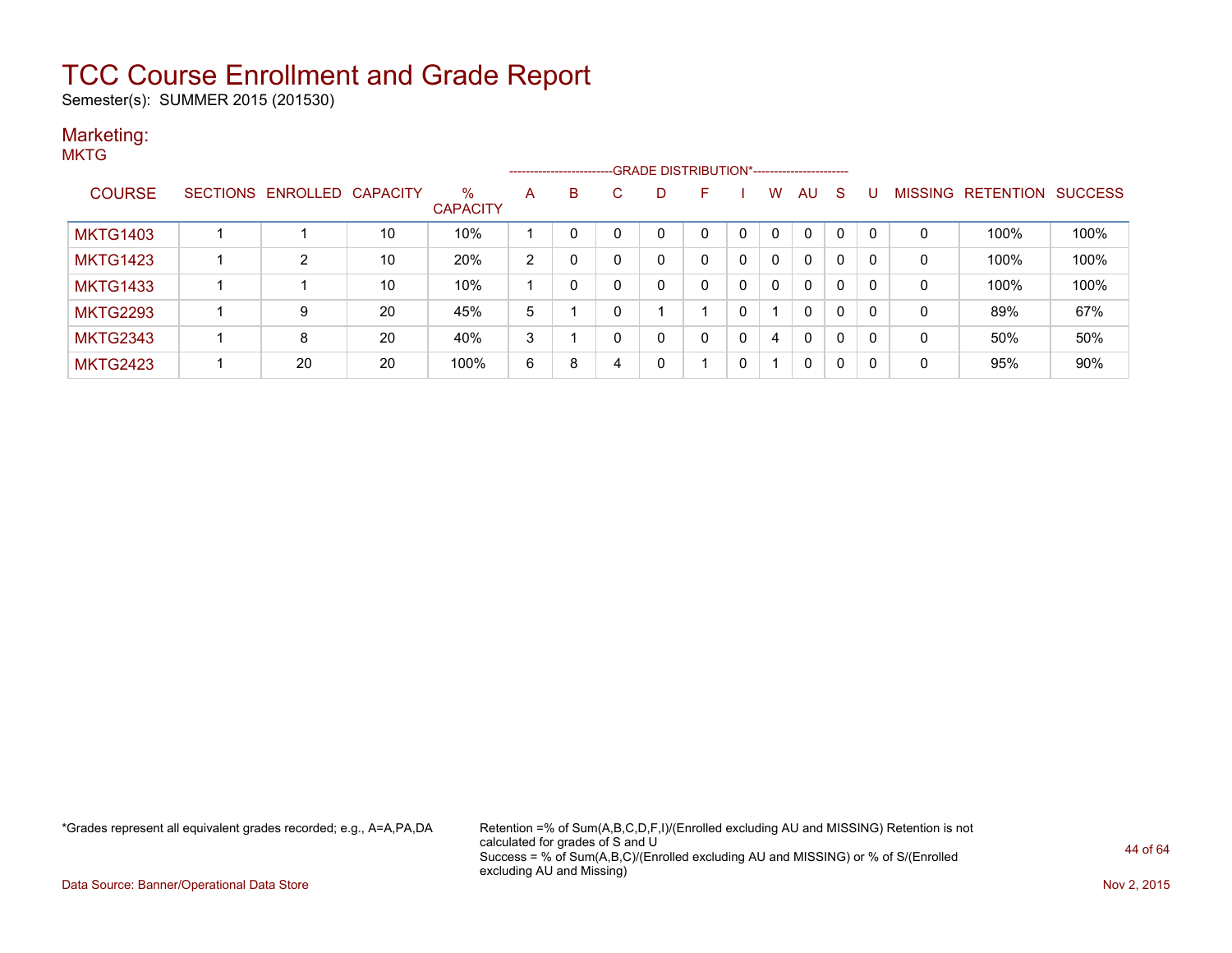# TCC Course Enrollment and Grade Report

Semester(s): SUMMER 2015 (201530)

## Marketing:

MKTG

| COURSE | SECTIONS | ENROLLED | CAPACITY | % CAPACITY | A | B | C | D | F | I | W | AU | S | U | MISSING | RETENTION | SUCCESS |
|---|---|---|---|---|---|---|---|---|---|---|---|---|---|---|---|---|---|
| | | | | | GRADE DISTRIBUTION* | | | | | | | | | | | | |
| MKTG1403 | 1 | 1 | 10 | 10% | 1 | 0 | 0 | 0 | 0 | 0 | 0 | 0 | 0 | 0 | 0 | 100% | 100% |
| MKTG1423 | 1 | 2 | 10 | 20% | 2 | 0 | 0 | 0 | 0 | 0 | 0 | 0 | 0 | 0 | 0 | 100% | 100% |
| MKTG1433 | 1 | 1 | 10 | 10% | 1 | 0 | 0 | 0 | 0 | 0 | 0 | 0 | 0 | 0 | 0 | 100% | 100% |
| MKTG2293 | 1 | 9 | 20 | 45% | 5 | 1 | 0 | 1 | 1 | 0 | 1 | 0 | 0 | 0 | 0 | 89% | 67% |
| MKTG2343 | 1 | 8 | 20 | 40% | 3 | 1 | 0 | 0 | 0 | 0 | 4 | 0 | 0 | 0 | 0 | 50% | 50% |
| MKTG2423 | 1 | 20 | 20 | 100% | 6 | 8 | 4 | 0 | 1 | 0 | 1 | 0 | 0 | 0 | 0 | 95% | 90% |

*Grades represent all equivalent grades recorded; e.g., A=A,PA,DA

Retention =% of Sum(A,B,C,D,F,I)/(Enrolled excluding AU and MISSING) Retention is not calculated for grades of S and U
Success = % of Sum(A,B,C)/(Enrolled excluding AU and MISSING) or % of S/(Enrolled excluding AU and Missing)

Data Source: Banner/Operational Data Store

Nov 2, 2015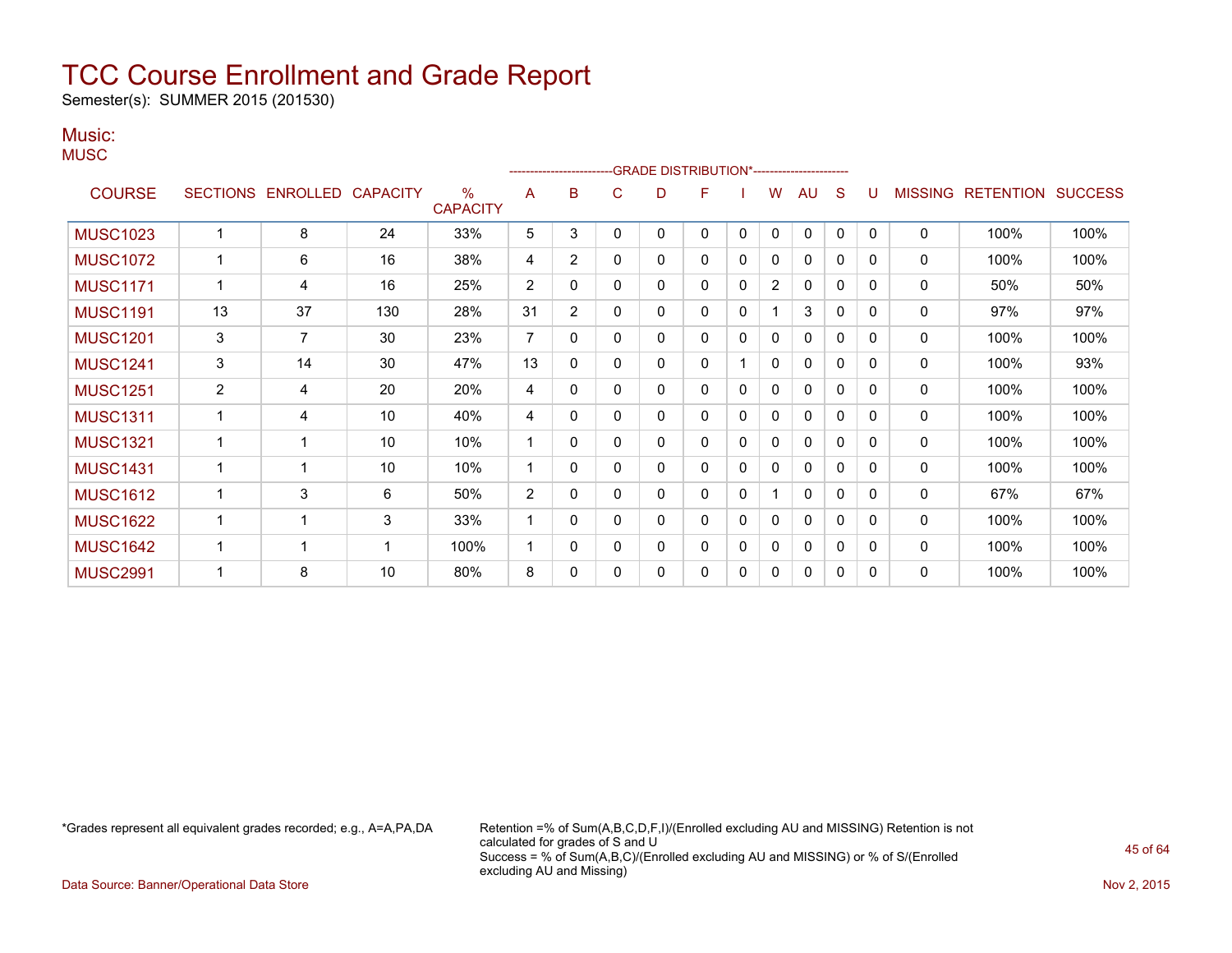# TCC Course Enrollment and Grade Report

Semester(s): SUMMER 2015 (201530)

## Music:

MUSC

| COURSE | SECTIONS | ENROLLED | CAPACITY | % CAPACITY | A | B | C | D | F | I | W | AU | S | U | MISSING | RETENTION | SUCCESS |
|---|---|---|---|---|---|---|---|---|---|---|---|---|---|---|---|---|---|
| | | | | | GRADE DISTRIBUTION* | | | | | | | | | | | | |
| MUSC1023 | 1 | 8 | 24 | 33% | 5 | 3 | 0 | 0 | 0 | 0 | 0 | 0 | 0 | 0 | 0 | 100% | 100% |
| MUSC1072 | 1 | 6 | 16 | 38% | 4 | 2 | 0 | 0 | 0 | 0 | 0 | 0 | 0 | 0 | 0 | 100% | 100% |
| MUSC1171 | 1 | 4 | 16 | 25% | 2 | 0 | 0 | 0 | 0 | 0 | 2 | 0 | 0 | 0 | 0 | 50% | 50% |
| MUSC1191 | 13 | 37 | 130 | 28% | 31 | 2 | 0 | 0 | 0 | 0 | 1 | 3 | 0 | 0 | 0 | 97% | 97% |
| MUSC1201 | 3 | 7 | 30 | 23% | 7 | 0 | 0 | 0 | 0 | 0 | 0 | 0 | 0 | 0 | 0 | 100% | 100% |
| MUSC1241 | 3 | 14 | 30 | 47% | 13 | 0 | 0 | 0 | 0 | 1 | 0 | 0 | 0 | 0 | 0 | 100% | 93% |
| MUSC1251 | 2 | 4 | 20 | 20% | 4 | 0 | 0 | 0 | 0 | 0 | 0 | 0 | 0 | 0 | 0 | 100% | 100% |
| MUSC1311 | 1 | 4 | 10 | 40% | 4 | 0 | 0 | 0 | 0 | 0 | 0 | 0 | 0 | 0 | 0 | 100% | 100% |
| MUSC1321 | 1 | 1 | 10 | 10% | 1 | 0 | 0 | 0 | 0 | 0 | 0 | 0 | 0 | 0 | 0 | 100% | 100% |
| MUSC1431 | 1 | 1 | 10 | 10% | 1 | 0 | 0 | 0 | 0 | 0 | 0 | 0 | 0 | 0 | 0 | 100% | 100% |
| MUSC1612 | 1 | 3 | 6 | 50% | 2 | 0 | 0 | 0 | 0 | 0 | 1 | 0 | 0 | 0 | 0 | 67% | 67% |
| MUSC1622 | 1 | 1 | 3 | 33% | 1 | 0 | 0 | 0 | 0 | 0 | 0 | 0 | 0 | 0 | 0 | 100% | 100% |
| MUSC1642 | 1 | 1 | 1 | 100% | 1 | 0 | 0 | 0 | 0 | 0 | 0 | 0 | 0 | 0 | 0 | 100% | 100% |
| MUSC2991 | 1 | 8 | 10 | 80% | 8 | 0 | 0 | 0 | 0 | 0 | 0 | 0 | 0 | 0 | 0 | 100% | 100% |

*Grades represent all equivalent grades recorded; e.g., A=A,PA,DA

Retention =% of Sum(A,B,C,D,F,I)/(Enrolled excluding AU and MISSING) Retention is not calculated for grades of S and U
Success = % of Sum(A,B,C)/(Enrolled excluding AU and MISSING) or % of S/(Enrolled excluding AU and Missing)

Data Source: Banner/Operational Data Store

Nov 2, 2015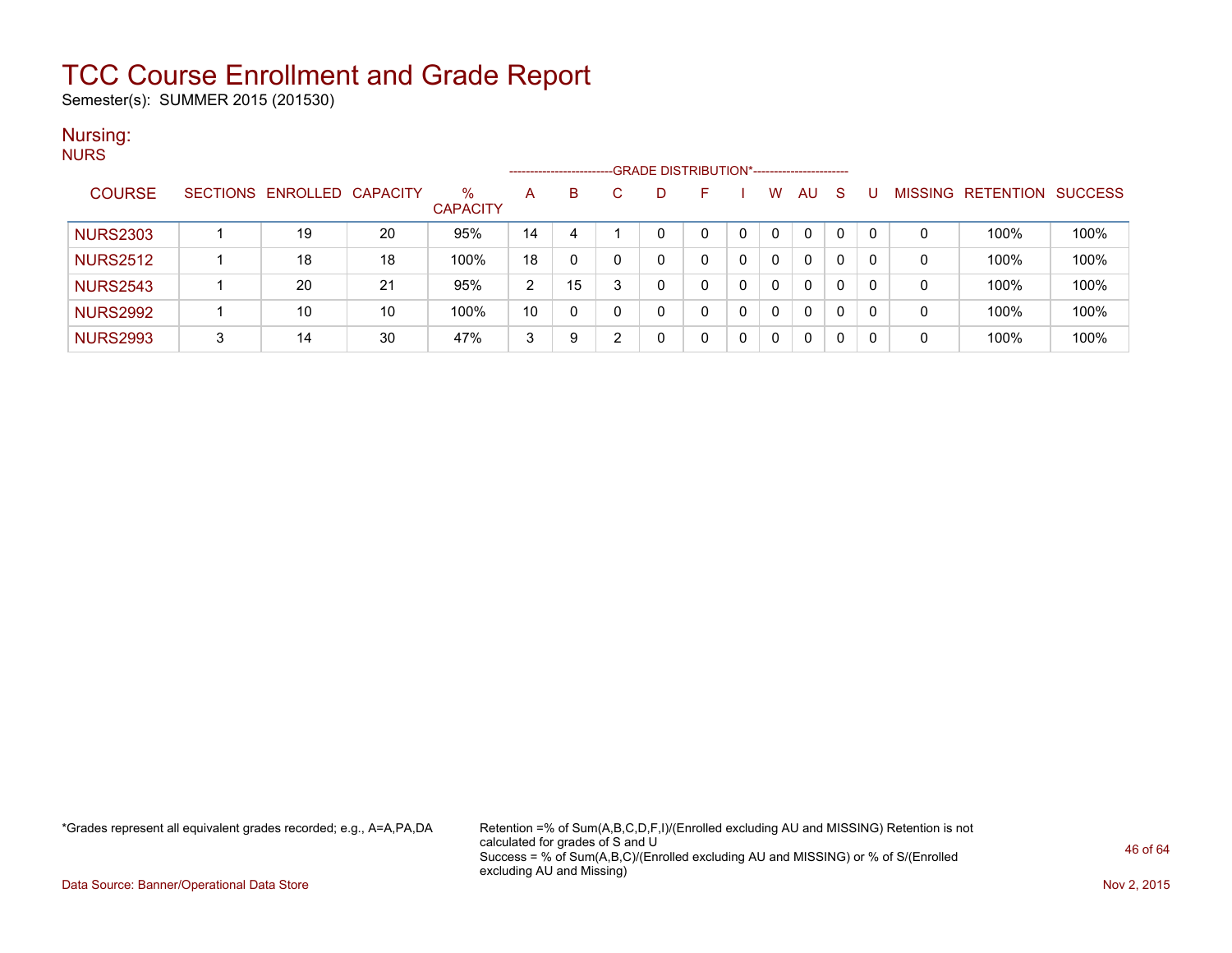# TCC Course Enrollment and Grade Report

Semester(s): SUMMER 2015 (201530)

## Nursing:

NURS

| COURSE | SECTIONS | ENROLLED | CAPACITY | % CAPACITY | A | B | C | D | F | I | W | AU | S | U | MISSING | RETENTION | SUCCESS |
|---|---|---|---|---|---|---|---|---|---|---|---|---|---|---|---|---|---|
| | | | | | GRADE DISTRIBUTION* | | | | | | | | | | | | |
| NURS2303 | 1 | 19 | 20 | 95% | 14 | 4 | 1 | 0 | 0 | 0 | 0 | 0 | 0 | 0 | 0 | 100% | 100% |
| NURS2512 | 1 | 18 | 18 | 100% | 18 | 0 | 0 | 0 | 0 | 0 | 0 | 0 | 0 | 0 | 0 | 100% | 100% |
| NURS2543 | 1 | 20 | 21 | 95% | 2 | 15 | 3 | 0 | 0 | 0 | 0 | 0 | 0 | 0 | 0 | 100% | 100% |
| NURS2992 | 1 | 10 | 10 | 100% | 10 | 0 | 0 | 0 | 0 | 0 | 0 | 0 | 0 | 0 | 0 | 100% | 100% |
| NURS2993 | 3 | 14 | 30 | 47% | 3 | 9 | 2 | 0 | 0 | 0 | 0 | 0 | 0 | 0 | 0 | 100% | 100% |

*Grades represent all equivalent grades recorded; e.g., A=A,PA,DA

Retention =% of Sum(A,B,C,D,F,I)/(Enrolled excluding AU and MISSING) Retention is not calculated for grades of S and U
Success = % of Sum(A,B,C)/(Enrolled excluding AU and MISSING) or % of S/(Enrolled excluding AU and Missing)

Data Source: Banner/Operational Data Store

Nov 2, 2015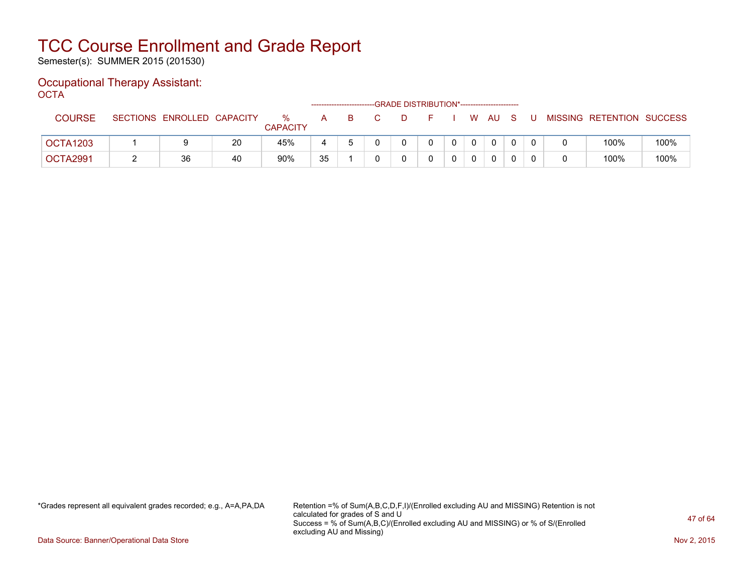# TCC Course Enrollment and Grade Report

Semester(s): SUMMER 2015 (201530)

## Occupational Therapy Assistant:

OCTA

| COURSE | SECTIONS | ENROLLED | CAPACITY | % CAPACITY | A | B | C | D | F | I | W | AU | S | U | MISSING | RETENTION | SUCCESS |
|---|---|---|---|---|---|---|---|---|---|---|---|---|---|---|---|---|---|
| | | | | | GRADE DISTRIBUTION* | | | | | | | | | | | | |
| OCTA1203 | 1 | 9 | 20 | 45% | 4 | 5 | 0 | 0 | 0 | 0 | 0 | 0 | 0 | 0 | 0 | 100% | 100% |
| OCTA2991 | 2 | 36 | 40 | 90% | 35 | 1 | 0 | 0 | 0 | 0 | 0 | 0 | 0 | 0 | 0 | 100% | 100% |

*Grades represent all equivalent grades recorded; e.g., A=A,PA,DA

Retention =% of Sum(A,B,C,D,F,I)/(Enrolled excluding AU and MISSING) Retention is not calculated for grades of S and U

Success = % of Sum(A,B,C)/(Enrolled excluding AU and MISSING) or % of S/(Enrolled excluding AU and Missing)

Data Source: Banner/Operational Data Store

Nov 2, 2015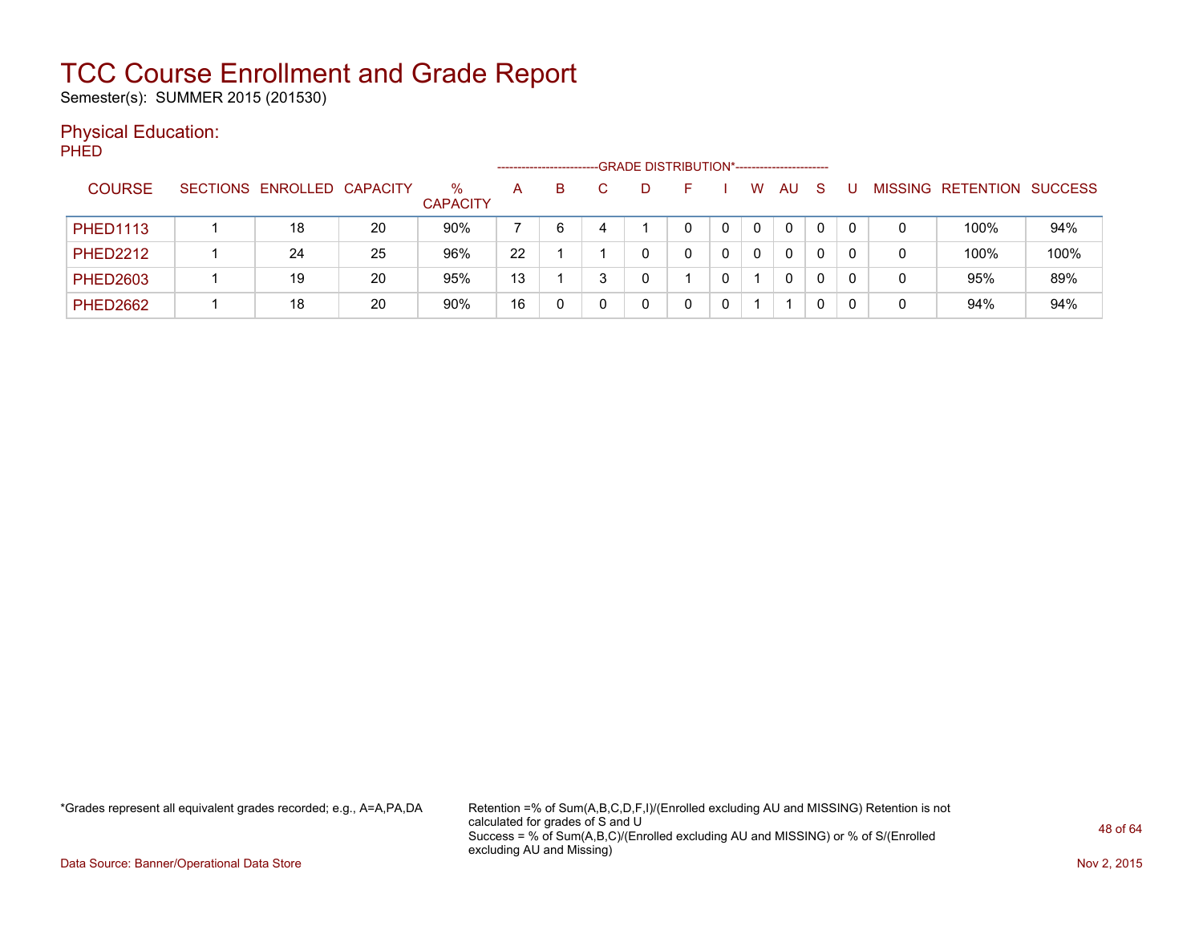# TCC Course Enrollment and Grade Report

Semester(s): SUMMER 2015 (201530)

## Physical Education:

### PHED

| COURSE | SECTIONS | ENROLLED | CAPACITY | % CAPACITY | A | B | C | D | F | I | W | AU | S | U | MISSING | RETENTION | SUCCESS |
|---|---|---|---|---|---|---|---|---|---|---|---|---|---|---|---|---|---|
| | | | | | GRADE DISTRIBUTION* | | | | | | | | | | | | |
| PHED1113 | 1 | 18 | 20 | 90% | 7 | 6 | 4 | 1 | 0 | 0 | 0 | 0 | 0 | 0 | 0 | 100% | 94% |
| PHED2212 | 1 | 24 | 25 | 96% | 22 | 1 | 1 | 0 | 0 | 0 | 0 | 0 | 0 | 0 | 0 | 100% | 100% |
| PHED2603 | 1 | 19 | 20 | 95% | 13 | 1 | 3 | 0 | 1 | 0 | 1 | 0 | 0 | 0 | 0 | 95% | 89% |
| PHED2662 | 1 | 18 | 20 | 90% | 16 | 0 | 0 | 0 | 0 | 0 | 1 | 1 | 0 | 0 | 0 | 94% | 94% |

*Grades represent all equivalent grades recorded; e.g., A=A,PA,DA

Retention =% of Sum(A,B,C,D,F,I)/(Enrolled excluding AU and MISSING) Retention is not calculated for grades of S and U
Success = % of Sum(A,B,C)/(Enrolled excluding AU and MISSING) or % of S/(Enrolled excluding AU and Missing)

Data Source: Banner/Operational Data Store

Nov 2, 2015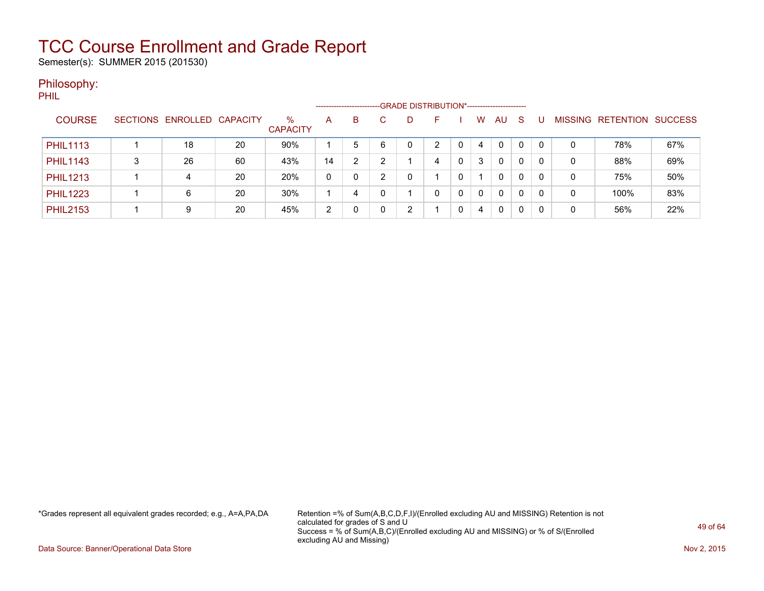# TCC Course Enrollment and Grade Report

Semester(s): SUMMER 2015 (201530)

## Philosophy:

PHIL

| COURSE | SECTIONS | ENROLLED | CAPACITY | % CAPACITY | A | B | C | D | F | I | W | AU | S | U | MISSING | RETENTION | SUCCESS |
|---|---|---|---|---|---|---|---|---|---|---|---|---|---|---|---|---|---|
| | | | | | GRADE DISTRIBUTION* | | | | | | | | | | | | |
| PHIL1113 | 1 | 18 | 20 | 90% | 1 | 5 | 6 | 0 | 2 | 0 | 4 | 0 | 0 | 0 | 0 | 78% | 67% |
| PHIL1143 | 3 | 26 | 60 | 43% | 14 | 2 | 2 | 1 | 4 | 0 | 3 | 0 | 0 | 0 | 0 | 88% | 69% |
| PHIL1213 | 1 | 4 | 20 | 20% | 0 | 0 | 2 | 0 | 1 | 0 | 1 | 0 | 0 | 0 | 0 | 75% | 50% |
| PHIL1223 | 1 | 6 | 20 | 30% | 1 | 4 | 0 | 1 | 0 | 0 | 0 | 0 | 0 | 0 | 0 | 100% | 83% |
| PHIL2153 | 1 | 9 | 20 | 45% | 2 | 0 | 0 | 2 | 1 | 0 | 4 | 0 | 0 | 0 | 0 | 56% | 22% |

*Grades represent all equivalent grades recorded; e.g., A=A,PA,DA

Retention =% of Sum(A,B,C,D,F,I)/(Enrolled excluding AU and MISSING) Retention is not calculated for grades of S and U

Success = % of Sum(A,B,C)/(Enrolled excluding AU and MISSING) or % of S/(Enrolled excluding AU and Missing)

Data Source: Banner/Operational Data Store

Nov 2, 2015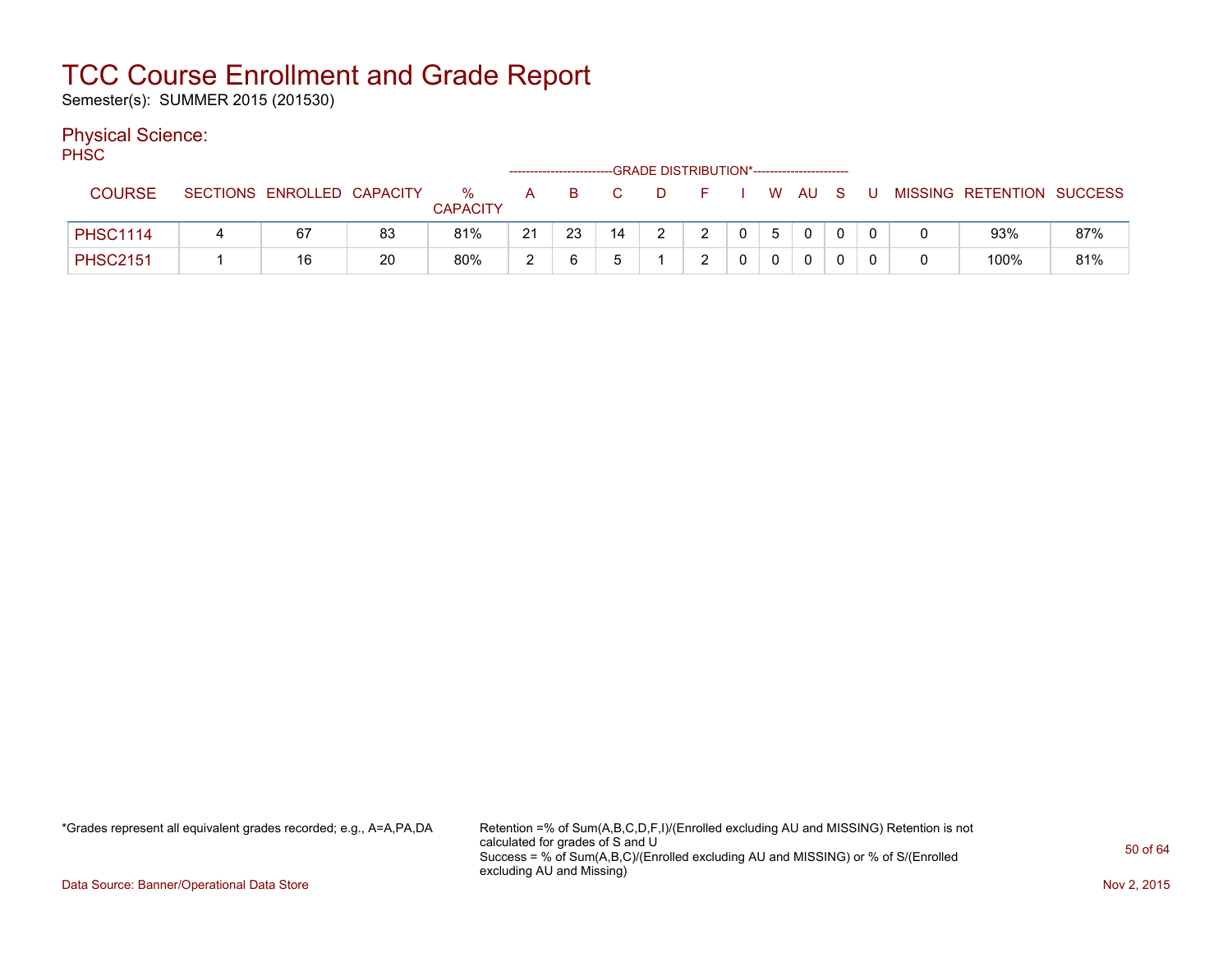# TCC Course Enrollment and Grade Report

Semester(s): SUMMER 2015 (201530)

## Physical Science:

PHSC

| COURSE | SECTIONS | ENROLLED | CAPACITY | % CAPACITY | A | B | C | D | F | I | W | AU | S | U | MISSING | RETENTION | SUCCESS |
|---|---|---|---|---|---|---|---|---|---|---|---|---|---|---|---|---|---|
| | | | | | -------------------------GRADE DISTRIBUTION*----------------------- | | | | | | | | | | | | |
| PHSC1114 | 4 | 67 | 83 | 81% | 21 | 23 | 14 | 2 | 2 | 0 | 5 | 0 | 0 | 0 | 0 | 93% | 87% |
| PHSC2151 | 1 | 16 | 20 | 80% | 2 | 6 | 5 | 1 | 2 | 0 | 0 | 0 | 0 | 0 | 0 | 100% | 81% |

*Grades represent all equivalent grades recorded; e.g., A=A,PA,DA

Retention =% of Sum(A,B,C,D,F,I)/(Enrolled excluding AU and MISSING) Retention is not calculated for grades of S and U
Success = % of Sum(A,B,C)/(Enrolled excluding AU and MISSING) or % of S/(Enrolled excluding AU and Missing)

Data Source: Banner/Operational Data Store

Nov 2, 2015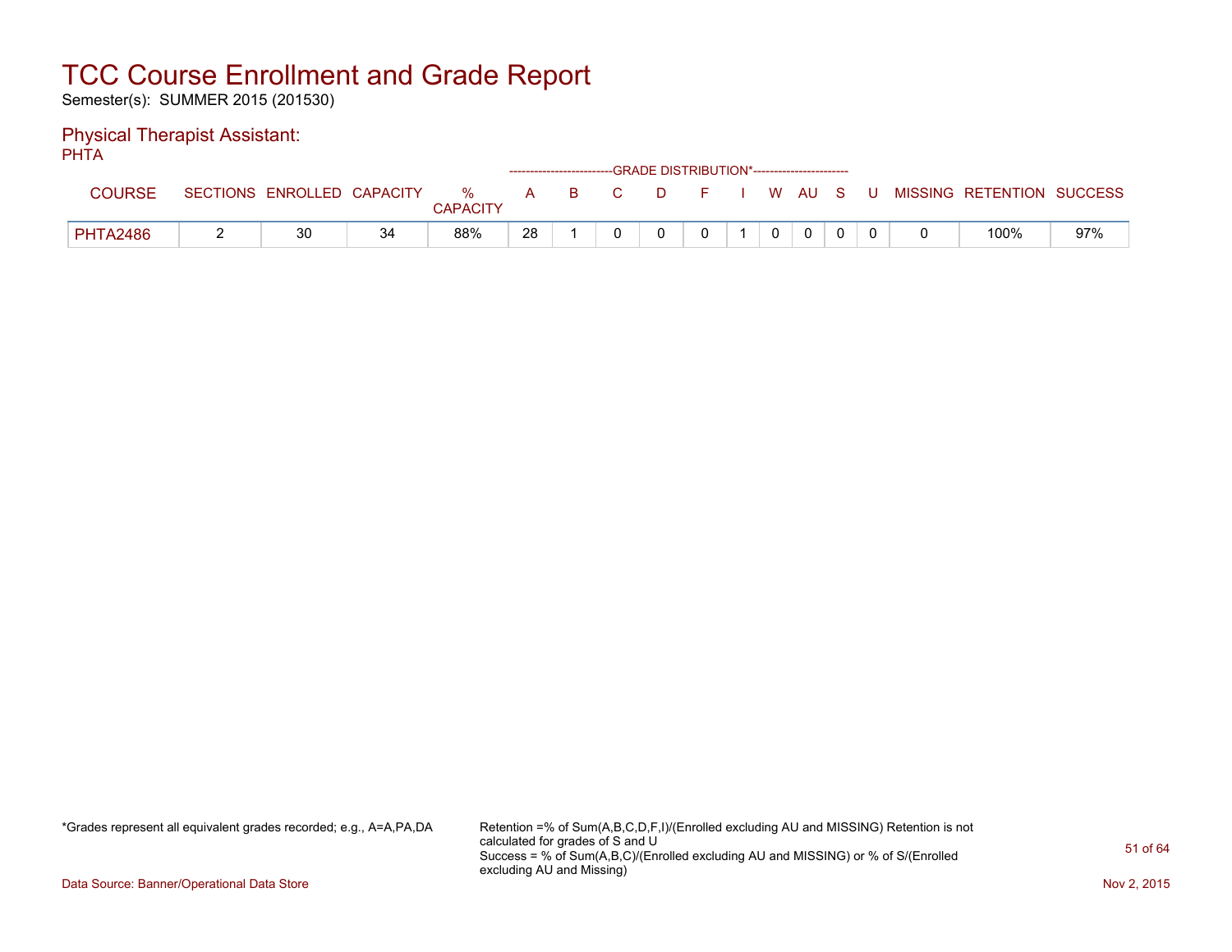# TCC Course Enrollment and Grade Report

Semester(s): SUMMER 2015 (201530)

## Physical Therapist Assistant:

PHTA

| COURSE | SECTIONS | ENROLLED | CAPACITY | % CAPACITY | A | B | C | D | F | I | W | AU | S | U | MISSING | RETENTION | SUCCESS |
|---|---|---|---|---|---|---|---|---|---|---|---|---|---|---|---|---|---|
| | | | | | GRADE DISTRIBUTION* | | | | | | | | | | | | |
| PHTA2486 | 2 | 30 | 34 | 88% | 28 | 1 | 0 | 0 | 0 | 1 | 0 | 0 | 0 | 0 | 0 | 100% | 97% |

*Grades represent all equivalent grades recorded; e.g., A=A,PA,DA

Retention =% of Sum(A,B,C,D,F,I)/(Enrolled excluding AU and MISSING) Retention is not calculated for grades of S and U
Success = % of Sum(A,B,C)/(Enrolled excluding AU and MISSING) or % of S/(Enrolled excluding AU and Missing)

Data Source: Banner/Operational Data Store

Nov 2, 2015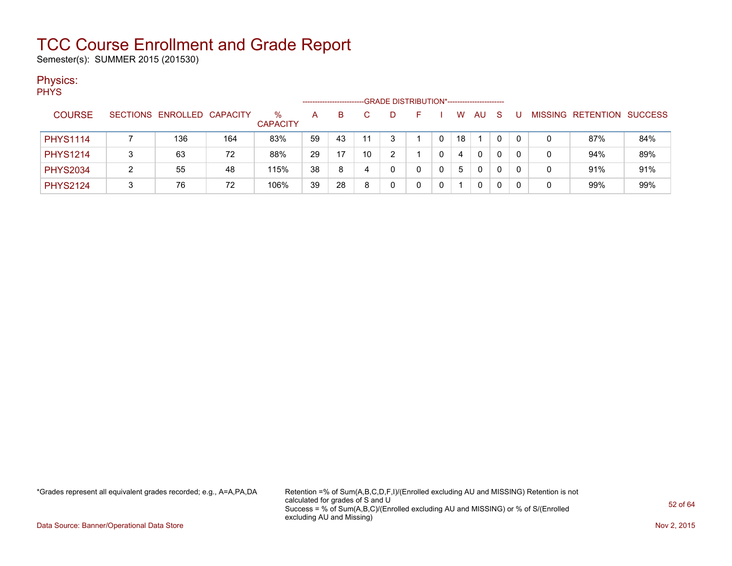# TCC Course Enrollment and Grade Report

Semester(s): SUMMER 2015 (201530)

## Physics:

PHYS

| COURSE | SECTIONS | ENROLLED | CAPACITY | % CAPACITY | A | B | C | D | F | I | W | AU | S | U | MISSING | RETENTION | SUCCESS |
|---|---|---|---|---|---|---|---|---|---|---|---|---|---|---|---|---|---|
| | | | | | GRADE DISTRIBUTION* | | | | | | | | | | | | |
| PHYS1114 | 7 | 136 | 164 | 83% | 59 | 43 | 11 | 3 | 1 | 0 | 18 | 1 | 0 | 0 | 0 | 87% | 84% |
| PHYS1214 | 3 | 63 | 72 | 88% | 29 | 17 | 10 | 2 | 1 | 0 | 4 | 0 | 0 | 0 | 0 | 94% | 89% |
| PHYS2034 | 2 | 55 | 48 | 115% | 38 | 8 | 4 | 0 | 0 | 0 | 5 | 0 | 0 | 0 | 0 | 91% | 91% |
| PHYS2124 | 3 | 76 | 72 | 106% | 39 | 28 | 8 | 0 | 0 | 0 | 1 | 0 | 0 | 0 | 0 | 99% | 99% |

*Grades represent all equivalent grades recorded; e.g., A=A,PA,DA

Retention =% of Sum(A,B,C,D,F,I)/(Enrolled excluding AU and MISSING) Retention is not calculated for grades of S and U
Success = % of Sum(A,B,C)/(Enrolled excluding AU and MISSING) or % of S/(Enrolled excluding AU and Missing)

Data Source: Banner/Operational Data Store

Nov 2, 2015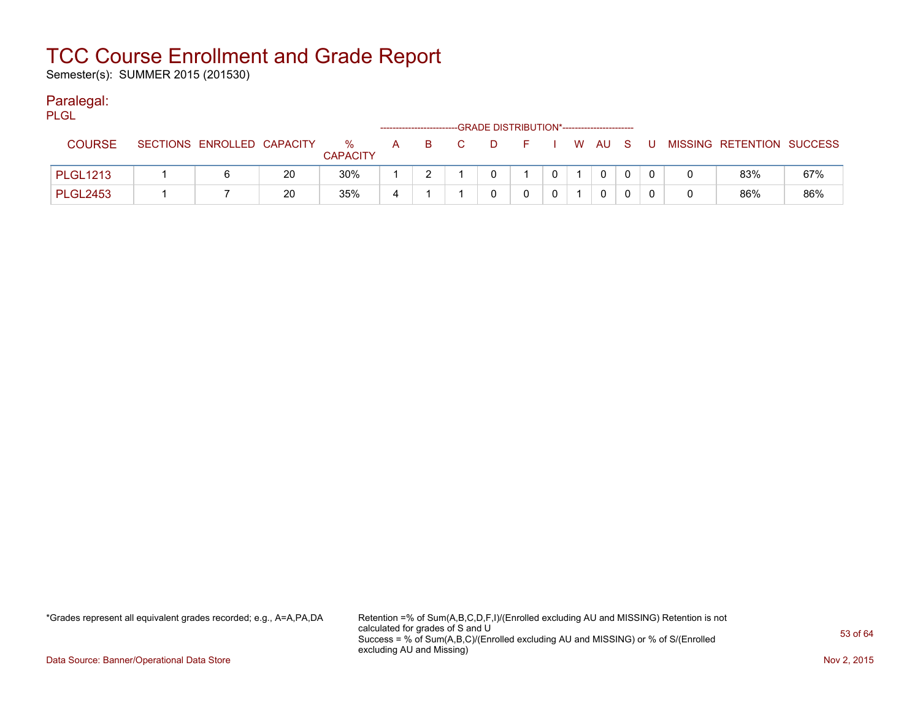# TCC Course Enrollment and Grade Report

Semester(s): SUMMER 2015 (201530)

## Paralegal:

PLGL

| COURSE | SECTIONS | ENROLLED | CAPACITY | % CAPACITY | A | B | C | D | F | I | W | AU | S | U | MISSING | RETENTION | SUCCESS |
|---|---|---|---|---|---|---|---|---|---|---|---|---|---|---|---|---|---|
| | | | | | GRADE DISTRIBUTION* | | | | | | | | | | | | |
| PLGL1213 | 1 | 6 | 20 | 30% | 1 | 2 | 1 | 0 | 1 | 0 | 1 | 0 | 0 | 0 | 0 | 83% | 67% |
| PLGL2453 | 1 | 7 | 20 | 35% | 4 | 1 | 1 | 0 | 0 | 0 | 1 | 0 | 0 | 0 | 0 | 86% | 86% |

*Grades represent all equivalent grades recorded; e.g., A=A,PA,DA

Retention =% of Sum(A,B,C,D,F,I)/(Enrolled excluding AU and MISSING) Retention is not calculated for grades of S and U
Success = % of Sum(A,B,C)/(Enrolled excluding AU and MISSING) or % of S/(Enrolled excluding AU and Missing)

Data Source: Banner/Operational Data Store

Nov 2, 2015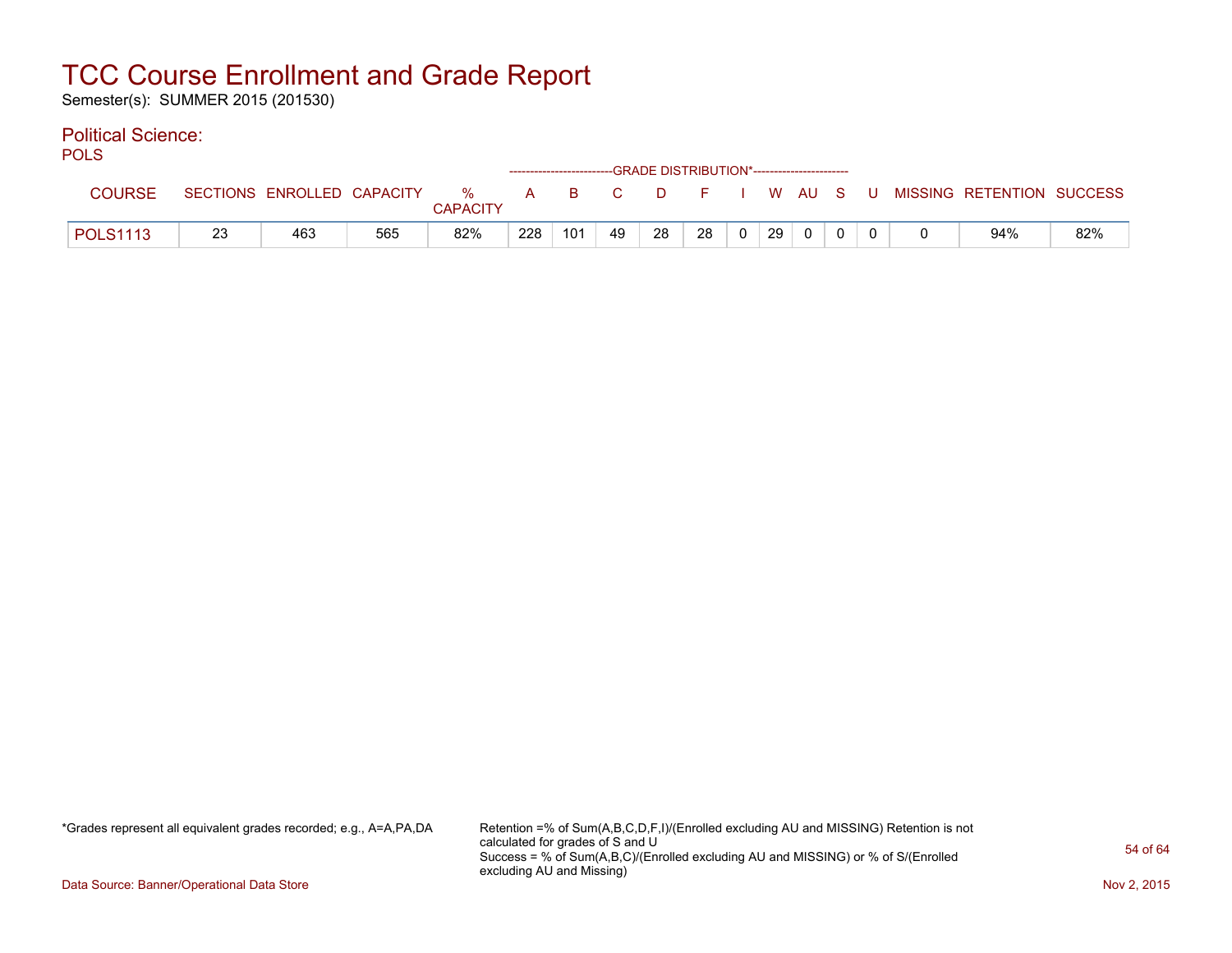# TCC Course Enrollment and Grade Report

Semester(s): SUMMER 2015 (201530)

## Political Science:

POLS

| COURSE | SECTIONS | ENROLLED | CAPACITY | % CAPACITY | A | B | C | D | F | I | W | AU | S | U | MISSING | RETENTION | SUCCESS |
|---|---|---|---|---|---|---|---|---|---|---|---|---|---|---|---|---|---|
| | | | | | GRADE DISTRIBUTION* | | | | | | | | | | | | |
| POLS1113 | 23 | 463 | 565 | 82% | 228 | 101 | 49 | 28 | 28 | 0 | 29 | 0 | 0 | 0 | 0 | 94% | 82% |

*Grades represent all equivalent grades recorded; e.g., A=A,PA,DA

Retention =% of Sum(A,B,C,D,F,I)/(Enrolled excluding AU and MISSING) Retention is not calculated for grades of S and U
Success = % of Sum(A,B,C)/(Enrolled excluding AU and MISSING) or % of S/(Enrolled excluding AU and Missing)

Data Source: Banner/Operational Data Store

Nov 2, 2015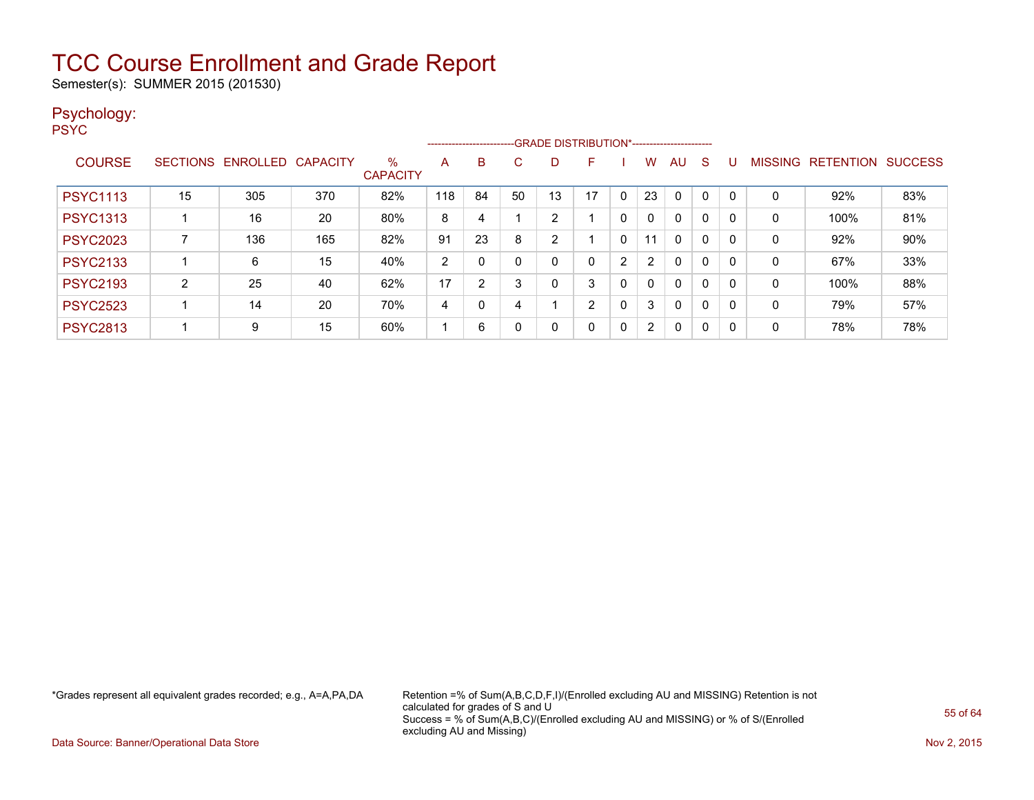# TCC Course Enrollment and Grade Report

Semester(s): SUMMER 2015 (201530)

## Psychology:

PSYC

| COURSE | SECTIONS | ENROLLED | CAPACITY | % CAPACITY | GRADE DISTRIBUTION* A | B | C | D | F | I | W | AU | S | U | MISSING | RETENTION | SUCCESS |
|---|---|---|---|---|---|---|---|---|---|---|---|---|---|---|---|---|---|
| PSYC1113 | 15 | 305 | 370 | 82% | 118 | 84 | 50 | 13 | 17 | 0 | 23 | 0 | 0 | 0 | 0 | 92% | 83% |
| PSYC1313 | 1 | 16 | 20 | 80% | 8 | 4 | 1 | 2 | 1 | 0 | 0 | 0 | 0 | 0 | 0 | 100% | 81% |
| PSYC2023 | 7 | 136 | 165 | 82% | 91 | 23 | 8 | 2 | 1 | 0 | 11 | 0 | 0 | 0 | 0 | 92% | 90% |
| PSYC2133 | 1 | 6 | 15 | 40% | 2 | 0 | 0 | 0 | 0 | 2 | 2 | 0 | 0 | 0 | 0 | 67% | 33% |
| PSYC2193 | 2 | 25 | 40 | 62% | 17 | 2 | 3 | 0 | 3 | 0 | 0 | 0 | 0 | 0 | 0 | 100% | 88% |
| PSYC2523 | 1 | 14 | 20 | 70% | 4 | 0 | 4 | 1 | 2 | 0 | 3 | 0 | 0 | 0 | 0 | 79% | 57% |
| PSYC2813 | 1 | 9 | 15 | 60% | 1 | 6 | 0 | 0 | 0 | 0 | 2 | 0 | 0 | 0 | 0 | 78% | 78% |

*Grades represent all equivalent grades recorded; e.g., A=A,PA,DA

Retention =% of Sum(A,B,C,D,F,I)/(Enrolled excluding AU and MISSING) Retention is not calculated for grades of S and U
Success = % of Sum(A,B,C)/(Enrolled excluding AU and MISSING) or % of S/(Enrolled excluding AU and Missing)

Data Source: Banner/Operational Data Store

Nov 2, 2015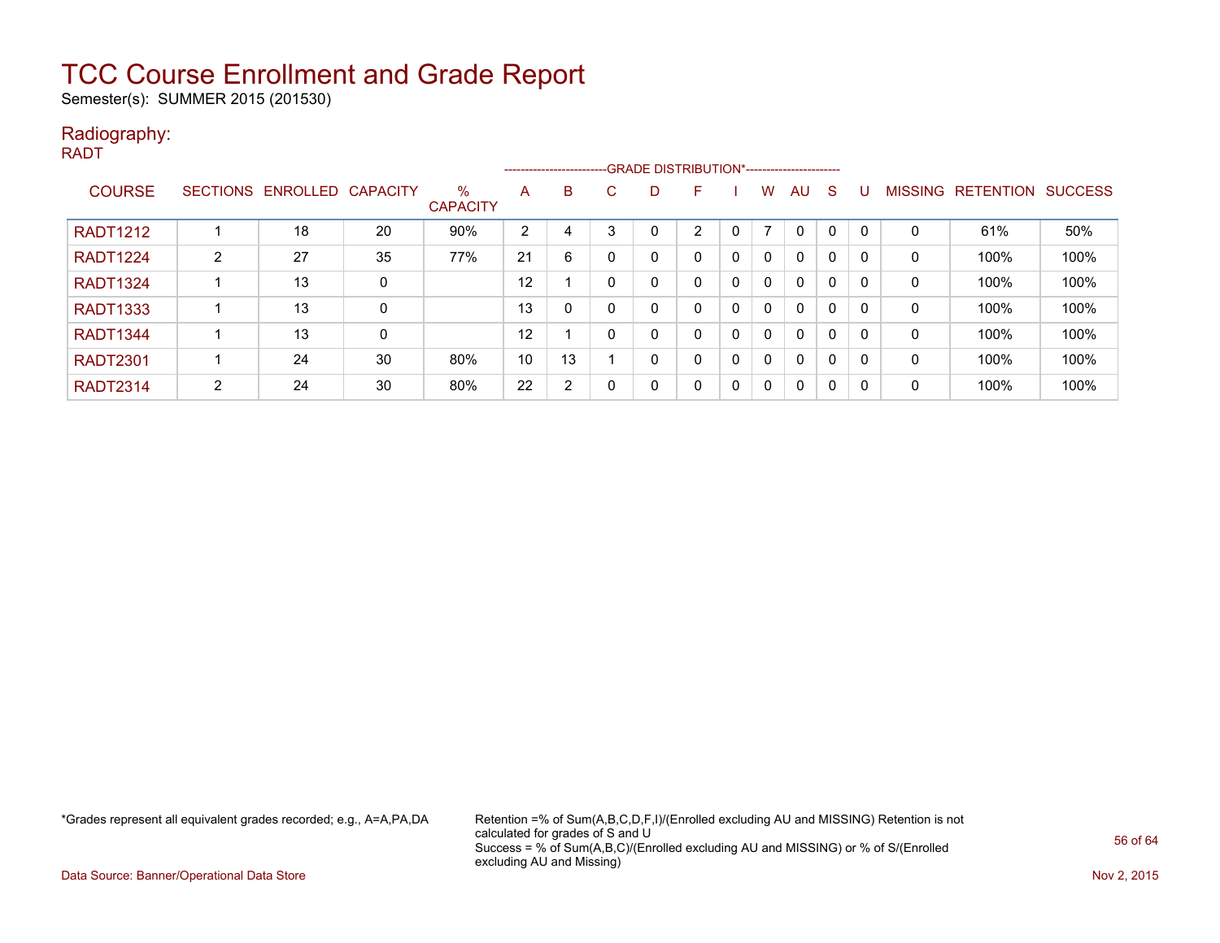# TCC Course Enrollment and Grade Report

Semester(s): SUMMER 2015 (201530)

## Radiography:

RADT

| COURSE | SECTIONS | ENROLLED | CAPACITY | % CAPACITY | A | B | C | D | F | I | W | AU | S | U | MISSING | RETENTION | SUCCESS |
|---|---|---|---|---|---|---|---|---|---|---|---|---|---|---|---|---|---|
| | | | | | GRADE DISTRIBUTION* | | | | | | | | | | | | |
| RADT1212 | 1 | 18 | 20 | 90% | 2 | 4 | 3 | 0 | 2 | 0 | 7 | 0 | 0 | 0 | 0 | 61% | 50% |
| RADT1224 | 2 | 27 | 35 | 77% | 21 | 6 | 0 | 0 | 0 | 0 | 0 | 0 | 0 | 0 | 0 | 100% | 100% |
| RADT1324 | 1 | 13 | 0 | | 12 | 1 | 0 | 0 | 0 | 0 | 0 | 0 | 0 | 0 | 0 | 100% | 100% |
| RADT1333 | 1 | 13 | 0 | | 13 | 0 | 0 | 0 | 0 | 0 | 0 | 0 | 0 | 0 | 0 | 100% | 100% |
| RADT1344 | 1 | 13 | 0 | | 12 | 1 | 0 | 0 | 0 | 0 | 0 | 0 | 0 | 0 | 0 | 100% | 100% |
| RADT2301 | 1 | 24 | 30 | 80% | 10 | 13 | 1 | 0 | 0 | 0 | 0 | 0 | 0 | 0 | 0 | 100% | 100% |
| RADT2314 | 2 | 24 | 30 | 80% | 22 | 2 | 0 | 0 | 0 | 0 | 0 | 0 | 0 | 0 | 0 | 100% | 100% |

*Grades represent all equivalent grades recorded; e.g., A=A,PA,DA

Retention =% of Sum(A,B,C,D,F,I)/(Enrolled excluding AU and MISSING) Retention is not calculated for grades of S and U
Success = % of Sum(A,B,C)/(Enrolled excluding AU and MISSING) or % of S/(Enrolled excluding AU and Missing)

Data Source: Banner/Operational Data Store

Nov 2, 2015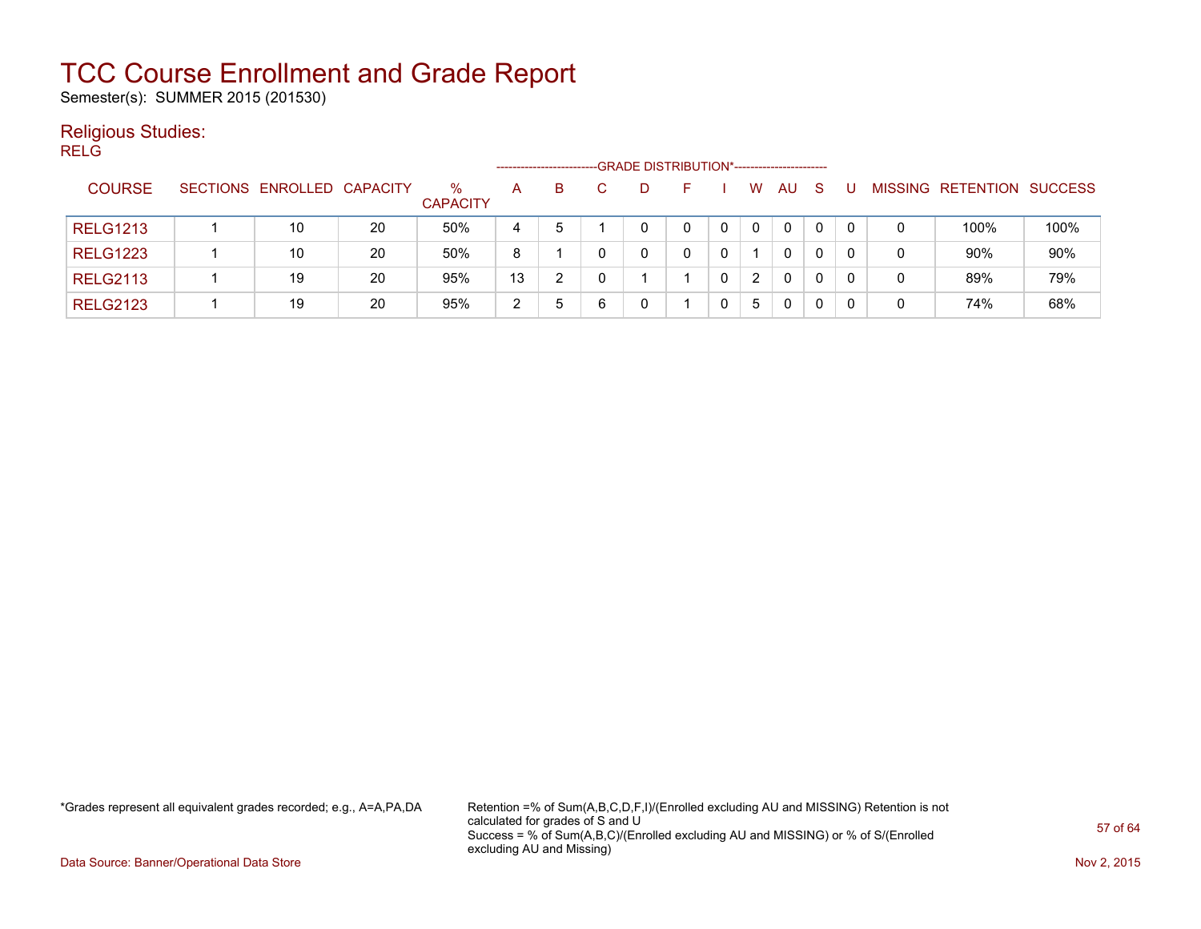# TCC Course Enrollment and Grade Report

Semester(s): SUMMER 2015 (201530)

## Religious Studies:

RELG

| COURSE | SECTIONS | ENROLLED | CAPACITY | % CAPACITY | A | B | C | D | F | I | W | AU | S | U | MISSING | RETENTION | SUCCESS |
|---|---|---|---|---|---|---|---|---|---|---|---|---|---|---|---|---|---|
| | | | | | GRADE DISTRIBUTION* | | | | | | | | | | | | |
| RELG1213 | 1 | 10 | 20 | 50% | 4 | 5 | 1 | 0 | 0 | 0 | 0 | 0 | 0 | 0 | 0 | 100% | 100% |
| RELG1223 | 1 | 10 | 20 | 50% | 8 | 1 | 0 | 0 | 0 | 0 | 1 | 0 | 0 | 0 | 0 | 90% | 90% |
| RELG2113 | 1 | 19 | 20 | 95% | 13 | 2 | 0 | 1 | 1 | 0 | 2 | 0 | 0 | 0 | 0 | 89% | 79% |
| RELG2123 | 1 | 19 | 20 | 95% | 2 | 5 | 6 | 0 | 1 | 0 | 5 | 0 | 0 | 0 | 0 | 74% | 68% |

*Grades represent all equivalent grades recorded; e.g., A=A,PA,DA

Retention =% of Sum(A,B,C,D,F,I)/(Enrolled excluding AU and MISSING) Retention is not calculated for grades of S and U
Success = % of Sum(A,B,C)/(Enrolled excluding AU and MISSING) or % of S/(Enrolled excluding AU and Missing)

Data Source: Banner/Operational Data Store

Nov 2, 2015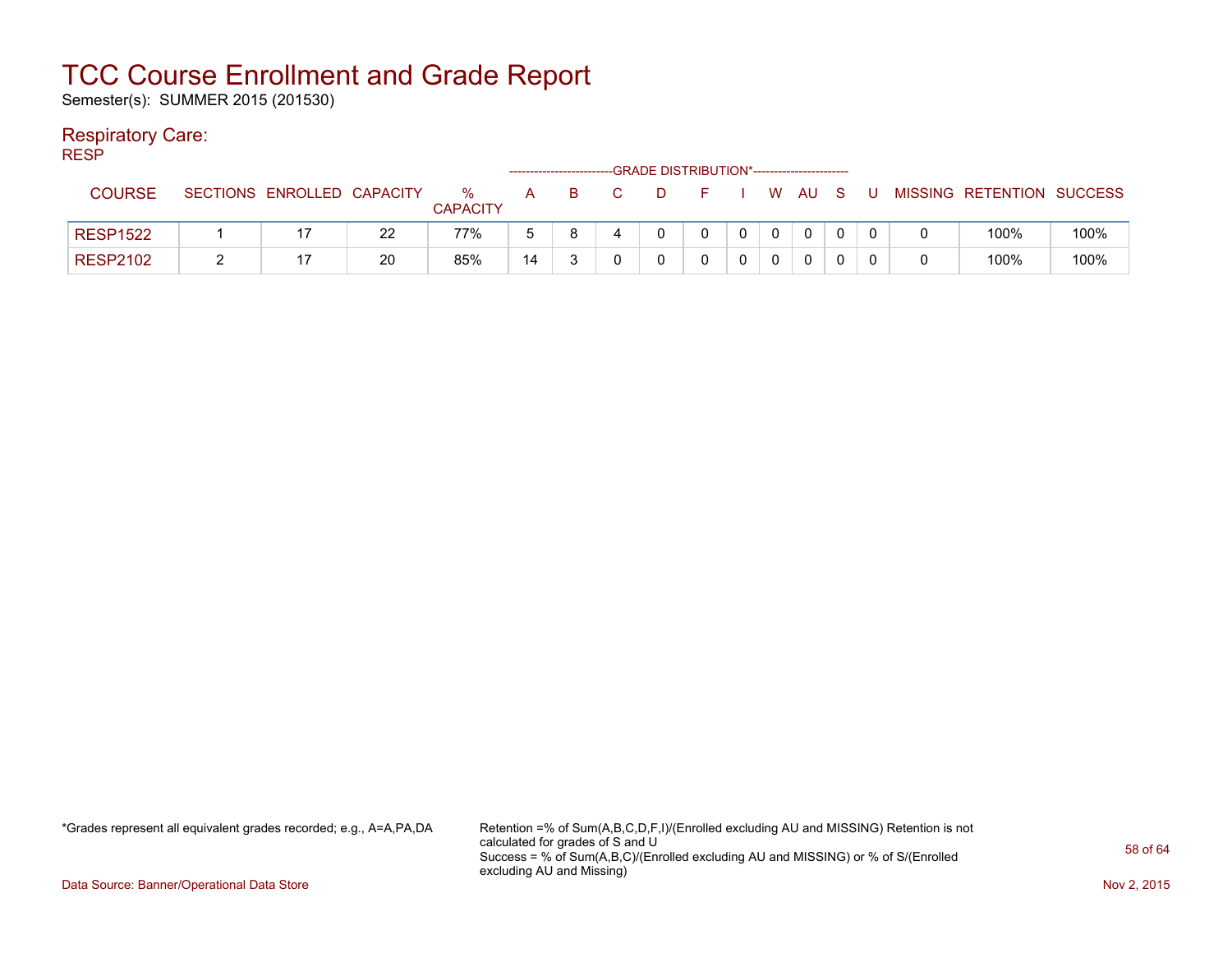# TCC Course Enrollment and Grade Report

Semester(s): SUMMER 2015 (201530)

## Respiratory Care:

RESP

| COURSE | SECTIONS | ENROLLED | CAPACITY | % CAPACITY | A | B | C | D | F | I | W | AU | S | U | MISSING | RETENTION | SUCCESS |
|---|---|---|---|---|---|---|---|---|---|---|---|---|---|---|---|---|---|
| | | | | | GRADE DISTRIBUTION* | | | | | | | | | | | | |
| RESP1522 | 1 | 17 | 22 | 77% | 5 | 8 | 4 | 0 | 0 | 0 | 0 | 0 | 0 | 0 | 0 | 100% | 100% |
| RESP2102 | 2 | 17 | 20 | 85% | 14 | 3 | 0 | 0 | 0 | 0 | 0 | 0 | 0 | 0 | 0 | 100% | 100% |

*Grades represent all equivalent grades recorded; e.g., A=A,PA,DA

Retention =% of Sum(A,B,C,D,F,I)/(Enrolled excluding AU and MISSING) Retention is not calculated for grades of S and U
Success = % of Sum(A,B,C)/(Enrolled excluding AU and MISSING) or % of S/(Enrolled excluding AU and Missing)

Data Source: Banner/Operational Data Store

Nov 2, 2015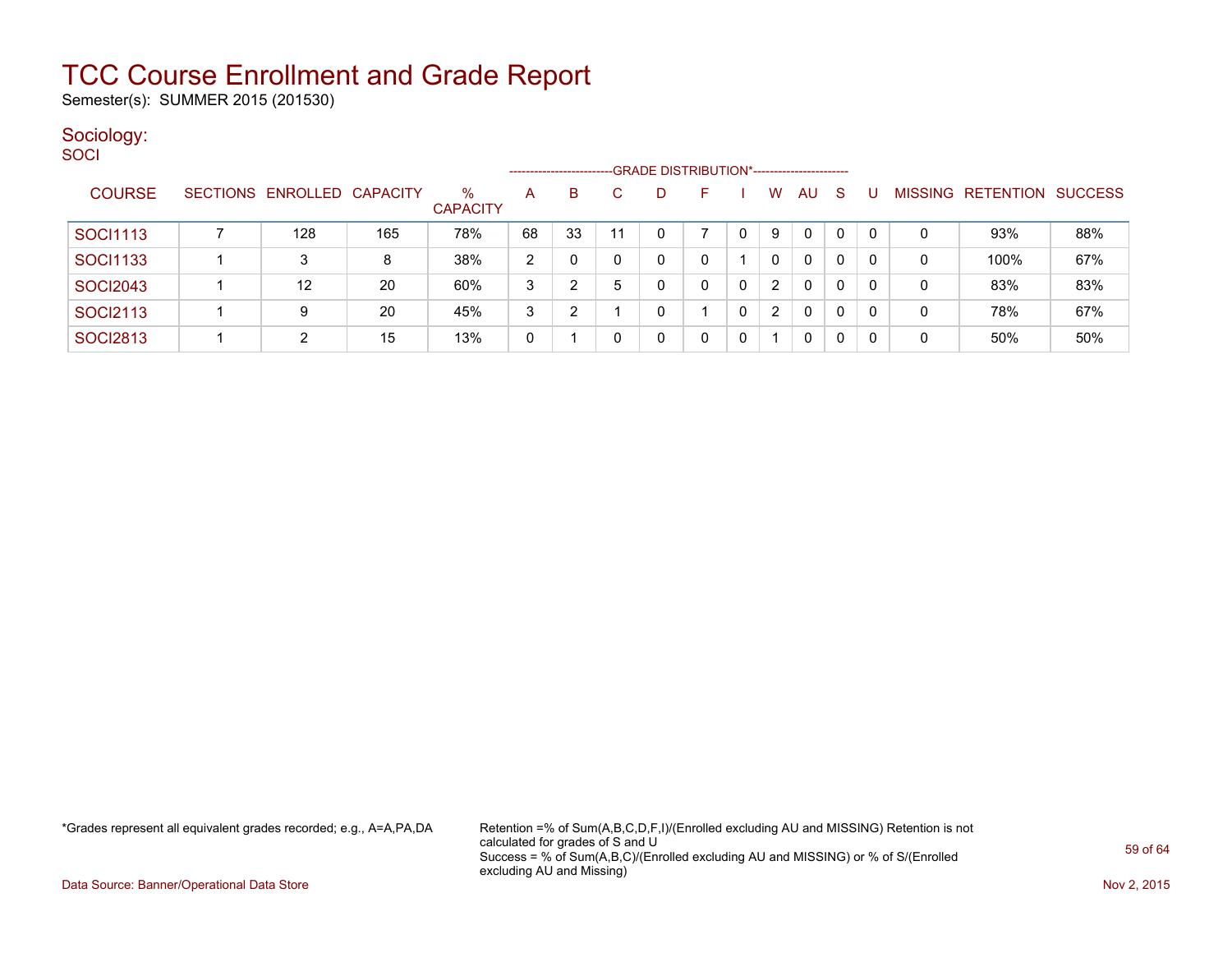# TCC Course Enrollment and Grade Report

Semester(s): SUMMER 2015 (201530)

## Sociology:

SOCI

| COURSE | SECTIONS | ENROLLED | CAPACITY | % CAPACITY | A | B | C | D | F | I | W | AU | S | U | MISSING | RETENTION | SUCCESS |
|---|---|---|---|---|---|---|---|---|---|---|---|---|---|---|---|---|---|
| | | | | | GRADE DISTRIBUTION* | | | | | | | | | | | | |
| SOCI1113 | 7 | 128 | 165 | 78% | 68 | 33 | 11 | 0 | 7 | 0 | 9 | 0 | 0 | 0 | 0 | 93% | 88% |
| SOCI1133 | 1 | 3 | 8 | 38% | 2 | 0 | 0 | 0 | 0 | 1 | 0 | 0 | 0 | 0 | 0 | 100% | 67% |
| SOCI2043 | 1 | 12 | 20 | 60% | 3 | 2 | 5 | 0 | 0 | 0 | 2 | 0 | 0 | 0 | 0 | 83% | 83% |
| SOCI2113 | 1 | 9 | 20 | 45% | 3 | 2 | 1 | 0 | 1 | 0 | 2 | 0 | 0 | 0 | 0 | 78% | 67% |
| SOCI2813 | 1 | 2 | 15 | 13% | 0 | 1 | 0 | 0 | 0 | 0 | 1 | 0 | 0 | 0 | 0 | 50% | 50% |

*Grades represent all equivalent grades recorded; e.g., A=A,PA,DA

Retention =% of Sum(A,B,C,D,F,I)/(Enrolled excluding AU and MISSING) Retention is not calculated for grades of S and U
Success = % of Sum(A,B,C)/(Enrolled excluding AU and MISSING) or % of S/(Enrolled excluding AU and Missing)

Data Source: Banner/Operational Data Store

Nov 2, 2015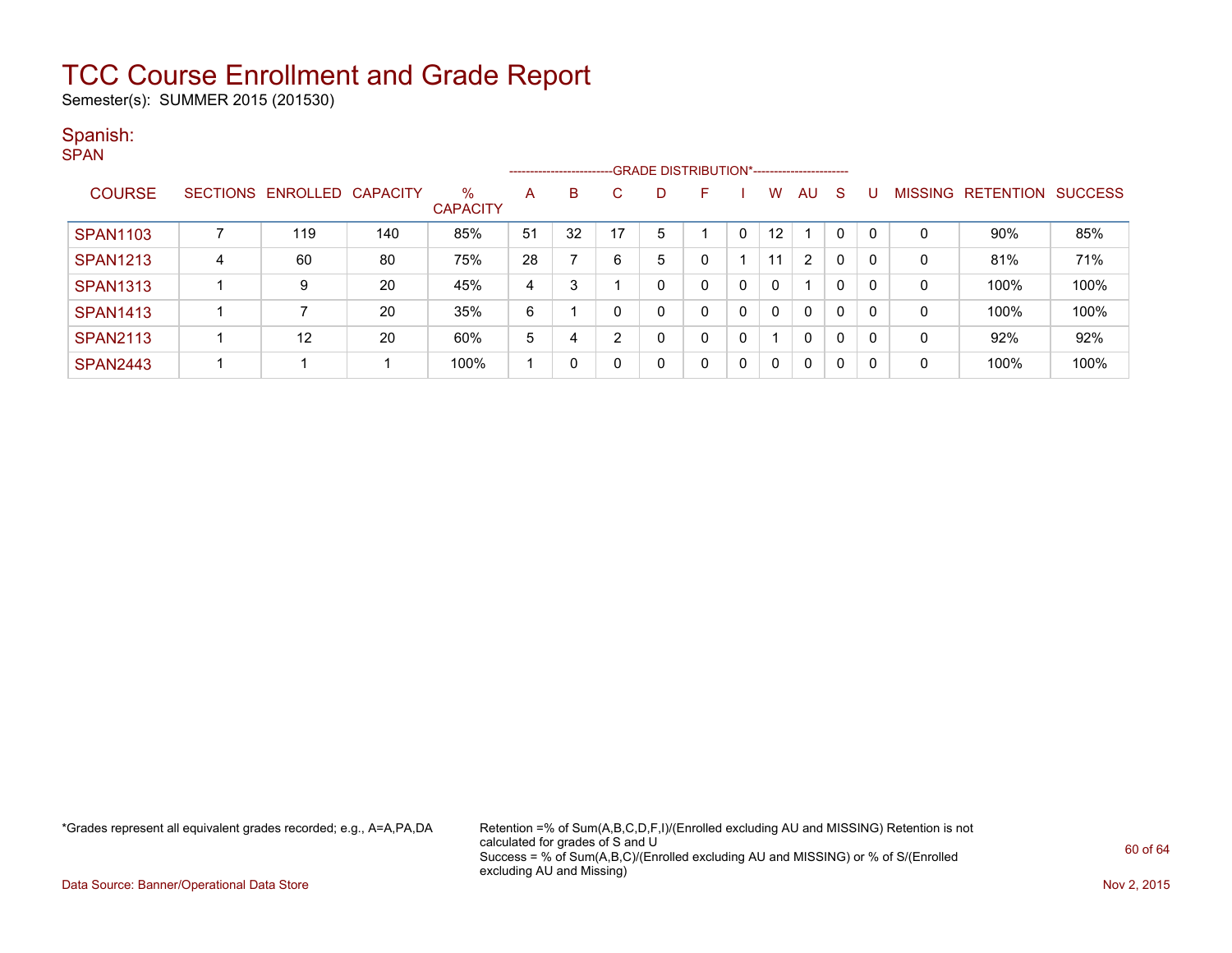# TCC Course Enrollment and Grade Report

Semester(s): SUMMER 2015 (201530)

## Spanish:

SPAN

| COURSE | SECTIONS | ENROLLED | CAPACITY | % CAPACITY | A | B | C | D | F | I | W | AU | S | U | MISSING | RETENTION | SUCCESS |
|---|---|---|---|---|---|---|---|---|---|---|---|---|---|---|---|---|---|
| | | | | | GRADE DISTRIBUTION* | | | | | | | | | | | | |
| SPAN1103 | 7 | 119 | 140 | 85% | 51 | 32 | 17 | 5 | 1 | 0 | 12 | 1 | 0 | 0 | 0 | 90% | 85% |
| SPAN1213 | 4 | 60 | 80 | 75% | 28 | 7 | 6 | 5 | 0 | 1 | 11 | 2 | 0 | 0 | 0 | 81% | 71% |
| SPAN1313 | 1 | 9 | 20 | 45% | 4 | 3 | 1 | 0 | 0 | 0 | 0 | 1 | 0 | 0 | 0 | 100% | 100% |
| SPAN1413 | 1 | 7 | 20 | 35% | 6 | 1 | 0 | 0 | 0 | 0 | 0 | 0 | 0 | 0 | 0 | 100% | 100% |
| SPAN2113 | 1 | 12 | 20 | 60% | 5 | 4 | 2 | 0 | 0 | 0 | 1 | 0 | 0 | 0 | 0 | 92% | 92% |
| SPAN2443 | 1 | 1 | 1 | 100% | 1 | 0 | 0 | 0 | 0 | 0 | 0 | 0 | 0 | 0 | 0 | 100% | 100% |

*Grades represent all equivalent grades recorded; e.g., A=A,PA,DA

Retention =% of Sum(A,B,C,D,F,I)/(Enrolled excluding AU and MISSING) Retention is not calculated for grades of S and U
Success = % of Sum(A,B,C)/(Enrolled excluding AU and MISSING) or % of S/(Enrolled excluding AU and Missing)

Data Source: Banner/Operational Data Store

Nov 2, 2015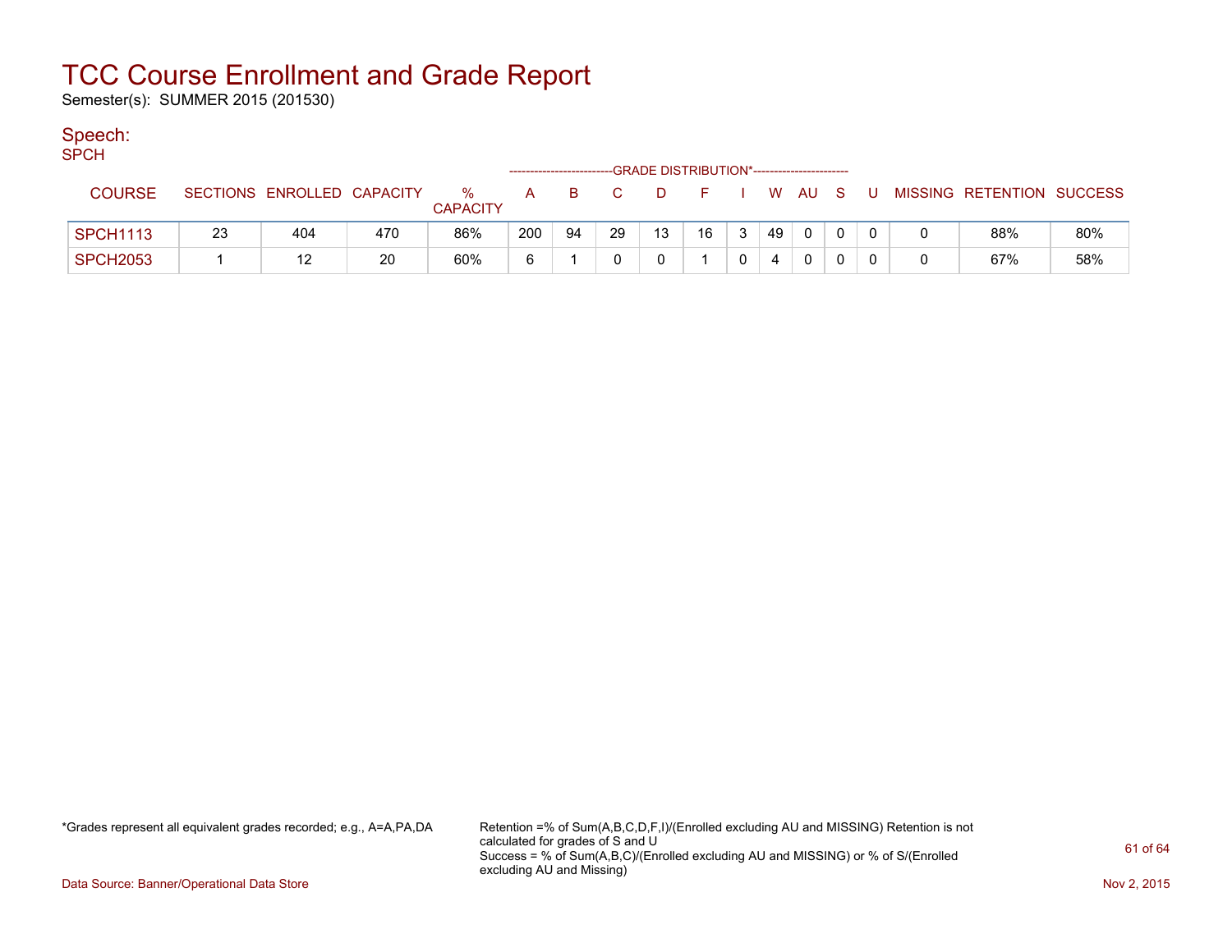# TCC Course Enrollment and Grade Report

Semester(s): SUMMER 2015 (201530)

## Speech:

SPCH

| COURSE | SECTIONS | ENROLLED | CAPACITY | % CAPACITY | A | B | C | D | F | I | W | AU | S | U | MISSING | RETENTION | SUCCESS |
|---|---|---|---|---|---|---|---|---|---|---|---|---|---|---|---|---|---|
| | | | | | GRADE DISTRIBUTION* | | | | | | | | | | | | |
| SPCH1113 | 23 | 404 | 470 | 86% | 200 | 94 | 29 | 13 | 16 | 3 | 49 | 0 | 0 | 0 | 0 | 88% | 80% |
| SPCH2053 | 1 | 12 | 20 | 60% | 6 | 1 | 0 | 0 | 1 | 0 | 4 | 0 | 0 | 0 | 0 | 67% | 58% |

*Grades represent all equivalent grades recorded; e.g., A=A,PA,DA

Retention =% of Sum(A,B,C,D,F,I)/(Enrolled excluding AU and MISSING) Retention is not calculated for grades of S and U
Success = % of Sum(A,B,C)/(Enrolled excluding AU and MISSING) or % of S/(Enrolled excluding AU and Missing)

Data Source: Banner/Operational Data Store

Nov 2, 2015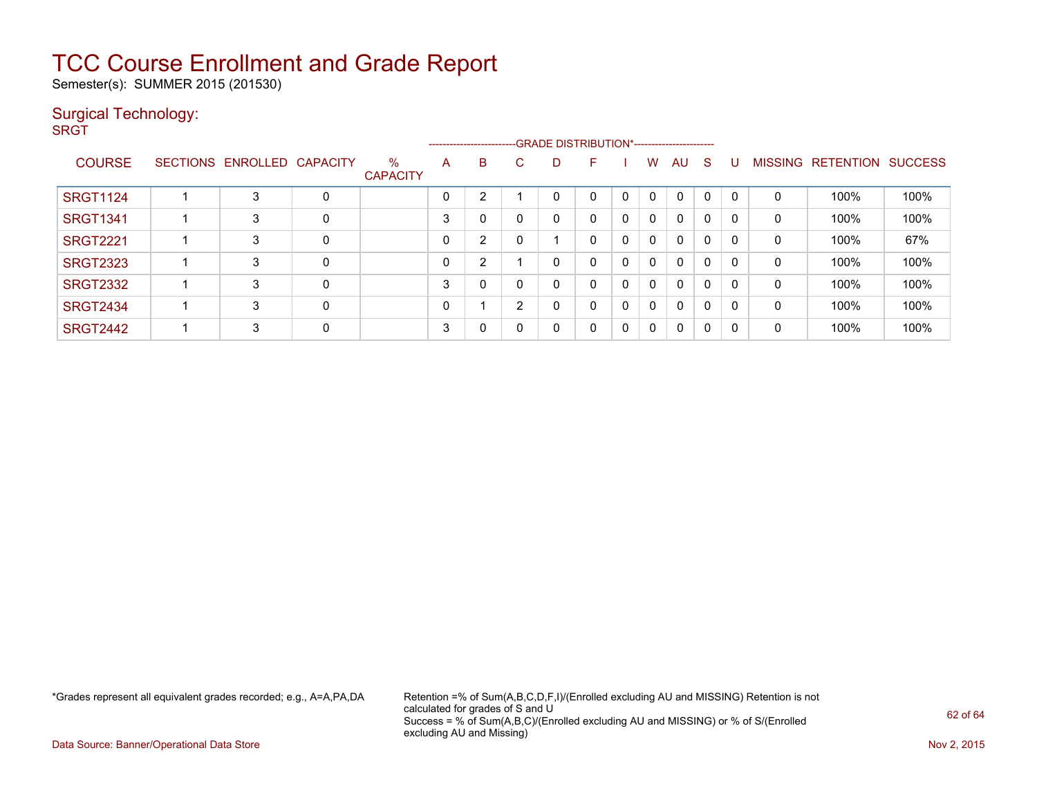# TCC Course Enrollment and Grade Report

Semester(s): SUMMER 2015 (201530)

## Surgical Technology:

SRGT

| COURSE | SECTIONS | ENROLLED | CAPACITY | % CAPACITY | A | B | C | D | F | I | W | AU | S | U | MISSING | RETENTION | SUCCESS |
|---|---|---|---|---|---|---|---|---|---|---|---|---|---|---|---|---|---|
| | | | | | GRADE DISTRIBUTION* | | | | | | | | | | | | |
| SRGT1124 | 1 | 3 | 0 | | 0 | 2 | 1 | 0 | 0 | 0 | 0 | 0 | 0 | 0 | 0 | 100% | 100% |
| SRGT1341 | 1 | 3 | 0 | | 3 | 0 | 0 | 0 | 0 | 0 | 0 | 0 | 0 | 0 | 0 | 100% | 100% |
| SRGT2221 | 1 | 3 | 0 | | 0 | 2 | 0 | 1 | 0 | 0 | 0 | 0 | 0 | 0 | 0 | 100% | 67% |
| SRGT2323 | 1 | 3 | 0 | | 0 | 2 | 1 | 0 | 0 | 0 | 0 | 0 | 0 | 0 | 0 | 100% | 100% |
| SRGT2332 | 1 | 3 | 0 | | 3 | 0 | 0 | 0 | 0 | 0 | 0 | 0 | 0 | 0 | 0 | 100% | 100% |
| SRGT2434 | 1 | 3 | 0 | | 0 | 1 | 2 | 0 | 0 | 0 | 0 | 0 | 0 | 0 | 0 | 100% | 100% |
| SRGT2442 | 1 | 3 | 0 | | 3 | 0 | 0 | 0 | 0 | 0 | 0 | 0 | 0 | 0 | 0 | 100% | 100% |

*Grades represent all equivalent grades recorded; e.g., A=A,PA,DA

Retention =% of Sum(A,B,C,D,F,I)/(Enrolled excluding AU and MISSING) Retention is not calculated for grades of S and U
Success = % of Sum(A,B,C)/(Enrolled excluding AU and MISSING) or % of S/(Enrolled excluding AU and Missing)

Data Source: Banner/Operational Data Store

Nov 2, 2015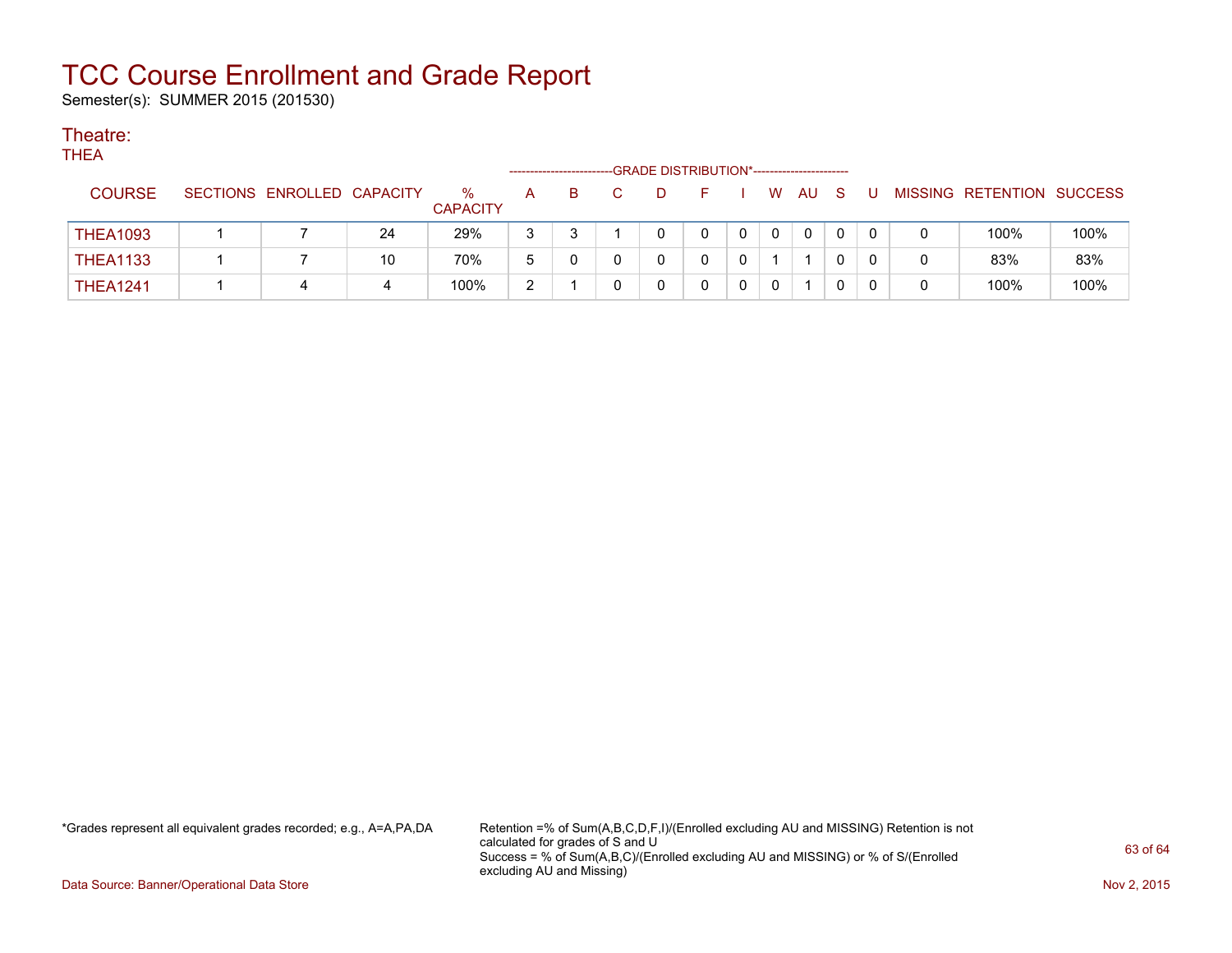# TCC Course Enrollment and Grade Report

Semester(s): SUMMER 2015 (201530)

## Theatre:

THEA

| COURSE | SECTIONS | ENROLLED | CAPACITY | % CAPACITY | GRADE DISTRIBUTION* A | B | C | D | F | I | W | AU | S | U | MISSING | RETENTION | SUCCESS |
|---|---|---|---|---|---|---|---|---|---|---|---|---|---|---|---|---|---|
| THEA1093 | 1 | 7 | 24 | 29% | 3 | 3 | 1 | 0 | 0 | 0 | 0 | 0 | 0 | 0 | 0 | 100% | 100% |
| THEA1133 | 1 | 7 | 10 | 70% | 5 | 0 | 0 | 0 | 0 | 0 | 1 | 1 | 0 | 0 | 0 | 83% | 83% |
| THEA1241 | 1 | 4 | 4 | 100% | 2 | 1 | 0 | 0 | 0 | 0 | 0 | 1 | 0 | 0 | 0 | 100% | 100% |

*Grades represent all equivalent grades recorded; e.g., A=A,PA,DA

Retention =% of Sum(A,B,C,D,F,I)/(Enrolled excluding AU and MISSING) Retention is not calculated for grades of S and U

Success = % of Sum(A,B,C)/(Enrolled excluding AU and MISSING) or % of S/(Enrolled excluding AU and Missing)

Data Source: Banner/Operational Data Store

Nov 2, 2015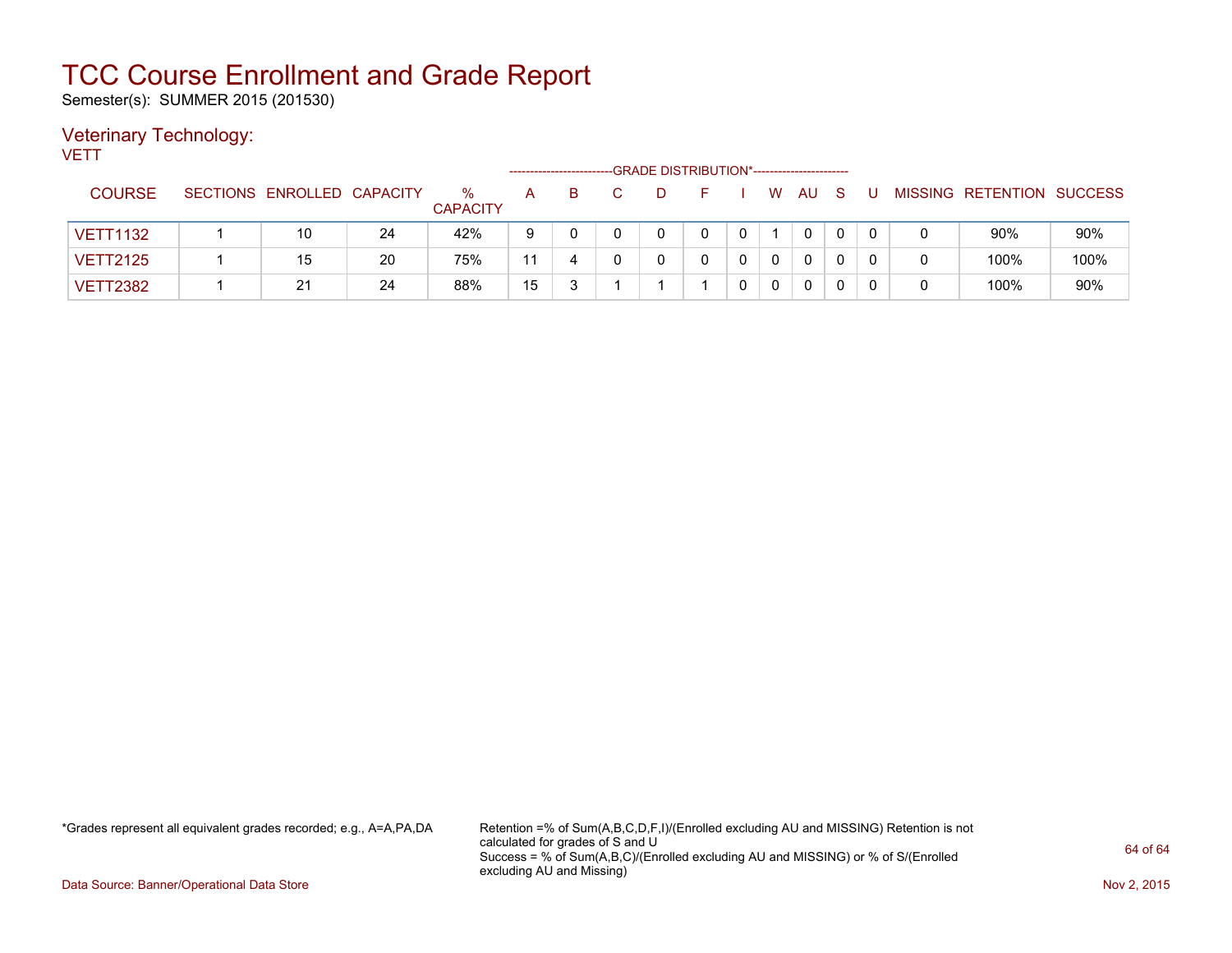# TCC Course Enrollment and Grade Report

Semester(s): SUMMER 2015 (201530)

## Veterinary Technology:

VETT

| COURSE | SECTIONS | ENROLLED | CAPACITY | % CAPACITY | A | B | C | D | F | I | W | AU | S | U | MISSING | RETENTION | SUCCESS |
|---|---|---|---|---|---|---|---|---|---|---|---|---|---|---|---|---|---|
| | | | | | GRADE DISTRIBUTION* | | | | | | | | | | | | |
| VETT1132 | 1 | 10 | 24 | 42% | 9 | 0 | 0 | 0 | 0 | 0 | 1 | 0 | 0 | 0 | 0 | 90% | 90% |
| VETT2125 | 1 | 15 | 20 | 75% | 11 | 4 | 0 | 0 | 0 | 0 | 0 | 0 | 0 | 0 | 0 | 100% | 100% |
| VETT2382 | 1 | 21 | 24 | 88% | 15 | 3 | 1 | 1 | 1 | 0 | 0 | 0 | 0 | 0 | 0 | 100% | 90% |

*Grades represent all equivalent grades recorded; e.g., A=A,PA,DA

Retention =% of Sum(A,B,C,D,F,I)/(Enrolled excluding AU and MISSING) Retention is not calculated for grades of S and U
Success = % of Sum(A,B,C)/(Enrolled excluding AU and MISSING) or % of S/(Enrolled excluding AU and Missing)

Data Source: Banner/Operational Data Store

Nov 2, 2015